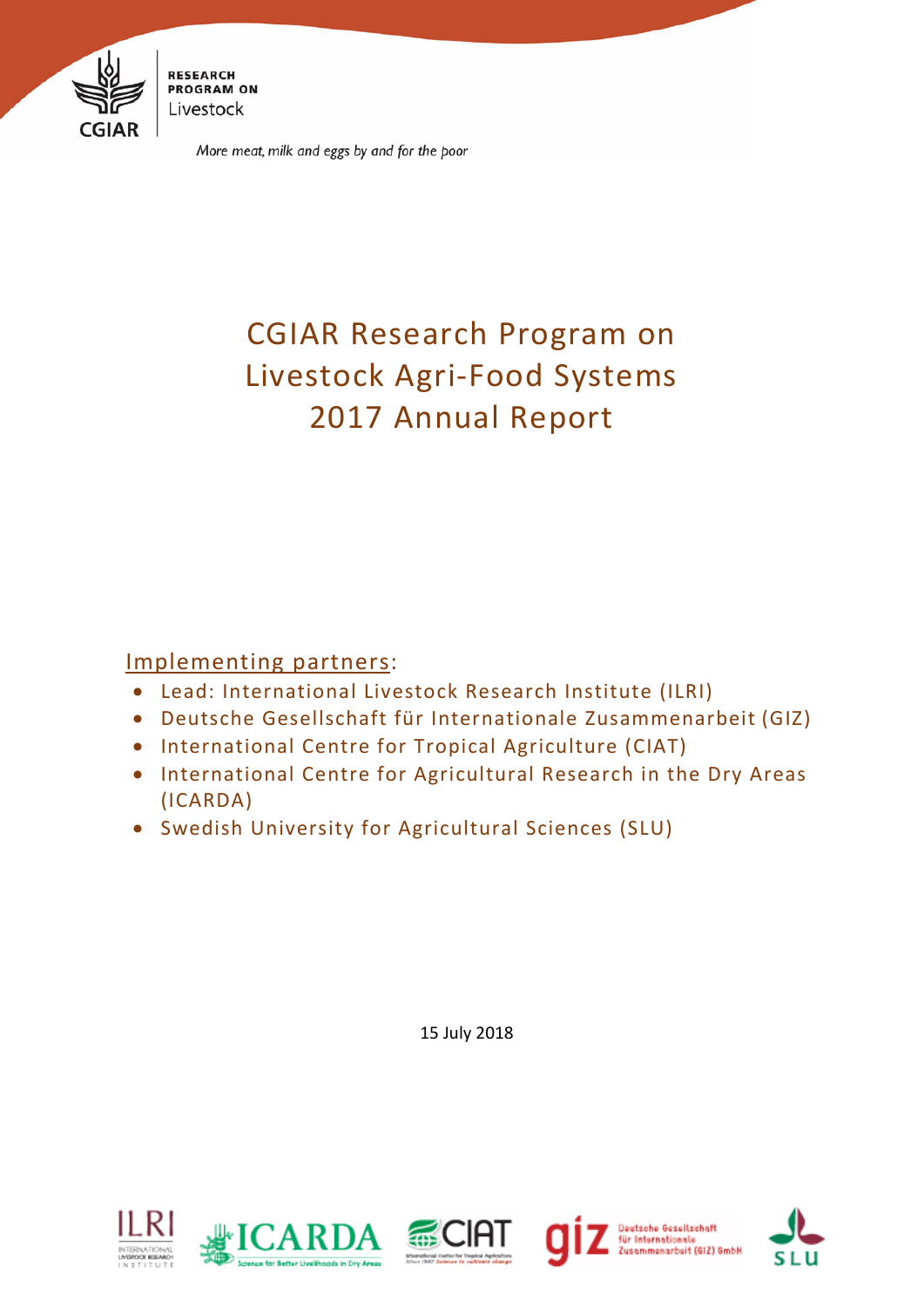RESEARCH PROGRAM ON Livestock

*More meat, milk and eggs by and for the poor*

# CGIAR Research Program on Livestock Agri-Food Systems 2017 Annual Report

Implementing partners:

- Lead: International Livestock Research Institute (ILRI)
- Deutsche Gesellschaft für Internationale Zusammenarbeit (GIZ)
- International Centre for Tropical Agriculture (CIAT)
- International Centre for Agricultural Research in the Dry Areas (ICARDA)
- Swedish University for Agricultural Sciences (SLU)

15 July 2018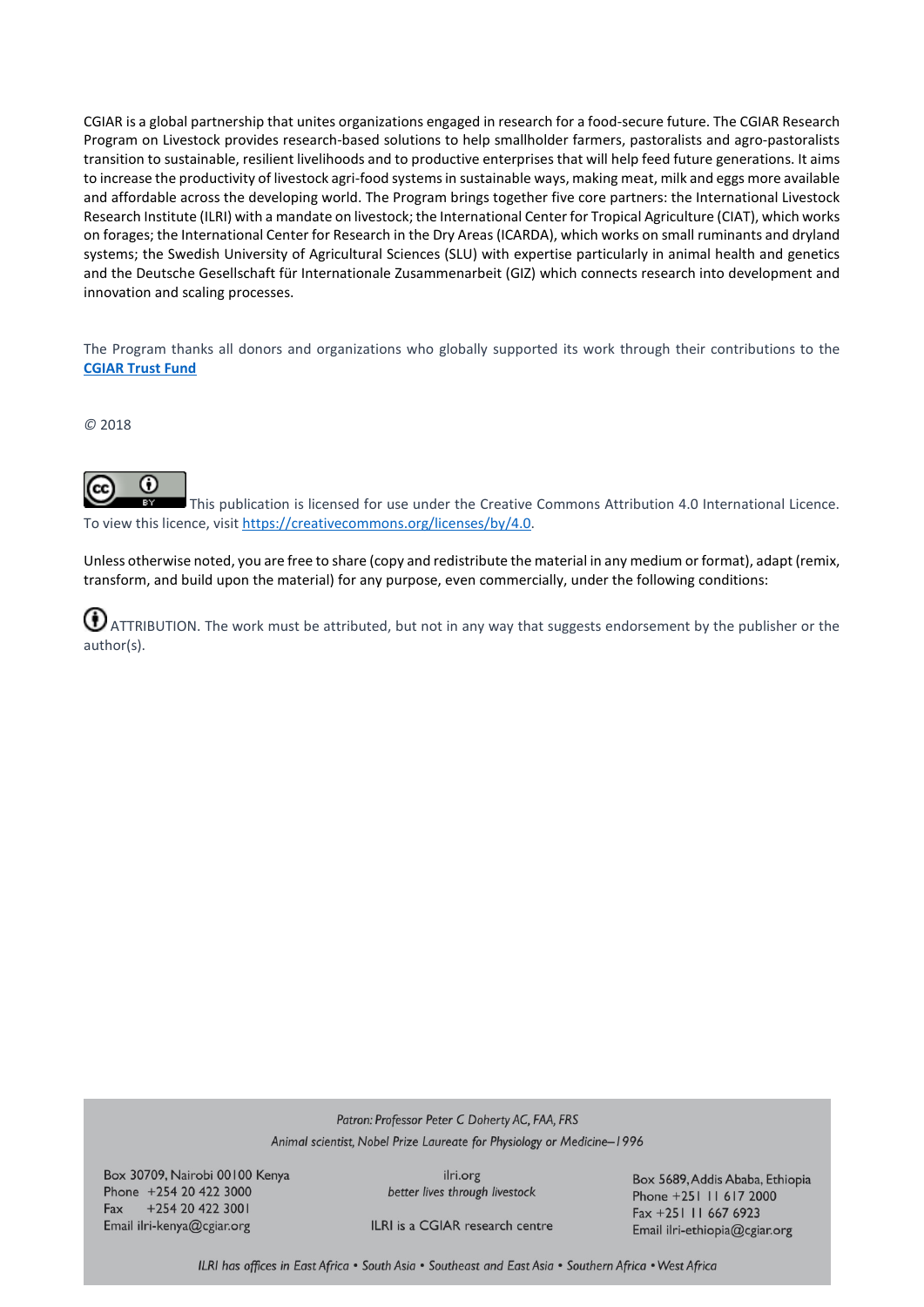CGIAR is a global partnership that unites organizations engaged in research for a food-secure future. The CGIAR Research Program on Livestock provides research-based solutions to help smallholder farmers, pastoralists and agro-pastoralists transition to sustainable, resilient livelihoods and to productive enterprises that will help feed future generations. It aims to increase the productivity of livestock agri-food systems in sustainable ways, making meat, milk and eggs more available and affordable across the developing world. The Program brings together five core partners: the International Livestock Research Institute (ILRI) with a mandate on livestock; the International Center for Tropical Agriculture (CIAT), which works on forages; the International Center for Research in the Dry Areas (ICARDA), which works on small ruminants and dryland systems; the Swedish University of Agricultural Sciences (SLU) with expertise particularly in animal health and genetics and the Deutsche Gesellschaft für Internationale Zusammenarbeit (GIZ) which connects research into development and innovation and scaling processes.

The Program thanks all donors and organizations who globally supported its work through their contributions to the **CGIAR Trust Fund**

© 2018

This publication is licensed for use under the Creative Commons Attribution 4.0 International Licence. To view this licence, visit https://creativecommons.org/licenses/by/4.0.

Unless otherwise noted, you are free to share (copy and redistribute the material in any medium or format), adapt (remix, transform, and build upon the material) for any purpose, even commercially, under the following conditions:

ATTRIBUTION. The work must be attributed, but not in any way that suggests endorsement by the publisher or the author(s).

*Patron: Professor Peter C Doherty AC, FAA, FRS*
*Animal scientist, Nobel Prize Laureate for Physiology or Medicine–1996*

Box 30709, Nairobi 00100 Kenya
Phone +254 20 422 3000
Fax +254 20 422 3001
Email ilri-kenya@cgiar.org

ilri.org
*better lives through livestock*
ILRI is a CGIAR research centre

Box 5689, Addis Ababa, Ethiopia
Phone +251 11 617 2000
Fax +251 11 667 6923
Email ilri-ethiopia@cgiar.org

*ILRI has offices in East Africa • South Asia • Southeast and East Asia • Southern Africa • West Africa*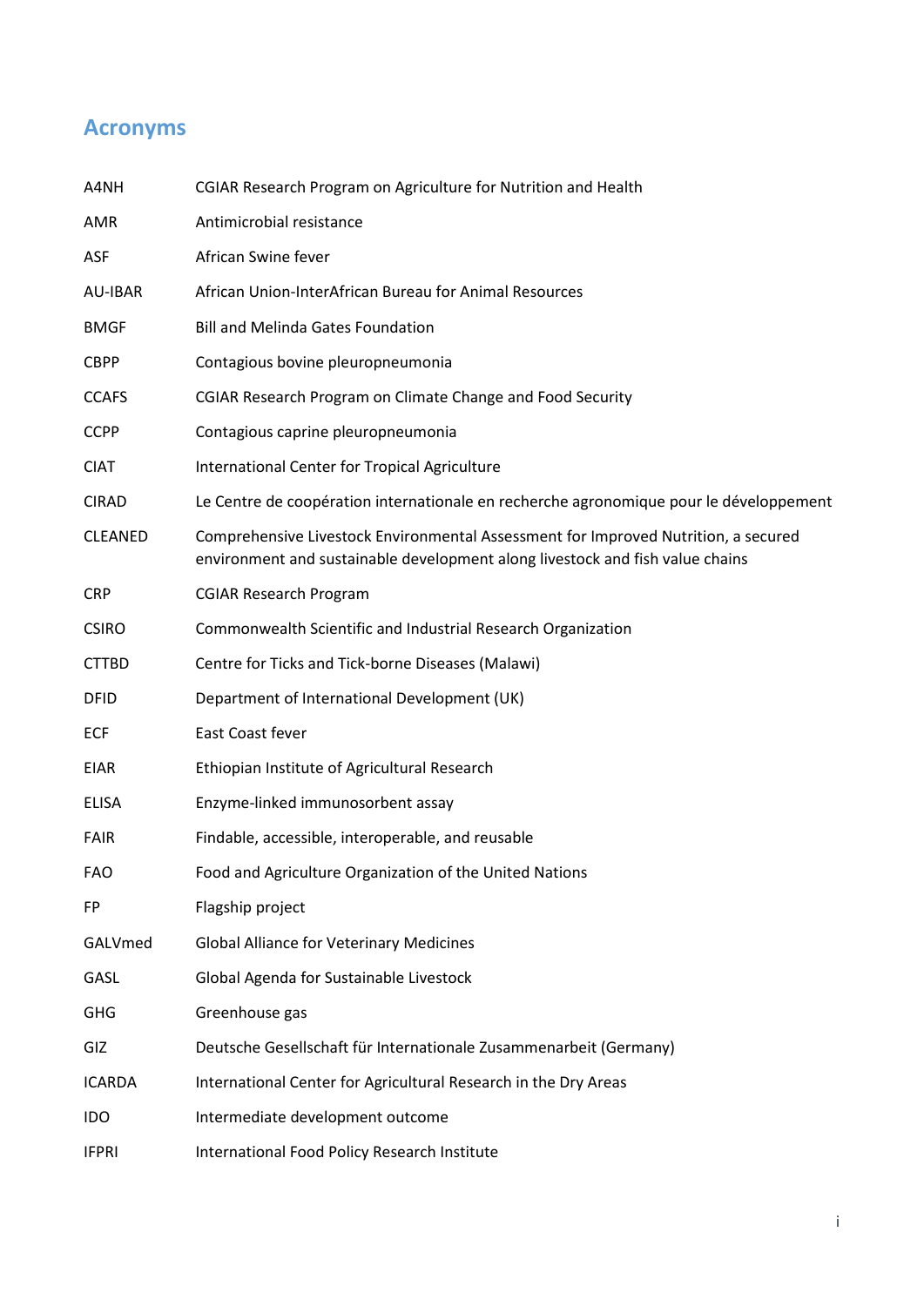## Acronyms

| | |
|---|---|
| A4NH | CGIAR Research Program on Agriculture for Nutrition and Health |
| AMR | Antimicrobial resistance |
| ASF | African Swine fever |
| AU-IBAR | African Union-InterAfrican Bureau for Animal Resources |
| BMGF | Bill and Melinda Gates Foundation |
| CBPP | Contagious bovine pleuropneumonia |
| CCAFS | CGIAR Research Program on Climate Change and Food Security |
| CCPP | Contagious caprine pleuropneumonia |
| CIAT | International Center for Tropical Agriculture |
| CIRAD | Le Centre de coopération internationale en recherche agronomique pour le développement |
| CLEANED | Comprehensive Livestock Environmental Assessment for Improved Nutrition, a secured environment and sustainable development along livestock and fish value chains |
| CRP | CGIAR Research Program |
| CSIRO | Commonwealth Scientific and Industrial Research Organization |
| CTTBD | Centre for Ticks and Tick-borne Diseases (Malawi) |
| DFID | Department of International Development (UK) |
| ECF | East Coast fever |
| EIAR | Ethiopian Institute of Agricultural Research |
| ELISA | Enzyme-linked immunosorbent assay |
| FAIR | Findable, accessible, interoperable, and reusable |
| FAO | Food and Agriculture Organization of the United Nations |
| FP | Flagship project |
| GALVmed | Global Alliance for Veterinary Medicines |
| GASL | Global Agenda for Sustainable Livestock |
| GHG | Greenhouse gas |
| GIZ | Deutsche Gesellschaft für Internationale Zusammenarbeit (Germany) |
| ICARDA | International Center for Agricultural Research in the Dry Areas |
| IDO | Intermediate development outcome |
| IFPRI | International Food Policy Research Institute |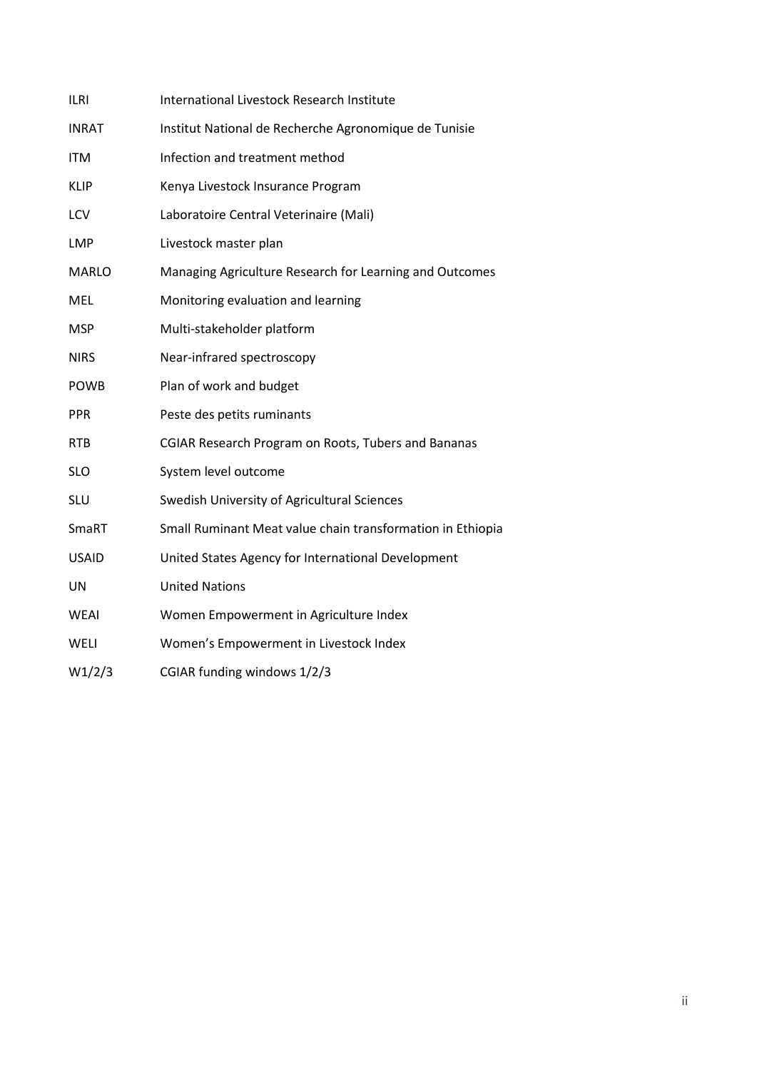| | |
|---|---|
| ILRI | International Livestock Research Institute |
| INRAT | Institut National de Recherche Agronomique de Tunisie |
| ITM | Infection and treatment method |
| KLIP | Kenya Livestock Insurance Program |
| LCV | Laboratoire Central Veterinaire (Mali) |
| LMP | Livestock master plan |
| MARLO | Managing Agriculture Research for Learning and Outcomes |
| MEL | Monitoring evaluation and learning |
| MSP | Multi-stakeholder platform |
| NIRS | Near-infrared spectroscopy |
| POWB | Plan of work and budget |
| PPR | Peste des petits ruminants |
| RTB | CGIAR Research Program on Roots, Tubers and Bananas |
| SLO | System level outcome |
| SLU | Swedish University of Agricultural Sciences |
| SmaRT | Small Ruminant Meat value chain transformation in Ethiopia |
| USAID | United States Agency for International Development |
| UN | United Nations |
| WEAI | Women Empowerment in Agriculture Index |
| WELI | Women's Empowerment in Livestock Index |
| W1/2/3 | CGIAR funding windows 1/2/3 |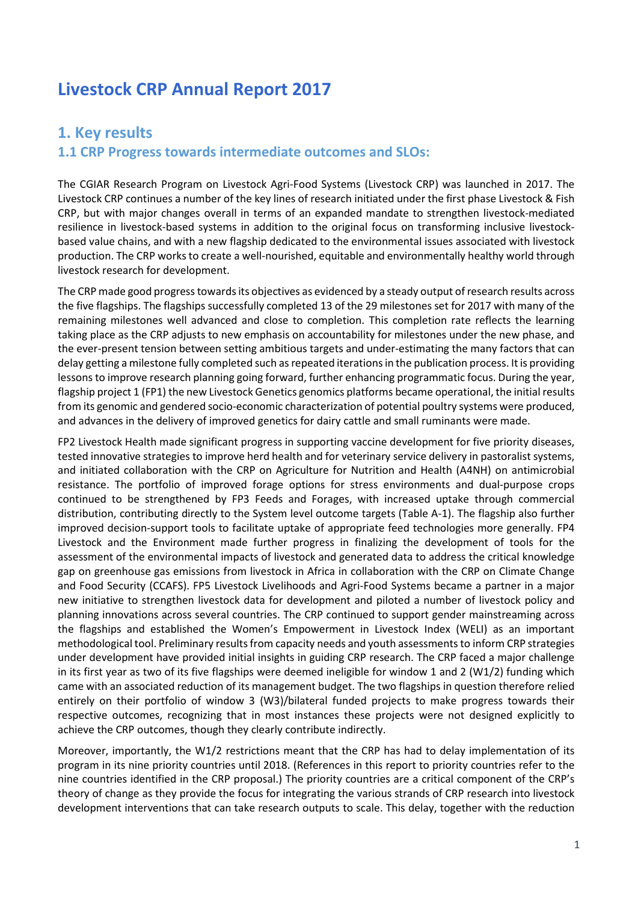# Livestock CRP Annual Report 2017

## 1. Key results

### 1.1 CRP Progress towards intermediate outcomes and SLOs:

The CGIAR Research Program on Livestock Agri-Food Systems (Livestock CRP) was launched in 2017. The Livestock CRP continues a number of the key lines of research initiated under the first phase Livestock & Fish CRP, but with major changes overall in terms of an expanded mandate to strengthen livestock-mediated resilience in livestock-based systems in addition to the original focus on transforming inclusive livestock-based value chains, and with a new flagship dedicated to the environmental issues associated with livestock production. The CRP works to create a well-nourished, equitable and environmentally healthy world through livestock research for development.

The CRP made good progress towards its objectives as evidenced by a steady output of research results across the five flagships. The flagships successfully completed 13 of the 29 milestones set for 2017 with many of the remaining milestones well advanced and close to completion. This completion rate reflects the learning taking place as the CRP adjusts to new emphasis on accountability for milestones under the new phase, and the ever-present tension between setting ambitious targets and under-estimating the many factors that can delay getting a milestone fully completed such as repeated iterations in the publication process. It is providing lessons to improve research planning going forward, further enhancing programmatic focus. During the year, flagship project 1 (FP1) the new Livestock Genetics genomics platforms became operational, the initial results from its genomic and gendered socio-economic characterization of potential poultry systems were produced, and advances in the delivery of improved genetics for dairy cattle and small ruminants were made.

FP2 Livestock Health made significant progress in supporting vaccine development for five priority diseases, tested innovative strategies to improve herd health and for veterinary service delivery in pastoralist systems, and initiated collaboration with the CRP on Agriculture for Nutrition and Health (A4NH) on antimicrobial resistance. The portfolio of improved forage options for stress environments and dual-purpose crops continued to be strengthened by FP3 Feeds and Forages, with increased uptake through commercial distribution, contributing directly to the System level outcome targets (Table A-1). The flagship also further improved decision-support tools to facilitate uptake of appropriate feed technologies more generally. FP4 Livestock and the Environment made further progress in finalizing the development of tools for the assessment of the environmental impacts of livestock and generated data to address the critical knowledge gap on greenhouse gas emissions from livestock in Africa in collaboration with the CRP on Climate Change and Food Security (CCAFS). FP5 Livestock Livelihoods and Agri-Food Systems became a partner in a major new initiative to strengthen livestock data for development and piloted a number of livestock policy and planning innovations across several countries. The CRP continued to support gender mainstreaming across the flagships and established the Women's Empowerment in Livestock Index (WELI) as an important methodological tool. Preliminary results from capacity needs and youth assessments to inform CRP strategies under development have provided initial insights in guiding CRP research. The CRP faced a major challenge in its first year as two of its five flagships were deemed ineligible for window 1 and 2 (W1/2) funding which came with an associated reduction of its management budget. The two flagships in question therefore relied entirely on their portfolio of window 3 (W3)/bilateral funded projects to make progress towards their respective outcomes, recognizing that in most instances these projects were not designed explicitly to achieve the CRP outcomes, though they clearly contribute indirectly.

Moreover, importantly, the W1/2 restrictions meant that the CRP has had to delay implementation of its program in its nine priority countries until 2018. (References in this report to priority countries refer to the nine countries identified in the CRP proposal.) The priority countries are a critical component of the CRP's theory of change as they provide the focus for integrating the various strands of CRP research into livestock development interventions that can take research outputs to scale. This delay, together with the reduction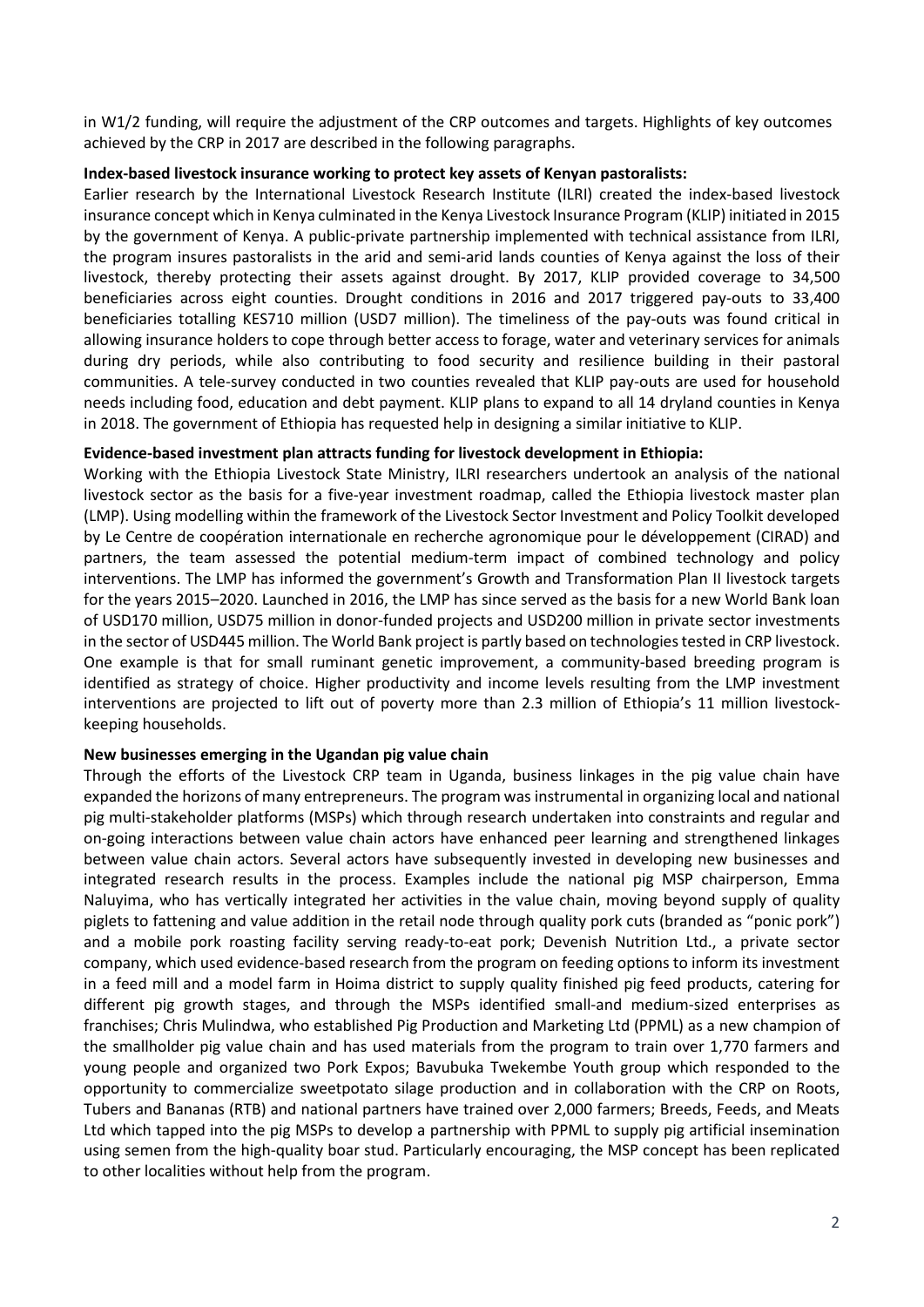in W1/2 funding, will require the adjustment of the CRP outcomes and targets. Highlights of key outcomes achieved by the CRP in 2017 are described in the following paragraphs.

**Index-based livestock insurance working to protect key assets of Kenyan pastoralists:**

Earlier research by the International Livestock Research Institute (ILRI) created the index-based livestock insurance concept which in Kenya culminated in the Kenya Livestock Insurance Program (KLIP) initiated in 2015 by the government of Kenya. A public-private partnership implemented with technical assistance from ILRI, the program insures pastoralists in the arid and semi-arid lands counties of Kenya against the loss of their livestock, thereby protecting their assets against drought. By 2017, KLIP provided coverage to 34,500 beneficiaries across eight counties. Drought conditions in 2016 and 2017 triggered pay-outs to 33,400 beneficiaries totalling KES710 million (USD7 million). The timeliness of the pay-outs was found critical in allowing insurance holders to cope through better access to forage, water and veterinary services for animals during dry periods, while also contributing to food security and resilience building in their pastoral communities. A tele-survey conducted in two counties revealed that KLIP pay-outs are used for household needs including food, education and debt payment. KLIP plans to expand to all 14 dryland counties in Kenya in 2018. The government of Ethiopia has requested help in designing a similar initiative to KLIP.

**Evidence-based investment plan attracts funding for livestock development in Ethiopia:**

Working with the Ethiopia Livestock State Ministry, ILRI researchers undertook an analysis of the national livestock sector as the basis for a five-year investment roadmap, called the Ethiopia livestock master plan (LMP). Using modelling within the framework of the Livestock Sector Investment and Policy Toolkit developed by Le Centre de coopération internationale en recherche agronomique pour le développement (CIRAD) and partners, the team assessed the potential medium-term impact of combined technology and policy interventions. The LMP has informed the government's Growth and Transformation Plan II livestock targets for the years 2015–2020. Launched in 2016, the LMP has since served as the basis for a new World Bank loan of USD170 million, USD75 million in donor-funded projects and USD200 million in private sector investments in the sector of USD445 million. The World Bank project is partly based on technologies tested in CRP livestock. One example is that for small ruminant genetic improvement, a community-based breeding program is identified as strategy of choice. Higher productivity and income levels resulting from the LMP investment interventions are projected to lift out of poverty more than 2.3 million of Ethiopia's 11 million livestock-keeping households.

**New businesses emerging in the Ugandan pig value chain**

Through the efforts of the Livestock CRP team in Uganda, business linkages in the pig value chain have expanded the horizons of many entrepreneurs. The program was instrumental in organizing local and national pig multi-stakeholder platforms (MSPs) which through research undertaken into constraints and regular and on-going interactions between value chain actors have enhanced peer learning and strengthened linkages between value chain actors. Several actors have subsequently invested in developing new businesses and integrated research results in the process. Examples include the national pig MSP chairperson, Emma Naluyima, who has vertically integrated her activities in the value chain, moving beyond supply of quality piglets to fattening and value addition in the retail node through quality pork cuts (branded as "ponic pork") and a mobile pork roasting facility serving ready-to-eat pork; Devenish Nutrition Ltd., a private sector company, which used evidence-based research from the program on feeding options to inform its investment in a feed mill and a model farm in Hoima district to supply quality finished pig feed products, catering for different pig growth stages, and through the MSPs identified small-and medium-sized enterprises as franchises; Chris Mulindwa, who established Pig Production and Marketing Ltd (PPML) as a new champion of the smallholder pig value chain and has used materials from the program to train over 1,770 farmers and young people and organized two Pork Expos; Bavubuka Twekembe Youth group which responded to the opportunity to commercialize sweetpotato silage production and in collaboration with the CRP on Roots, Tubers and Bananas (RTB) and national partners have trained over 2,000 farmers; Breeds, Feeds, and Meats Ltd which tapped into the pig MSPs to develop a partnership with PPML to supply pig artificial insemination using semen from the high-quality boar stud. Particularly encouraging, the MSP concept has been replicated to other localities without help from the program.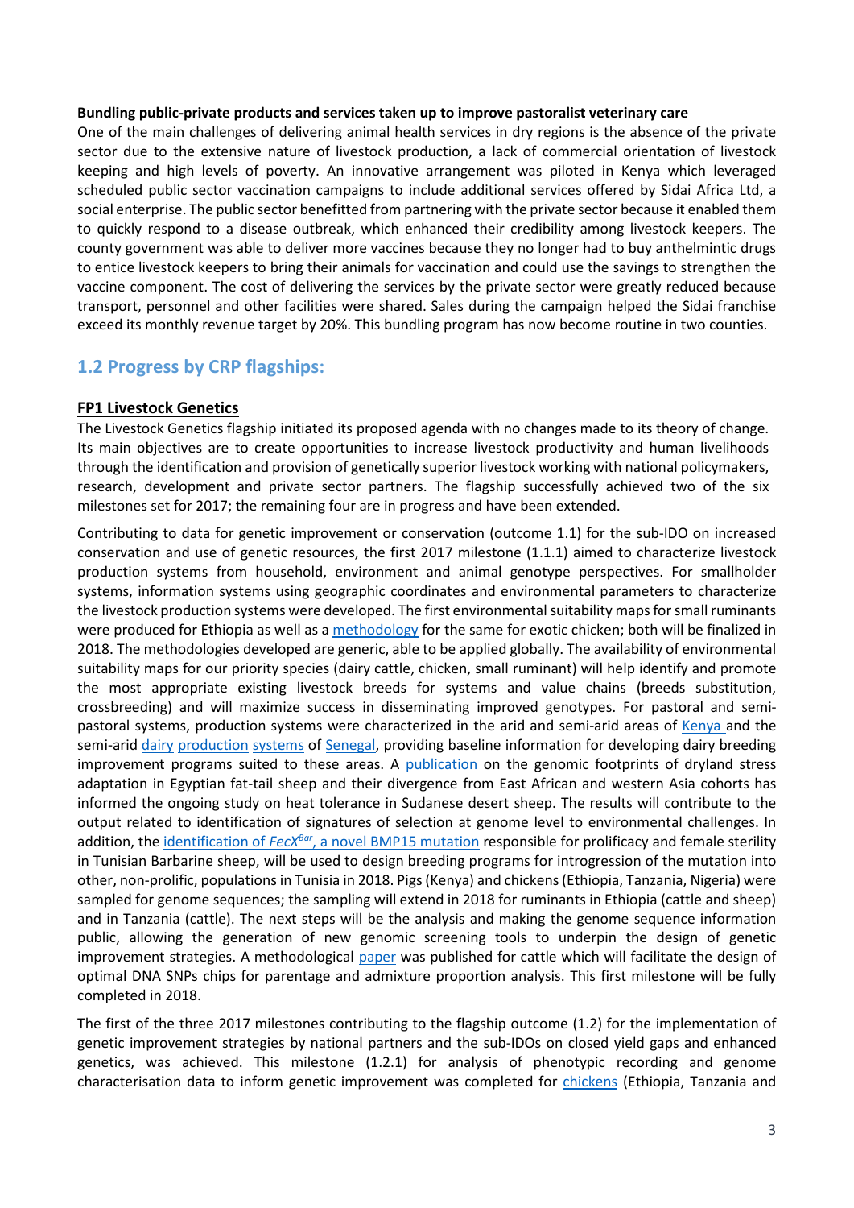**Bundling public-private products and services taken up to improve pastoralist veterinary care**

One of the main challenges of delivering animal health services in dry regions is the absence of the private sector due to the extensive nature of livestock production, a lack of commercial orientation of livestock keeping and high levels of poverty. An innovative arrangement was piloted in Kenya which leveraged scheduled public sector vaccination campaigns to include additional services offered by Sidai Africa Ltd, a social enterprise. The public sector benefitted from partnering with the private sector because it enabled them to quickly respond to a disease outbreak, which enhanced their credibility among livestock keepers. The county government was able to deliver more vaccines because they no longer had to buy anthelmintic drugs to entice livestock keepers to bring their animals for vaccination and could use the savings to strengthen the vaccine component. The cost of delivering the services by the private sector were greatly reduced because transport, personnel and other facilities were shared. Sales during the campaign helped the Sidai franchise exceed its monthly revenue target by 20%. This bundling program has now become routine in two counties.

## 1.2 Progress by CRP flagships:

### FP1 Livestock Genetics

The Livestock Genetics flagship initiated its proposed agenda with no changes made to its theory of change. Its main objectives are to create opportunities to increase livestock productivity and human livelihoods through the identification and provision of genetically superior livestock working with national policymakers, research, development and private sector partners. The flagship successfully achieved two of the six milestones set for 2017; the remaining four are in progress and have been extended.

Contributing to data for genetic improvement or conservation (outcome 1.1) for the sub-IDO on increased conservation and use of genetic resources, the first 2017 milestone (1.1.1) aimed to characterize livestock production systems from household, environment and animal genotype perspectives. For smallholder systems, information systems using geographic coordinates and environmental parameters to characterize the livestock production systems were developed. The first environmental suitability maps for small ruminants were produced for Ethiopia as well as a methodology for the same for exotic chicken; both will be finalized in 2018. The methodologies developed are generic, able to be applied globally. The availability of environmental suitability maps for our priority species (dairy cattle, chicken, small ruminant) will help identify and promote the most appropriate existing livestock breeds for systems and value chains (breeds substitution, crossbreeding) and will maximize success in disseminating improved genotypes. For pastoral and semi-pastoral systems, production systems were characterized in the arid and semi-arid areas of Kenya and the semi-arid dairy production systems of Senegal, providing baseline information for developing dairy breeding improvement programs suited to these areas. A publication on the genomic footprints of dryland stress adaptation in Egyptian fat-tail sheep and their divergence from East African and western Asia cohorts has informed the ongoing study on heat tolerance in Sudanese desert sheep. The results will contribute to the output related to identification of signatures of selection at genome level to environmental challenges. In addition, the identification of *FecX*[Bar], a novel BMP15 mutation responsible for prolificacy and female sterility in Tunisian Barbarine sheep, will be used to design breeding programs for introgression of the mutation into other, non-prolific, populations in Tunisia in 2018. Pigs (Kenya) and chickens (Ethiopia, Tanzania, Nigeria) were sampled for genome sequences; the sampling will extend in 2018 for ruminants in Ethiopia (cattle and sheep) and in Tanzania (cattle). The next steps will be the analysis and making the genome sequence information public, allowing the generation of new genomic screening tools to underpin the design of genetic improvement strategies. A methodological paper was published for cattle which will facilitate the design of optimal DNA SNPs chips for parentage and admixture proportion analysis. This first milestone will be fully completed in 2018.

The first of the three 2017 milestones contributing to the flagship outcome (1.2) for the implementation of genetic improvement strategies by national partners and the sub-IDOs on closed yield gaps and enhanced genetics, was achieved. This milestone (1.2.1) for analysis of phenotypic recording and genome characterisation data to inform genetic improvement was completed for chickens (Ethiopia, Tanzania and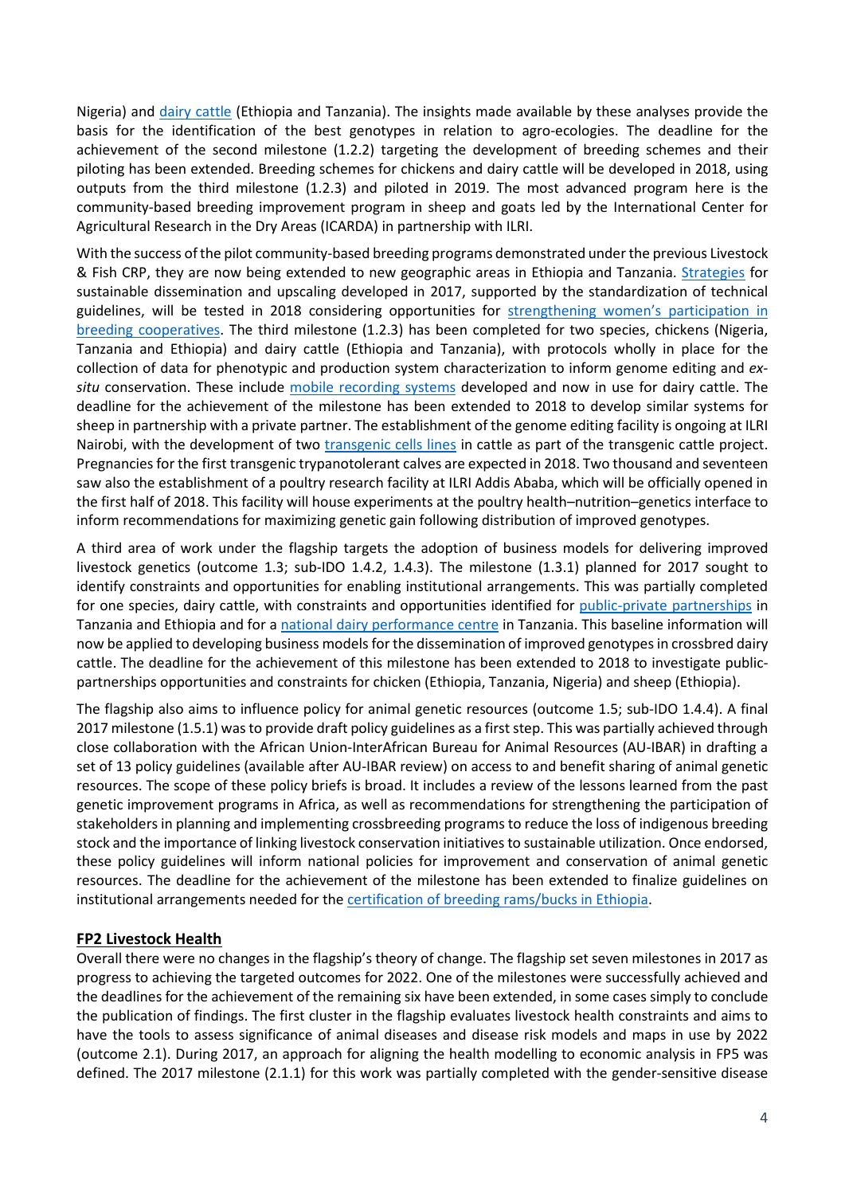Nigeria) and dairy cattle (Ethiopia and Tanzania). The insights made available by these analyses provide the basis for the identification of the best genotypes in relation to agro-ecologies. The deadline for the achievement of the second milestone (1.2.2) targeting the development of breeding schemes and their piloting has been extended. Breeding schemes for chickens and dairy cattle will be developed in 2018, using outputs from the third milestone (1.2.3) and piloted in 2019. The most advanced program here is the community-based breeding improvement program in sheep and goats led by the International Center for Agricultural Research in the Dry Areas (ICARDA) in partnership with ILRI.

With the success of the pilot community-based breeding programs demonstrated under the previous Livestock & Fish CRP, they are now being extended to new geographic areas in Ethiopia and Tanzania. Strategies for sustainable dissemination and upscaling developed in 2017, supported by the standardization of technical guidelines, will be tested in 2018 considering opportunities for strengthening women's participation in breeding cooperatives. The third milestone (1.2.3) has been completed for two species, chickens (Nigeria, Tanzania and Ethiopia) and dairy cattle (Ethiopia and Tanzania), with protocols wholly in place for the collection of data for phenotypic and production system characterization to inform genome editing and *ex-situ* conservation. These include mobile recording systems developed and now in use for dairy cattle. The deadline for the achievement of the milestone has been extended to 2018 to develop similar systems for sheep in partnership with a private partner. The establishment of the genome editing facility is ongoing at ILRI Nairobi, with the development of two transgenic cells lines in cattle as part of the transgenic cattle project. Pregnancies for the first transgenic trypanotolerant calves are expected in 2018. Two thousand and seventeen saw also the establishment of a poultry research facility at ILRI Addis Ababa, which will be officially opened in the first half of 2018. This facility will house experiments at the poultry health–nutrition–genetics interface to inform recommendations for maximizing genetic gain following distribution of improved genotypes.

A third area of work under the flagship targets the adoption of business models for delivering improved livestock genetics (outcome 1.3; sub-IDO 1.4.2, 1.4.3). The milestone (1.3.1) planned for 2017 sought to identify constraints and opportunities for enabling institutional arrangements. This was partially completed for one species, dairy cattle, with constraints and opportunities identified for public-private partnerships in Tanzania and Ethiopia and for a national dairy performance centre in Tanzania. This baseline information will now be applied to developing business models for the dissemination of improved genotypes in crossbred dairy cattle. The deadline for the achievement of this milestone has been extended to 2018 to investigate public-partnerships opportunities and constraints for chicken (Ethiopia, Tanzania, Nigeria) and sheep (Ethiopia).

The flagship also aims to influence policy for animal genetic resources (outcome 1.5; sub-IDO 1.4.4). A final 2017 milestone (1.5.1) was to provide draft policy guidelines as a first step. This was partially achieved through close collaboration with the African Union-InterAfrican Bureau for Animal Resources (AU-IBAR) in drafting a set of 13 policy guidelines (available after AU-IBAR review) on access to and benefit sharing of animal genetic resources. The scope of these policy briefs is broad. It includes a review of the lessons learned from the past genetic improvement programs in Africa, as well as recommendations for strengthening the participation of stakeholders in planning and implementing crossbreeding programs to reduce the loss of indigenous breeding stock and the importance of linking livestock conservation initiatives to sustainable utilization. Once endorsed, these policy guidelines will inform national policies for improvement and conservation of animal genetic resources. The deadline for the achievement of the milestone has been extended to finalize guidelines on institutional arrangements needed for the certification of breeding rams/bucks in Ethiopia.

### FP2 Livestock Health

Overall there were no changes in the flagship's theory of change. The flagship set seven milestones in 2017 as progress to achieving the targeted outcomes for 2022. One of the milestones were successfully achieved and the deadlines for the achievement of the remaining six have been extended, in some cases simply to conclude the publication of findings. The first cluster in the flagship evaluates livestock health constraints and aims to have the tools to assess significance of animal diseases and disease risk models and maps in use by 2022 (outcome 2.1). During 2017, an approach for aligning the health modelling to economic analysis in FP5 was defined. The 2017 milestone (2.1.1) for this work was partially completed with the gender-sensitive disease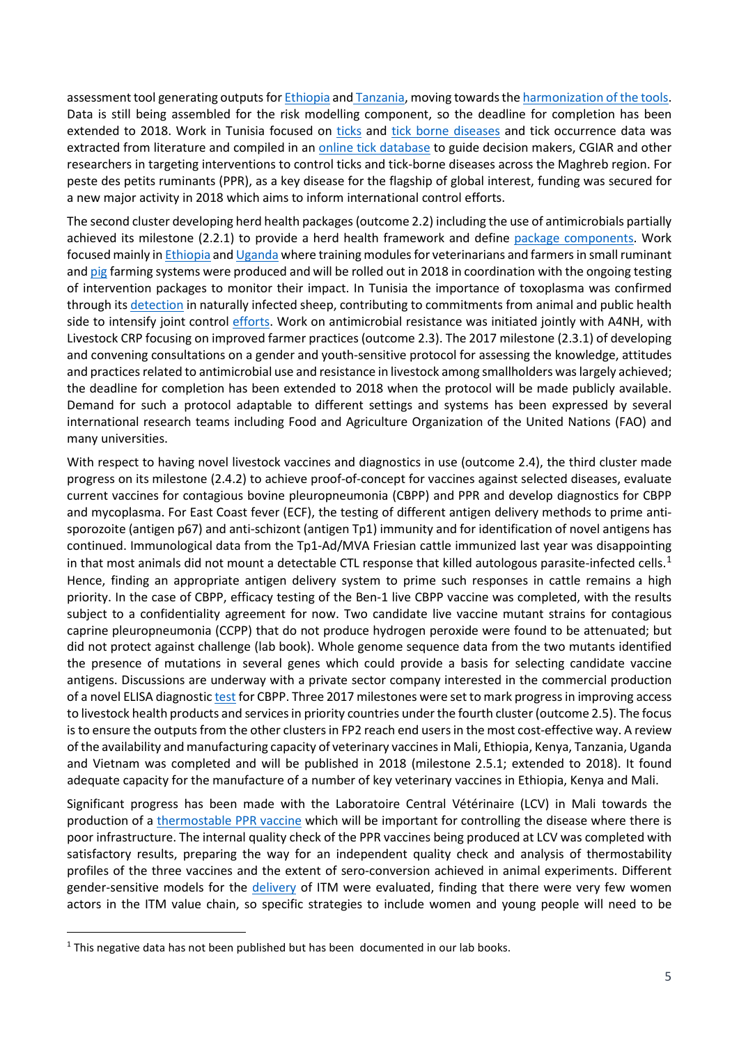assessment tool generating outputs for Ethiopia and Tanzania, moving towards the harmonization of the tools. Data is still being assembled for the risk modelling component, so the deadline for completion has been extended to 2018. Work in Tunisia focused on ticks and tick borne diseases and tick occurrence data was extracted from literature and compiled in an online tick database to guide decision makers, CGIAR and other researchers in targeting interventions to control ticks and tick-borne diseases across the Maghreb region. For peste des petits ruminants (PPR), as a key disease for the flagship of global interest, funding was secured for a new major activity in 2018 which aims to inform international control efforts.

The second cluster developing herd health packages (outcome 2.2) including the use of antimicrobials partially achieved its milestone (2.2.1) to provide a herd health framework and define package components. Work focused mainly in Ethiopia and Uganda where training modules for veterinarians and farmers in small ruminant and pig farming systems were produced and will be rolled out in 2018 in coordination with the ongoing testing of intervention packages to monitor their impact. In Tunisia the importance of toxoplasma was confirmed through its detection in naturally infected sheep, contributing to commitments from animal and public health side to intensify joint control efforts. Work on antimicrobial resistance was initiated jointly with A4NH, with Livestock CRP focusing on improved farmer practices (outcome 2.3). The 2017 milestone (2.3.1) of developing and convening consultations on a gender and youth-sensitive protocol for assessing the knowledge, attitudes and practices related to antimicrobial use and resistance in livestock among smallholders was largely achieved; the deadline for completion has been extended to 2018 when the protocol will be made publicly available. Demand for such a protocol adaptable to different settings and systems has been expressed by several international research teams including Food and Agriculture Organization of the United Nations (FAO) and many universities.

With respect to having novel livestock vaccines and diagnostics in use (outcome 2.4), the third cluster made progress on its milestone (2.4.2) to achieve proof-of-concept for vaccines against selected diseases, evaluate current vaccines for contagious bovine pleuropneumonia (CBPP) and PPR and develop diagnostics for CBPP and mycoplasma. For East Coast fever (ECF), the testing of different antigen delivery methods to prime anti-sporozoite (antigen p67) and anti-schizont (antigen Tp1) immunity and for identification of novel antigens has continued. Immunological data from the Tp1-Ad/MVA Friesian cattle immunized last year was disappointing in that most animals did not mount a detectable CTL response that killed autologous parasite-infected cells.[1] Hence, finding an appropriate antigen delivery system to prime such responses in cattle remains a high priority. In the case of CBPP, efficacy testing of the Ben-1 live CBPP vaccine was completed, with the results subject to a confidentiality agreement for now. Two candidate live vaccine mutant strains for contagious caprine pleuropneumonia (CCPP) that do not produce hydrogen peroxide were found to be attenuated; but did not protect against challenge (lab book). Whole genome sequence data from the two mutants identified the presence of mutations in several genes which could provide a basis for selecting candidate vaccine antigens. Discussions are underway with a private sector company interested in the commercial production of a novel ELISA diagnostic test for CBPP. Three 2017 milestones were set to mark progress in improving access to livestock health products and services in priority countries under the fourth cluster (outcome 2.5). The focus is to ensure the outputs from the other clusters in FP2 reach end users in the most cost-effective way. A review of the availability and manufacturing capacity of veterinary vaccines in Mali, Ethiopia, Kenya, Tanzania, Uganda and Vietnam was completed and will be published in 2018 (milestone 2.5.1; extended to 2018). It found adequate capacity for the manufacture of a number of key veterinary vaccines in Ethiopia, Kenya and Mali.

Significant progress has been made with the Laboratoire Central Vétérinaire (LCV) in Mali towards the production of a thermostable PPR vaccine which will be important for controlling the disease where there is poor infrastructure. The internal quality check of the PPR vaccines being produced at LCV was completed with satisfactory results, preparing the way for an independent quality check and analysis of thermostability profiles of the three vaccines and the extent of sero-conversion achieved in animal experiments. Different gender-sensitive models for the delivery of ITM were evaluated, finding that there were very few women actors in the ITM value chain, so specific strategies to include women and young people will need to be

[1] This negative data has not been published but has been documented in our lab books.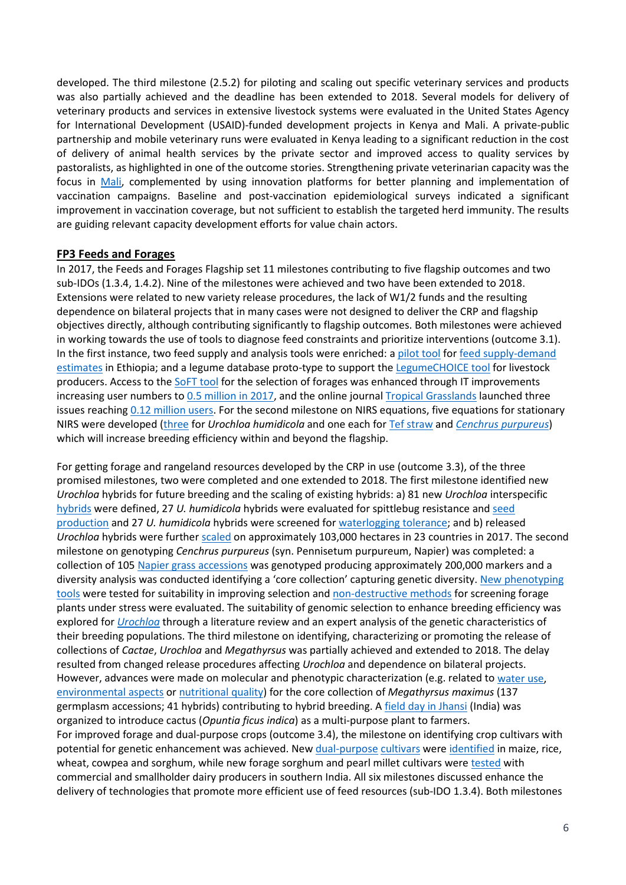developed. The third milestone (2.5.2) for piloting and scaling out specific veterinary services and products was also partially achieved and the deadline has been extended to 2018. Several models for delivery of veterinary products and services in extensive livestock systems were evaluated in the United States Agency for International Development (USAID)-funded development projects in Kenya and Mali. A private-public partnership and mobile veterinary runs were evaluated in Kenya leading to a significant reduction in the cost of delivery of animal health services by the private sector and improved access to quality services by pastoralists, as highlighted in one of the outcome stories. Strengthening private veterinarian capacity was the focus in Mali, complemented by using innovation platforms for better planning and implementation of vaccination campaigns. Baseline and post-vaccination epidemiological surveys indicated a significant improvement in vaccination coverage, but not sufficient to establish the targeted herd immunity. The results are guiding relevant capacity development efforts for value chain actors.

## FP3 Feeds and Forages

In 2017, the Feeds and Forages Flagship set 11 milestones contributing to five flagship outcomes and two sub-IDOs (1.3.4, 1.4.2). Nine of the milestones were achieved and two have been extended to 2018. Extensions were related to new variety release procedures, the lack of W1/2 funds and the resulting dependence on bilateral projects that in many cases were not designed to deliver the CRP and flagship objectives directly, although contributing significantly to flagship outcomes. Both milestones were achieved in working towards the use of tools to diagnose feed constraints and prioritize interventions (outcome 3.1). In the first instance, two feed supply and analysis tools were enriched: a pilot tool for feed supply-demand estimates in Ethiopia; and a legume database proto-type to support the LegumeCHOICE tool for livestock producers. Access to the SoFT tool for the selection of forages was enhanced through IT improvements increasing user numbers to 0.5 million in 2017, and the online journal Tropical Grasslands launched three issues reaching 0.12 million users. For the second milestone on NIRS equations, five equations for stationary NIRS were developed (three for *Urochloa humidicola* and one each for Tef straw and *Cenchrus purpureus*) which will increase breeding efficiency within and beyond the flagship.

For getting forage and rangeland resources developed by the CRP in use (outcome 3.3), of the three promised milestones, two were completed and one extended to 2018. The first milestone identified new *Urochloa* hybrids for future breeding and the scaling of existing hybrids: a) 81 new *Urochloa* interspecific hybrids were defined, 27 *U. humidicola* hybrids were evaluated for spittlebug resistance and seed production and 27 *U. humidicola* hybrids were screened for waterlogging tolerance; and b) released *Urochloa* hybrids were further scaled on approximately 103,000 hectares in 23 countries in 2017. The second milestone on genotyping *Cenchrus purpureus* (syn. Pennisetum purpureum, Napier) was completed: a collection of 105 Napier grass accessions was genotyped producing approximately 200,000 markers and a diversity analysis was conducted identifying a 'core collection' capturing genetic diversity. New phenotyping tools were tested for suitability in improving selection and non-destructive methods for screening forage plants under stress were evaluated. The suitability of genomic selection to enhance breeding efficiency was explored for *Urochloa* through a literature review and an expert analysis of the genetic characteristics of their breeding populations. The third milestone on identifying, characterizing or promoting the release of collections of *Cactae*, *Urochloa* and *Megathyrsus* was partially achieved and extended to 2018. The delay resulted from changed release procedures affecting *Urochloa* and dependence on bilateral projects. However, advances were made on molecular and phenotypic characterization (e.g. related to water use, environmental aspects or nutritional quality) for the core collection of *Megathyrsus maximus* (137 germplasm accessions; 41 hybrids) contributing to hybrid breeding. A field day in Jhansi (India) was organized to introduce cactus (*Opuntia ficus indica*) as a multi-purpose plant to farmers.

For improved forage and dual-purpose crops (outcome 3.4), the milestone on identifying crop cultivars with potential for genetic enhancement was achieved. New dual-purpose cultivars were identified in maize, rice, wheat, cowpea and sorghum, while new forage sorghum and pearl millet cultivars were tested with commercial and smallholder dairy producers in southern India. All six milestones discussed enhance the delivery of technologies that promote more efficient use of feed resources (sub-IDO 1.3.4). Both milestones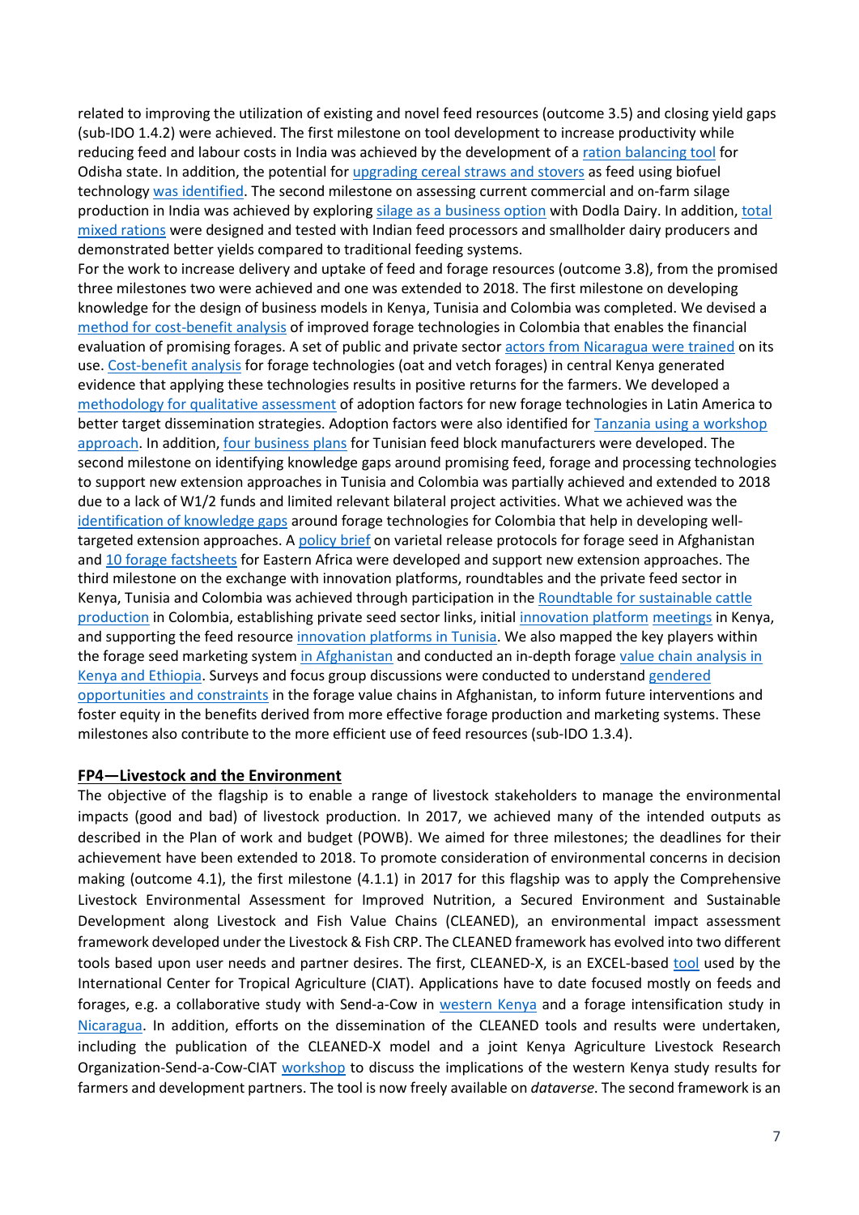related to improving the utilization of existing and novel feed resources (outcome 3.5) and closing yield gaps (sub-IDO 1.4.2) were achieved. The first milestone on tool development to increase productivity while reducing feed and labour costs in India was achieved by the development of a ration balancing tool for Odisha state. In addition, the potential for upgrading cereal straws and stovers as feed using biofuel technology was identified. The second milestone on assessing current commercial and on-farm silage production in India was achieved by exploring silage as a business option with Dodla Dairy. In addition, total mixed rations were designed and tested with Indian feed processors and smallholder dairy producers and demonstrated better yields compared to traditional feeding systems.

For the work to increase delivery and uptake of feed and forage resources (outcome 3.8), from the promised three milestones two were achieved and one was extended to 2018. The first milestone on developing knowledge for the design of business models in Kenya, Tunisia and Colombia was completed. We devised a method for cost-benefit analysis of improved forage technologies in Colombia that enables the financial evaluation of promising forages. A set of public and private sector actors from Nicaragua were trained on its use. Cost-benefit analysis for forage technologies (oat and vetch forages) in central Kenya generated evidence that applying these technologies results in positive returns for the farmers. We developed a methodology for qualitative assessment of adoption factors for new forage technologies in Latin America to better target dissemination strategies. Adoption factors were also identified for Tanzania using a workshop approach. In addition, four business plans for Tunisian feed block manufacturers were developed. The second milestone on identifying knowledge gaps around promising feed, forage and processing technologies to support new extension approaches in Tunisia and Colombia was partially achieved and extended to 2018 due to a lack of W1/2 funds and limited relevant bilateral project activities. What we achieved was the identification of knowledge gaps around forage technologies for Colombia that help in developing well-targeted extension approaches. A policy brief on varietal release protocols for forage seed in Afghanistan and 10 forage factsheets for Eastern Africa were developed and support new extension approaches. The third milestone on the exchange with innovation platforms, roundtables and the private feed sector in Kenya, Tunisia and Colombia was achieved through participation in the Roundtable for sustainable cattle production in Colombia, establishing private seed sector links, initial innovation platform meetings in Kenya, and supporting the feed resource innovation platforms in Tunisia. We also mapped the key players within the forage seed marketing system in Afghanistan and conducted an in-depth forage value chain analysis in Kenya and Ethiopia. Surveys and focus group discussions were conducted to understand gendered opportunities and constraints in the forage value chains in Afghanistan, to inform future interventions and foster equity in the benefits derived from more effective forage production and marketing systems. These milestones also contribute to the more efficient use of feed resources (sub-IDO 1.3.4).

## FP4—Livestock and the Environment

The objective of the flagship is to enable a range of livestock stakeholders to manage the environmental impacts (good and bad) of livestock production. In 2017, we achieved many of the intended outputs as described in the Plan of work and budget (POWB). We aimed for three milestones; the deadlines for their achievement have been extended to 2018. To promote consideration of environmental concerns in decision making (outcome 4.1), the first milestone (4.1.1) in 2017 for this flagship was to apply the Comprehensive Livestock Environmental Assessment for Improved Nutrition, a Secured Environment and Sustainable Development along Livestock and Fish Value Chains (CLEANED), an environmental impact assessment framework developed under the Livestock & Fish CRP. The CLEANED framework has evolved into two different tools based upon user needs and partner desires. The first, CLEANED-X, is an EXCEL-based tool used by the International Center for Tropical Agriculture (CIAT). Applications have to date focused mostly on feeds and forages, e.g. a collaborative study with Send-a-Cow in western Kenya and a forage intensification study in Nicaragua. In addition, efforts on the dissemination of the CLEANED tools and results were undertaken, including the publication of the CLEANED-X model and a joint Kenya Agriculture Livestock Research Organization-Send-a-Cow-CIAT workshop to discuss the implications of the western Kenya study results for farmers and development partners. The tool is now freely available on *dataverse*. The second framework is an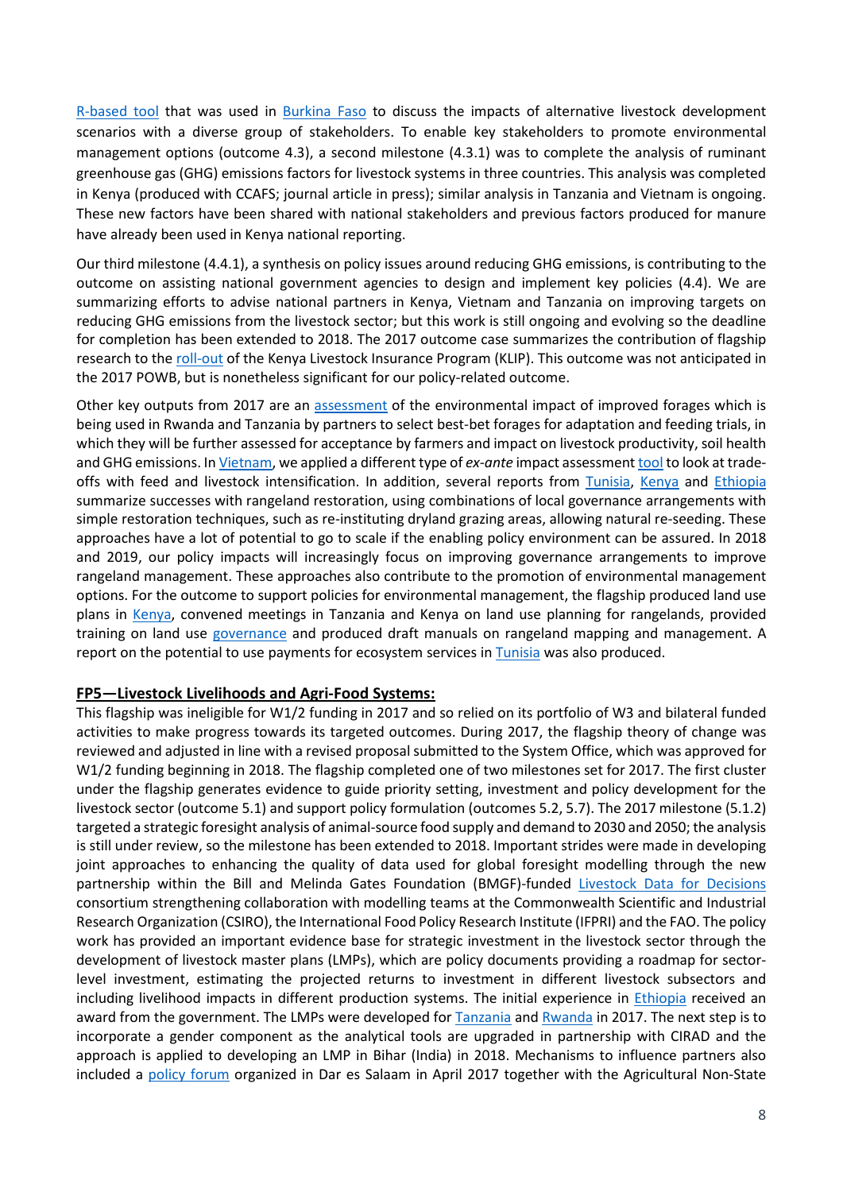R-based tool that was used in Burkina Faso to discuss the impacts of alternative livestock development scenarios with a diverse group of stakeholders. To enable key stakeholders to promote environmental management options (outcome 4.3), a second milestone (4.3.1) was to complete the analysis of ruminant greenhouse gas (GHG) emissions factors for livestock systems in three countries. This analysis was completed in Kenya (produced with CCAFS; journal article in press); similar analysis in Tanzania and Vietnam is ongoing. These new factors have been shared with national stakeholders and previous factors produced for manure have already been used in Kenya national reporting.

Our third milestone (4.4.1), a synthesis on policy issues around reducing GHG emissions, is contributing to the outcome on assisting national government agencies to design and implement key policies (4.4). We are summarizing efforts to advise national partners in Kenya, Vietnam and Tanzania on improving targets on reducing GHG emissions from the livestock sector; but this work is still ongoing and evolving so the deadline for completion has been extended to 2018. The 2017 outcome case summarizes the contribution of flagship research to the roll-out of the Kenya Livestock Insurance Program (KLIP). This outcome was not anticipated in the 2017 POWB, but is nonetheless significant for our policy-related outcome.

Other key outputs from 2017 are an assessment of the environmental impact of improved forages which is being used in Rwanda and Tanzania by partners to select best-bet forages for adaptation and feeding trials, in which they will be further assessed for acceptance by farmers and impact on livestock productivity, soil health and GHG emissions. In Vietnam, we applied a different type of *ex-ante* impact assessment tool to look at trade-offs with feed and livestock intensification. In addition, several reports from Tunisia, Kenya and Ethiopia summarize successes with rangeland restoration, using combinations of local governance arrangements with simple restoration techniques, such as re-instituting dryland grazing areas, allowing natural re-seeding. These approaches have a lot of potential to go to scale if the enabling policy environment can be assured. In 2018 and 2019, our policy impacts will increasingly focus on improving governance arrangements to improve rangeland management. These approaches also contribute to the promotion of environmental management options. For the outcome to support policies for environmental management, the flagship produced land use plans in Kenya, convened meetings in Tanzania and Kenya on land use planning for rangelands, provided training on land use governance and produced draft manuals on rangeland mapping and management. A report on the potential to use payments for ecosystem services in Tunisia was also produced.

**FP5—Livestock Livelihoods and Agri-Food Systems:**

This flagship was ineligible for W1/2 funding in 2017 and so relied on its portfolio of W3 and bilateral funded activities to make progress towards its targeted outcomes. During 2017, the flagship theory of change was reviewed and adjusted in line with a revised proposal submitted to the System Office, which was approved for W1/2 funding beginning in 2018. The flagship completed one of two milestones set for 2017. The first cluster under the flagship generates evidence to guide priority setting, investment and policy development for the livestock sector (outcome 5.1) and support policy formulation (outcomes 5.2, 5.7). The 2017 milestone (5.1.2) targeted a strategic foresight analysis of animal-source food supply and demand to 2030 and 2050; the analysis is still under review, so the milestone has been extended to 2018. Important strides were made in developing joint approaches to enhancing the quality of data used for global foresight modelling through the new partnership within the Bill and Melinda Gates Foundation (BMGF)-funded Livestock Data for Decisions consortium strengthening collaboration with modelling teams at the Commonwealth Scientific and Industrial Research Organization (CSIRO), the International Food Policy Research Institute (IFPRI) and the FAO. The policy work has provided an important evidence base for strategic investment in the livestock sector through the development of livestock master plans (LMPs), which are policy documents providing a roadmap for sector-level investment, estimating the projected returns to investment in different livestock subsectors and including livelihood impacts in different production systems. The initial experience in Ethiopia received an award from the government. The LMPs were developed for Tanzania and Rwanda in 2017. The next step is to incorporate a gender component as the analytical tools are upgraded in partnership with CIRAD and the approach is applied to developing an LMP in Bihar (India) in 2018. Mechanisms to influence partners also included a policy forum organized in Dar es Salaam in April 2017 together with the Agricultural Non-State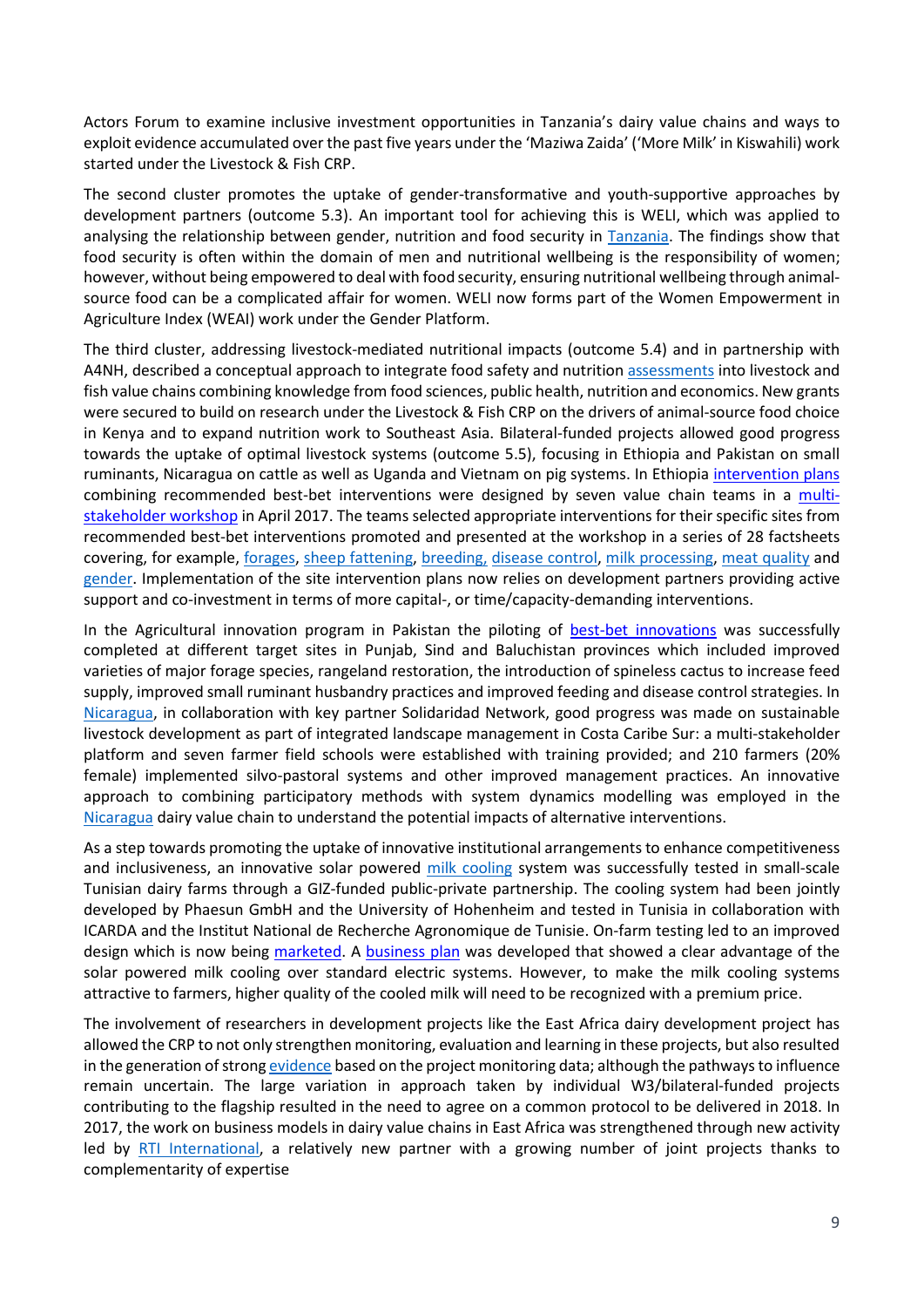Actors Forum to examine inclusive investment opportunities in Tanzania's dairy value chains and ways to exploit evidence accumulated over the past five years under the 'Maziwa Zaida' ('More Milk' in Kiswahili) work started under the Livestock & Fish CRP.

The second cluster promotes the uptake of gender-transformative and youth-supportive approaches by development partners (outcome 5.3). An important tool for achieving this is WELI, which was applied to analysing the relationship between gender, nutrition and food security in Tanzania. The findings show that food security is often within the domain of men and nutritional wellbeing is the responsibility of women; however, without being empowered to deal with food security, ensuring nutritional wellbeing through animal-source food can be a complicated affair for women. WELI now forms part of the Women Empowerment in Agriculture Index (WEAI) work under the Gender Platform.

The third cluster, addressing livestock-mediated nutritional impacts (outcome 5.4) and in partnership with A4NH, described a conceptual approach to integrate food safety and nutrition assessments into livestock and fish value chains combining knowledge from food sciences, public health, nutrition and economics. New grants were secured to build on research under the Livestock & Fish CRP on the drivers of animal-source food choice in Kenya and to expand nutrition work to Southeast Asia. Bilateral-funded projects allowed good progress towards the uptake of optimal livestock systems (outcome 5.5), focusing in Ethiopia and Pakistan on small ruminants, Nicaragua on cattle as well as Uganda and Vietnam on pig systems. In Ethiopia intervention plans combining recommended best-bet interventions were designed by seven value chain teams in a multi-stakeholder workshop in April 2017. The teams selected appropriate interventions for their specific sites from recommended best-bet interventions promoted and presented at the workshop in a series of 28 factsheets covering, for example, forages, sheep fattening, breeding, disease control, milk processing, meat quality and gender. Implementation of the site intervention plans now relies on development partners providing active support and co-investment in terms of more capital-, or time/capacity-demanding interventions.

In the Agricultural innovation program in Pakistan the piloting of best-bet innovations was successfully completed at different target sites in Punjab, Sind and Baluchistan provinces which included improved varieties of major forage species, rangeland restoration, the introduction of spineless cactus to increase feed supply, improved small ruminant husbandry practices and improved feeding and disease control strategies. In Nicaragua, in collaboration with key partner Solidaridad Network, good progress was made on sustainable livestock development as part of integrated landscape management in Costa Caribe Sur: a multi-stakeholder platform and seven farmer field schools were established with training provided; and 210 farmers (20% female) implemented silvo-pastoral systems and other improved management practices. An innovative approach to combining participatory methods with system dynamics modelling was employed in the Nicaragua dairy value chain to understand the potential impacts of alternative interventions.

As a step towards promoting the uptake of innovative institutional arrangements to enhance competitiveness and inclusiveness, an innovative solar powered milk cooling system was successfully tested in small-scale Tunisian dairy farms through a GIZ-funded public-private partnership. The cooling system had been jointly developed by Phaesun GmbH and the University of Hohenheim and tested in Tunisia in collaboration with ICARDA and the Institut National de Recherche Agronomique de Tunisie. On-farm testing led to an improved design which is now being marketed. A business plan was developed that showed a clear advantage of the solar powered milk cooling over standard electric systems. However, to make the milk cooling systems attractive to farmers, higher quality of the cooled milk will need to be recognized with a premium price.

The involvement of researchers in development projects like the East Africa dairy development project has allowed the CRP to not only strengthen monitoring, evaluation and learning in these projects, but also resulted in the generation of strong evidence based on the project monitoring data; although the pathways to influence remain uncertain. The large variation in approach taken by individual W3/bilateral-funded projects contributing to the flagship resulted in the need to agree on a common protocol to be delivered in 2018. In 2017, the work on business models in dairy value chains in East Africa was strengthened through new activity led by RTI International, a relatively new partner with a growing number of joint projects thanks to complementarity of expertise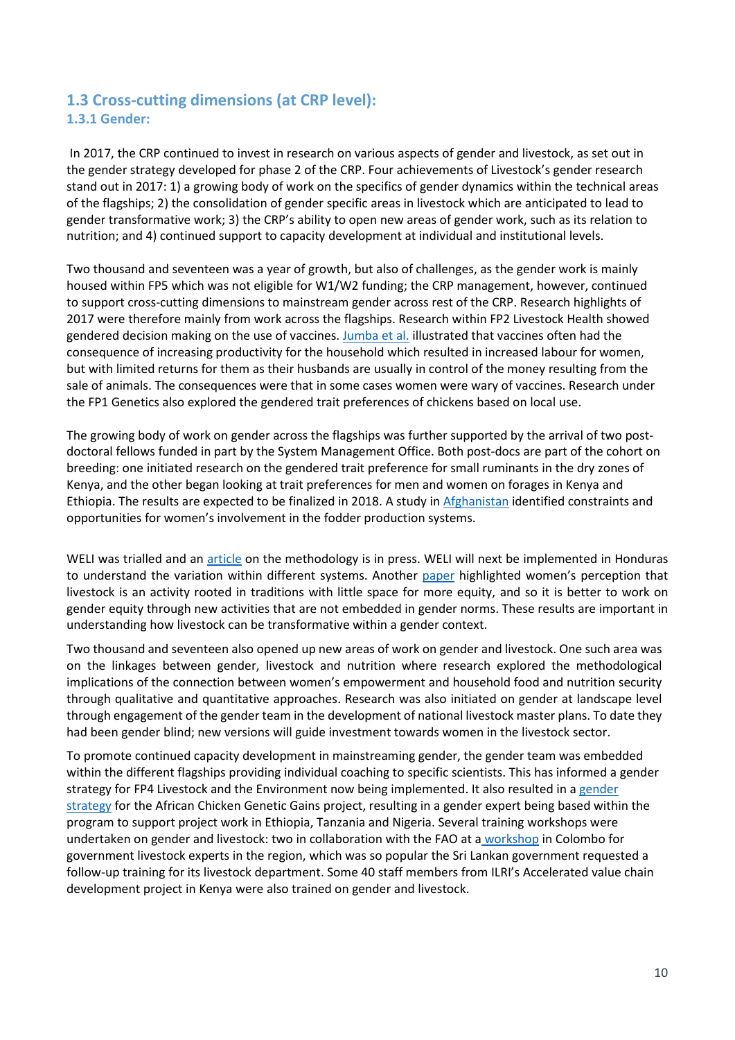## 1.3 Cross-cutting dimensions (at CRP level):

### 1.3.1 Gender:

In 2017, the CRP continued to invest in research on various aspects of gender and livestock, as set out in the gender strategy developed for phase 2 of the CRP. Four achievements of Livestock's gender research stand out in 2017: 1) a growing body of work on the specifics of gender dynamics within the technical areas of the flagships; 2) the consolidation of gender specific areas in livestock which are anticipated to lead to gender transformative work; 3) the CRP's ability to open new areas of gender work, such as its relation to nutrition; and 4) continued support to capacity development at individual and institutional levels.

Two thousand and seventeen was a year of growth, but also of challenges, as the gender work is mainly housed within FP5 which was not eligible for W1/W2 funding; the CRP management, however, continued to support cross-cutting dimensions to mainstream gender across rest of the CRP. Research highlights of 2017 were therefore mainly from work across the flagships. Research within FP2 Livestock Health showed gendered decision making on the use of vaccines. Jumba et al. illustrated that vaccines often had the consequence of increasing productivity for the household which resulted in increased labour for women, but with limited returns for them as their husbands are usually in control of the money resulting from the sale of animals. The consequences were that in some cases women were wary of vaccines. Research under the FP1 Genetics also explored the gendered trait preferences of chickens based on local use.

The growing body of work on gender across the flagships was further supported by the arrival of two post-doctoral fellows funded in part by the System Management Office. Both post-docs are part of the cohort on breeding: one initiated research on the gendered trait preference for small ruminants in the dry zones of Kenya, and the other began looking at trait preferences for men and women on forages in Kenya and Ethiopia. The results are expected to be finalized in 2018. A study in Afghanistan identified constraints and opportunities for women's involvement in the fodder production systems.

WELI was trialled and an article on the methodology is in press. WELI will next be implemented in Honduras to understand the variation within different systems. Another paper highlighted women's perception that livestock is an activity rooted in traditions with little space for more equity, and so it is better to work on gender equity through new activities that are not embedded in gender norms. These results are important in understanding how livestock can be transformative within a gender context.

Two thousand and seventeen also opened up new areas of work on gender and livestock. One such area was on the linkages between gender, livestock and nutrition where research explored the methodological implications of the connection between women's empowerment and household food and nutrition security through qualitative and quantitative approaches. Research was also initiated on gender at landscape level through engagement of the gender team in the development of national livestock master plans. To date they had been gender blind; new versions will guide investment towards women in the livestock sector.

To promote continued capacity development in mainstreaming gender, the gender team was embedded within the different flagships providing individual coaching to specific scientists. This has informed a gender strategy for FP4 Livestock and the Environment now being implemented. It also resulted in a gender strategy for the African Chicken Genetic Gains project, resulting in a gender expert being based within the program to support project work in Ethiopia, Tanzania and Nigeria. Several training workshops were undertaken on gender and livestock: two in collaboration with the FAO at a workshop in Colombo for government livestock experts in the region, which was so popular the Sri Lankan government requested a follow-up training for its livestock department. Some 40 staff members from ILRI's Accelerated value chain development project in Kenya were also trained on gender and livestock.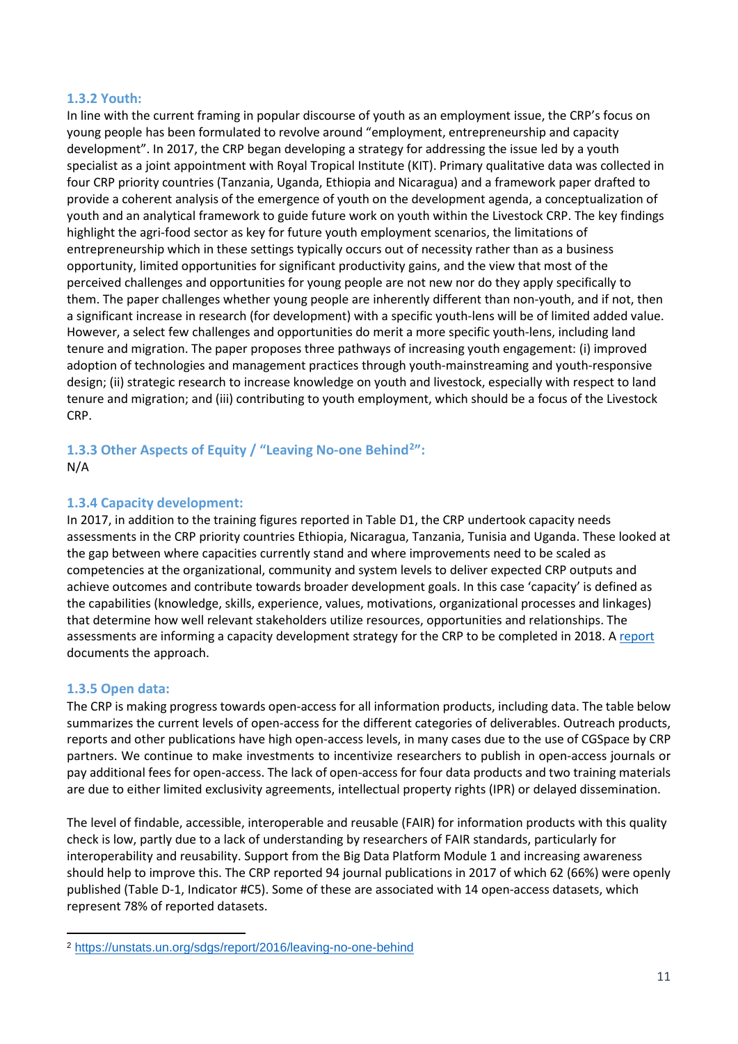### 1.3.2 Youth:

In line with the current framing in popular discourse of youth as an employment issue, the CRP's focus on young people has been formulated to revolve around "employment, entrepreneurship and capacity development". In 2017, the CRP began developing a strategy for addressing the issue led by a youth specialist as a joint appointment with Royal Tropical Institute (KIT). Primary qualitative data was collected in four CRP priority countries (Tanzania, Uganda, Ethiopia and Nicaragua) and a framework paper drafted to provide a coherent analysis of the emergence of youth on the development agenda, a conceptualization of youth and an analytical framework to guide future work on youth within the Livestock CRP. The key findings highlight the agri-food sector as key for future youth employment scenarios, the limitations of entrepreneurship which in these settings typically occurs out of necessity rather than as a business opportunity, limited opportunities for significant productivity gains, and the view that most of the perceived challenges and opportunities for young people are not new nor do they apply specifically to them. The paper challenges whether young people are inherently different than non-youth, and if not, then a significant increase in research (for development) with a specific youth-lens will be of limited added value. However, a select few challenges and opportunities do merit a more specific youth-lens, including land tenure and migration. The paper proposes three pathways of increasing youth engagement: (i) improved adoption of technologies and management practices through youth-mainstreaming and youth-responsive design; (ii) strategic research to increase knowledge on youth and livestock, especially with respect to land tenure and migration; and (iii) contributing to youth employment, which should be a focus of the Livestock CRP.

### 1.3.3 Other Aspects of Equity / "Leaving No-one Behind[2]":

N/A

### 1.3.4 Capacity development:

In 2017, in addition to the training figures reported in Table D1, the CRP undertook capacity needs assessments in the CRP priority countries Ethiopia, Nicaragua, Tanzania, Tunisia and Uganda. These looked at the gap between where capacities currently stand and where improvements need to be scaled as competencies at the organizational, community and system levels to deliver expected CRP outputs and achieve outcomes and contribute towards broader development goals. In this case 'capacity' is defined as the capabilities (knowledge, skills, experience, values, motivations, organizational processes and linkages) that determine how well relevant stakeholders utilize resources, opportunities and relationships. The assessments are informing a capacity development strategy for the CRP to be completed in 2018. A report documents the approach.

### 1.3.5 Open data:

The CRP is making progress towards open-access for all information products, including data. The table below summarizes the current levels of open-access for the different categories of deliverables. Outreach products, reports and other publications have high open-access levels, in many cases due to the use of CGSpace by CRP partners. We continue to make investments to incentivize researchers to publish in open-access journals or pay additional fees for open-access. The lack of open-access for four data products and two training materials are due to either limited exclusivity agreements, intellectual property rights (IPR) or delayed dissemination.

The level of findable, accessible, interoperable and reusable (FAIR) for information products with this quality check is low, partly due to a lack of understanding by researchers of FAIR standards, particularly for interoperability and reusability. Support from the Big Data Platform Module 1 and increasing awareness should help to improve this. The CRP reported 94 journal publications in 2017 of which 62 (66%) were openly published (Table D-1, Indicator #C5). Some of these are associated with 14 open-access datasets, which represent 78% of reported datasets.

---

[2] https://unstats.un.org/sdgs/report/2016/leaving-no-one-behind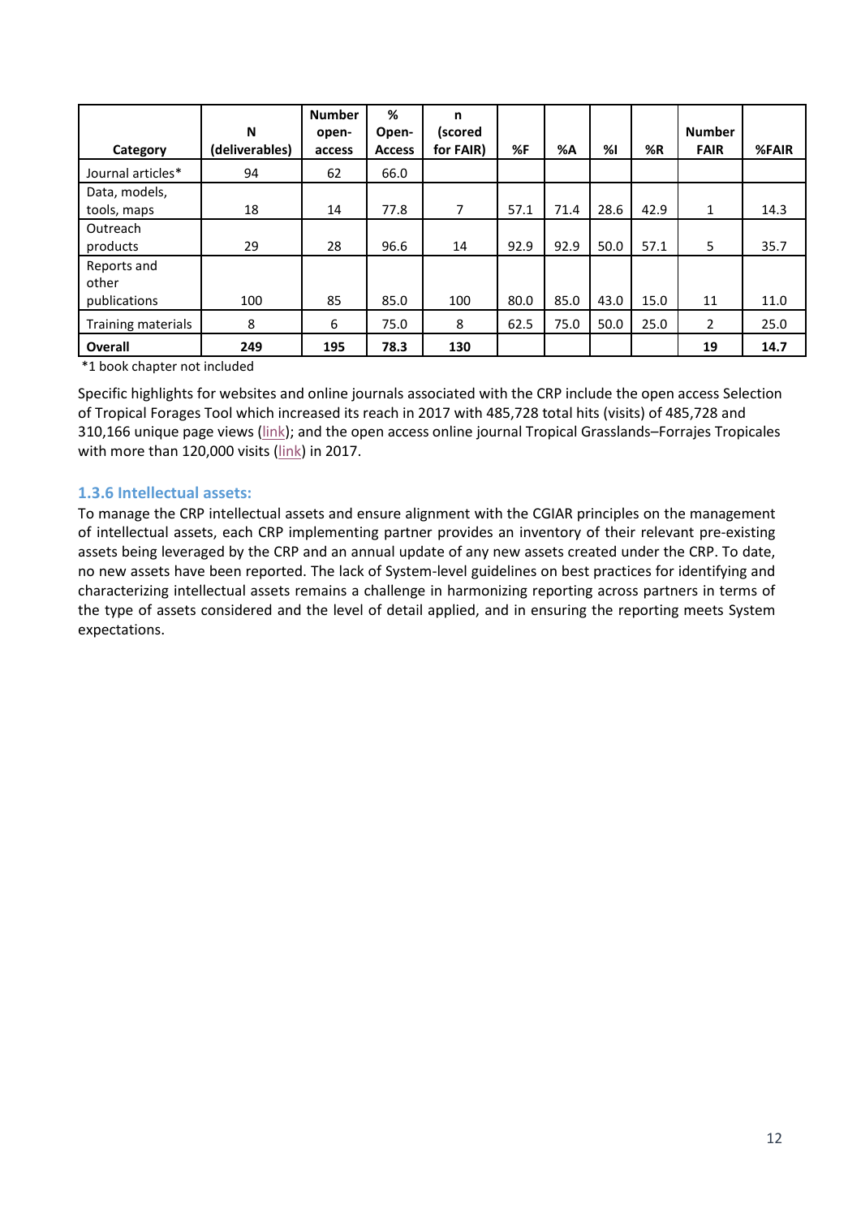| Category | N (deliverables) | Number open-access | % Open-Access | n (scored for FAIR) | %F | %A | %I | %R | Number FAIR | %FAIR |
|---|---|---|---|---|---|---|---|---|---|---|
| Journal articles* | 94 | 62 | 66.0 | | | | | | | |
| Data, models, tools, maps | 18 | 14 | 77.8 | 7 | 57.1 | 71.4 | 28.6 | 42.9 | 1 | 14.3 |
| Outreach products | 29 | 28 | 96.6 | 14 | 92.9 | 92.9 | 50.0 | 57.1 | 5 | 35.7 |
| Reports and other publications | 100 | 85 | 85.0 | 100 | 80.0 | 85.0 | 43.0 | 15.0 | 11 | 11.0 |
| Training materials | 8 | 6 | 75.0 | 8 | 62.5 | 75.0 | 50.0 | 25.0 | 2 | 25.0 |
| **Overall** | **249** | **195** | **78.3** | **130** | | | | | **19** | **14.7** |

*1 book chapter not included

Specific highlights for websites and online journals associated with the CRP include the open access Selection of Tropical Forages Tool which increased its reach in 2017 with 485,728 total hits (visits) of 485,728 and 310,166 unique page views (link); and the open access online journal Tropical Grasslands–Forrajes Tropicales with more than 120,000 visits (link) in 2017.

### 1.3.6 Intellectual assets:

To manage the CRP intellectual assets and ensure alignment with the CGIAR principles on the management of intellectual assets, each CRP implementing partner provides an inventory of their relevant pre-existing assets being leveraged by the CRP and an annual update of any new assets created under the CRP. To date, no new assets have been reported. The lack of System-level guidelines on best practices for identifying and characterizing intellectual assets remains a challenge in harmonizing reporting across partners in terms of the type of assets considered and the level of detail applied, and in ensuring the reporting meets System expectations.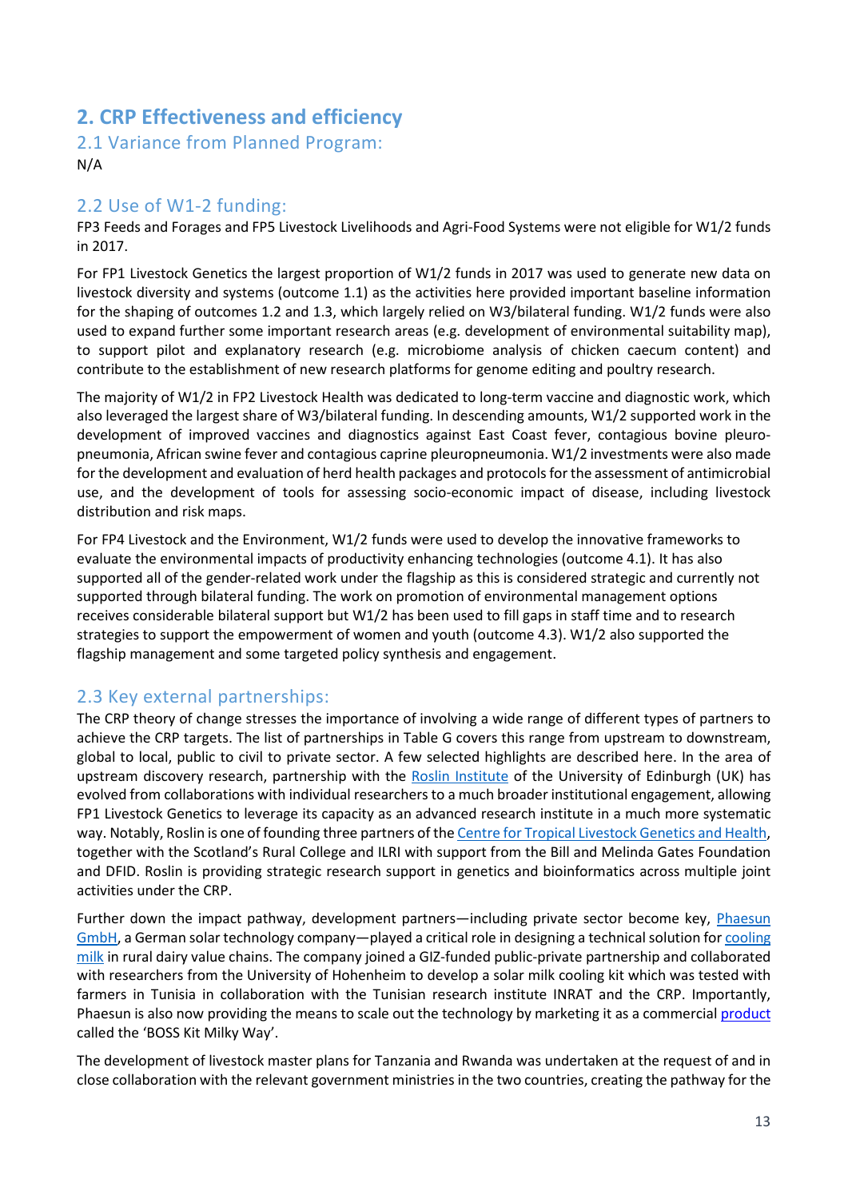# 2. CRP Effectiveness and efficiency

## 2.1 Variance from Planned Program:

N/A

## 2.2 Use of W1-2 funding:

FP3 Feeds and Forages and FP5 Livestock Livelihoods and Agri-Food Systems were not eligible for W1/2 funds in 2017.

For FP1 Livestock Genetics the largest proportion of W1/2 funds in 2017 was used to generate new data on livestock diversity and systems (outcome 1.1) as the activities here provided important baseline information for the shaping of outcomes 1.2 and 1.3, which largely relied on W3/bilateral funding. W1/2 funds were also used to expand further some important research areas (e.g. development of environmental suitability map), to support pilot and explanatory research (e.g. microbiome analysis of chicken caecum content) and contribute to the establishment of new research platforms for genome editing and poultry research.

The majority of W1/2 in FP2 Livestock Health was dedicated to long-term vaccine and diagnostic work, which also leveraged the largest share of W3/bilateral funding. In descending amounts, W1/2 supported work in the development of improved vaccines and diagnostics against East Coast fever, contagious bovine pleuro-pneumonia, African swine fever and contagious caprine pleuropneumonia. W1/2 investments were also made for the development and evaluation of herd health packages and protocols for the assessment of antimicrobial use, and the development of tools for assessing socio-economic impact of disease, including livestock distribution and risk maps.

For FP4 Livestock and the Environment, W1/2 funds were used to develop the innovative frameworks to evaluate the environmental impacts of productivity enhancing technologies (outcome 4.1). It has also supported all of the gender-related work under the flagship as this is considered strategic and currently not supported through bilateral funding. The work on promotion of environmental management options receives considerable bilateral support but W1/2 has been used to fill gaps in staff time and to research strategies to support the empowerment of women and youth (outcome 4.3). W1/2 also supported the flagship management and some targeted policy synthesis and engagement.

## 2.3 Key external partnerships:

The CRP theory of change stresses the importance of involving a wide range of different types of partners to achieve the CRP targets. The list of partnerships in Table G covers this range from upstream to downstream, global to local, public to civil to private sector. A few selected highlights are described here. In the area of upstream discovery research, partnership with the Roslin Institute of the University of Edinburgh (UK) has evolved from collaborations with individual researchers to a much broader institutional engagement, allowing FP1 Livestock Genetics to leverage its capacity as an advanced research institute in a much more systematic way. Notably, Roslin is one of founding three partners of the Centre for Tropical Livestock Genetics and Health, together with the Scotland's Rural College and ILRI with support from the Bill and Melinda Gates Foundation and DFID. Roslin is providing strategic research support in genetics and bioinformatics across multiple joint activities under the CRP.

Further down the impact pathway, development partners—including private sector become key, Phaesun GmbH, a German solar technology company—played a critical role in designing a technical solution for cooling milk in rural dairy value chains. The company joined a GIZ-funded public-private partnership and collaborated with researchers from the University of Hohenheim to develop a solar milk cooling kit which was tested with farmers in Tunisia in collaboration with the Tunisian research institute INRAT and the CRP. Importantly, Phaesun is also now providing the means to scale out the technology by marketing it as a commercial product called the 'BOSS Kit Milky Way'.

The development of livestock master plans for Tanzania and Rwanda was undertaken at the request of and in close collaboration with the relevant government ministries in the two countries, creating the pathway for the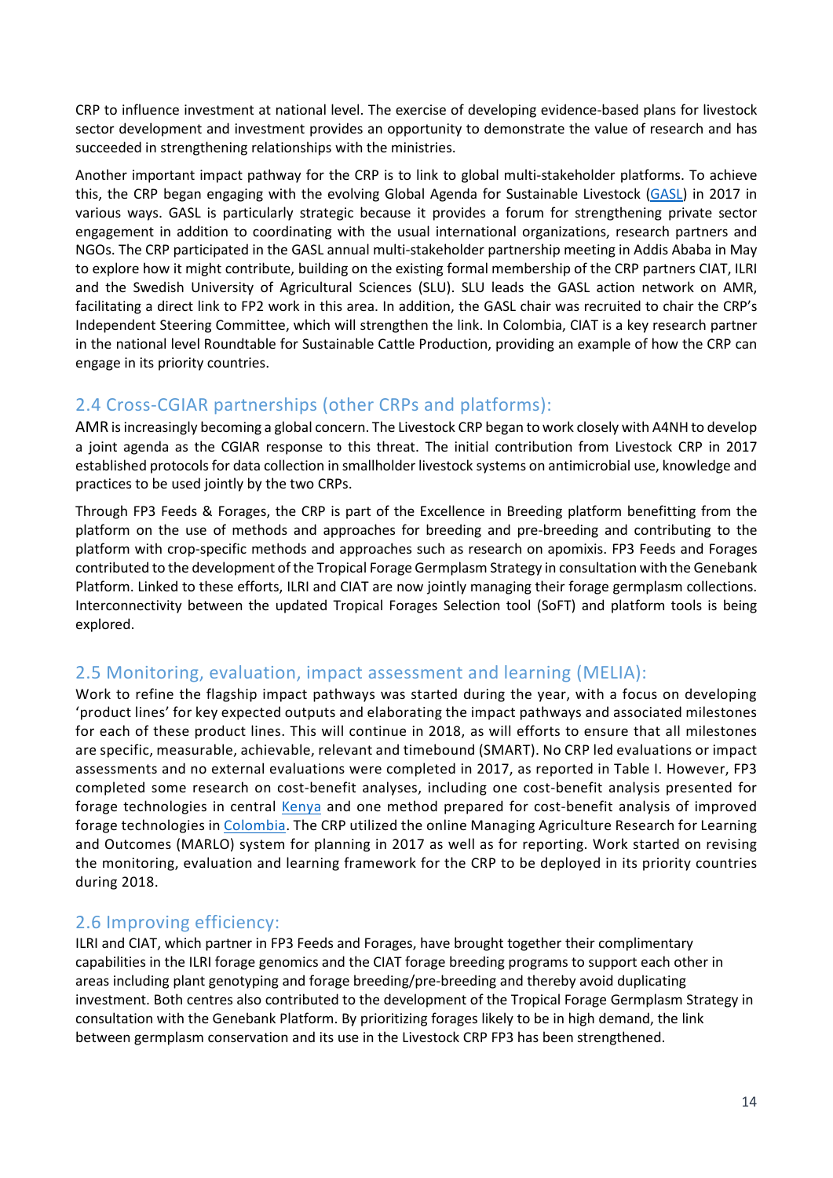CRP to influence investment at national level. The exercise of developing evidence-based plans for livestock sector development and investment provides an opportunity to demonstrate the value of research and has succeeded in strengthening relationships with the ministries.

Another important impact pathway for the CRP is to link to global multi-stakeholder platforms. To achieve this, the CRP began engaging with the evolving Global Agenda for Sustainable Livestock (GASL) in 2017 in various ways. GASL is particularly strategic because it provides a forum for strengthening private sector engagement in addition to coordinating with the usual international organizations, research partners and NGOs. The CRP participated in the GASL annual multi-stakeholder partnership meeting in Addis Ababa in May to explore how it might contribute, building on the existing formal membership of the CRP partners CIAT, ILRI and the Swedish University of Agricultural Sciences (SLU). SLU leads the GASL action network on AMR, facilitating a direct link to FP2 work in this area. In addition, the GASL chair was recruited to chair the CRP's Independent Steering Committee, which will strengthen the link. In Colombia, CIAT is a key research partner in the national level Roundtable for Sustainable Cattle Production, providing an example of how the CRP can engage in its priority countries.

## 2.4 Cross-CGIAR partnerships (other CRPs and platforms):

AMR is increasingly becoming a global concern. The Livestock CRP began to work closely with A4NH to develop a joint agenda as the CGIAR response to this threat. The initial contribution from Livestock CRP in 2017 established protocols for data collection in smallholder livestock systems on antimicrobial use, knowledge and practices to be used jointly by the two CRPs.

Through FP3 Feeds & Forages, the CRP is part of the Excellence in Breeding platform benefitting from the platform on the use of methods and approaches for breeding and pre-breeding and contributing to the platform with crop-specific methods and approaches such as research on apomixis. FP3 Feeds and Forages contributed to the development of the Tropical Forage Germplasm Strategy in consultation with the Genebank Platform. Linked to these efforts, ILRI and CIAT are now jointly managing their forage germplasm collections. Interconnectivity between the updated Tropical Forages Selection tool (SoFT) and platform tools is being explored.

## 2.5 Monitoring, evaluation, impact assessment and learning (MELIA):

Work to refine the flagship impact pathways was started during the year, with a focus on developing 'product lines' for key expected outputs and elaborating the impact pathways and associated milestones for each of these product lines. This will continue in 2018, as will efforts to ensure that all milestones are specific, measurable, achievable, relevant and timebound (SMART). No CRP led evaluations or impact assessments and no external evaluations were completed in 2017, as reported in Table I. However, FP3 completed some research on cost-benefit analyses, including one cost-benefit analysis presented for forage technologies in central Kenya and one method prepared for cost-benefit analysis of improved forage technologies in Colombia. The CRP utilized the online Managing Agriculture Research for Learning and Outcomes (MARLO) system for planning in 2017 as well as for reporting. Work started on revising the monitoring, evaluation and learning framework for the CRP to be deployed in its priority countries during 2018.

## 2.6 Improving efficiency:

ILRI and CIAT, which partner in FP3 Feeds and Forages, have brought together their complimentary capabilities in the ILRI forage genomics and the CIAT forage breeding programs to support each other in areas including plant genotyping and forage breeding/pre-breeding and thereby avoid duplicating investment. Both centres also contributed to the development of the Tropical Forage Germplasm Strategy in consultation with the Genebank Platform. By prioritizing forages likely to be in high demand, the link between germplasm conservation and its use in the Livestock CRP FP3 has been strengthened.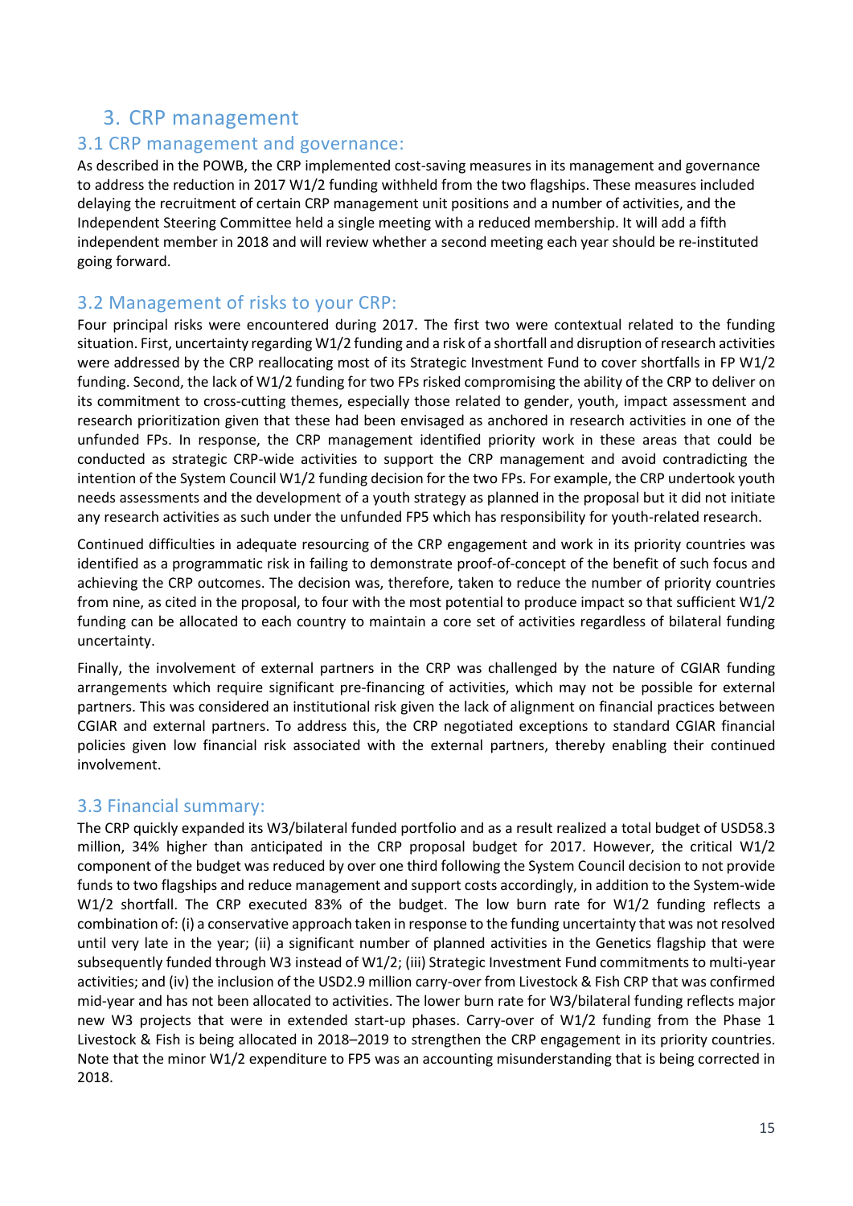# 3. CRP management

## 3.1 CRP management and governance:

As described in the POWB, the CRP implemented cost-saving measures in its management and governance to address the reduction in 2017 W1/2 funding withheld from the two flagships. These measures included delaying the recruitment of certain CRP management unit positions and a number of activities, and the Independent Steering Committee held a single meeting with a reduced membership. It will add a fifth independent member in 2018 and will review whether a second meeting each year should be re-instituted going forward.

## 3.2 Management of risks to your CRP:

Four principal risks were encountered during 2017. The first two were contextual related to the funding situation. First, uncertainty regarding W1/2 funding and a risk of a shortfall and disruption of research activities were addressed by the CRP reallocating most of its Strategic Investment Fund to cover shortfalls in FP W1/2 funding. Second, the lack of W1/2 funding for two FPs risked compromising the ability of the CRP to deliver on its commitment to cross-cutting themes, especially those related to gender, youth, impact assessment and research prioritization given that these had been envisaged as anchored in research activities in one of the unfunded FPs. In response, the CRP management identified priority work in these areas that could be conducted as strategic CRP-wide activities to support the CRP management and avoid contradicting the intention of the System Council W1/2 funding decision for the two FPs. For example, the CRP undertook youth needs assessments and the development of a youth strategy as planned in the proposal but it did not initiate any research activities as such under the unfunded FP5 which has responsibility for youth-related research.

Continued difficulties in adequate resourcing of the CRP engagement and work in its priority countries was identified as a programmatic risk in failing to demonstrate proof-of-concept of the benefit of such focus and achieving the CRP outcomes. The decision was, therefore, taken to reduce the number of priority countries from nine, as cited in the proposal, to four with the most potential to produce impact so that sufficient W1/2 funding can be allocated to each country to maintain a core set of activities regardless of bilateral funding uncertainty.

Finally, the involvement of external partners in the CRP was challenged by the nature of CGIAR funding arrangements which require significant pre-financing of activities, which may not be possible for external partners. This was considered an institutional risk given the lack of alignment on financial practices between CGIAR and external partners. To address this, the CRP negotiated exceptions to standard CGIAR financial policies given low financial risk associated with the external partners, thereby enabling their continued involvement.

## 3.3 Financial summary:

The CRP quickly expanded its W3/bilateral funded portfolio and as a result realized a total budget of USD58.3 million, 34% higher than anticipated in the CRP proposal budget for 2017. However, the critical W1/2 component of the budget was reduced by over one third following the System Council decision to not provide funds to two flagships and reduce management and support costs accordingly, in addition to the System-wide W1/2 shortfall. The CRP executed 83% of the budget. The low burn rate for W1/2 funding reflects a combination of: (i) a conservative approach taken in response to the funding uncertainty that was not resolved until very late in the year; (ii) a significant number of planned activities in the Genetics flagship that were subsequently funded through W3 instead of W1/2; (iii) Strategic Investment Fund commitments to multi-year activities; and (iv) the inclusion of the USD2.9 million carry-over from Livestock & Fish CRP that was confirmed mid-year and has not been allocated to activities. The lower burn rate for W3/bilateral funding reflects major new W3 projects that were in extended start-up phases. Carry-over of W1/2 funding from the Phase 1 Livestock & Fish is being allocated in 2018–2019 to strengthen the CRP engagement in its priority countries. Note that the minor W1/2 expenditure to FP5 was an accounting misunderstanding that is being corrected in 2018.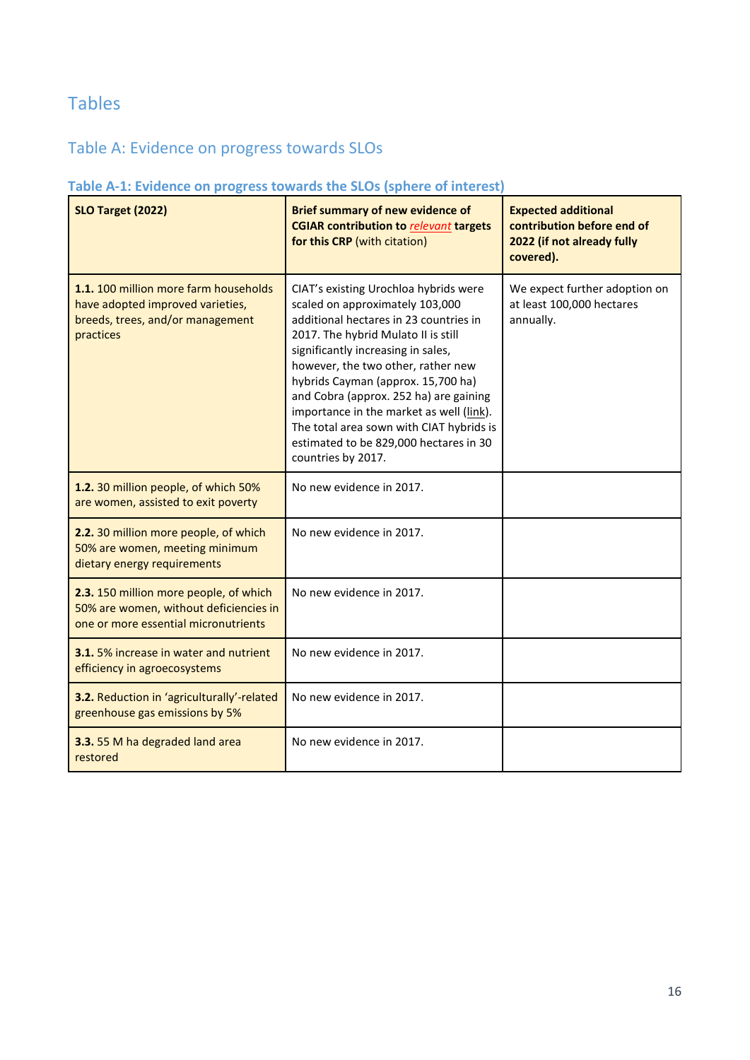# Tables

## Table A: Evidence on progress towards SLOs

### Table A-1: Evidence on progress towards the SLOs (sphere of interest)

| SLO Target (2022) | Brief summary of new evidence of CGIAR contribution to *relevant* targets for this CRP (with citation) | Expected additional contribution before end of 2022 (if not already fully covered). |
|---|---|---|
| **1.1.** 100 million more farm households have adopted improved varieties, breeds, trees, and/or management practices | CIAT's existing Urochloa hybrids were scaled on approximately 103,000 additional hectares in 23 countries in 2017. The hybrid Mulato II is still significantly increasing in sales, however, the two other, rather new hybrids Cayman (approx. 15,700 ha) and Cobra (approx. 252 ha) are gaining importance in the market as well (link). The total area sown with CIAT hybrids is estimated to be 829,000 hectares in 30 countries by 2017. | We expect further adoption on at least 100,000 hectares annually. |
| **1.2.** 30 million people, of which 50% are women, assisted to exit poverty | No new evidence in 2017. | |
| **2.2.** 30 million more people, of which 50% are women, meeting minimum dietary energy requirements | No new evidence in 2017. | |
| **2.3.** 150 million more people, of which 50% are women, without deficiencies in one or more essential micronutrients | No new evidence in 2017. | |
| **3.1.** 5% increase in water and nutrient efficiency in agroecosystems | No new evidence in 2017. | |
| **3.2.** Reduction in 'agriculturally'-related greenhouse gas emissions by 5% | No new evidence in 2017. | |
| **3.3.** 55 M ha degraded land area restored | No new evidence in 2017. | |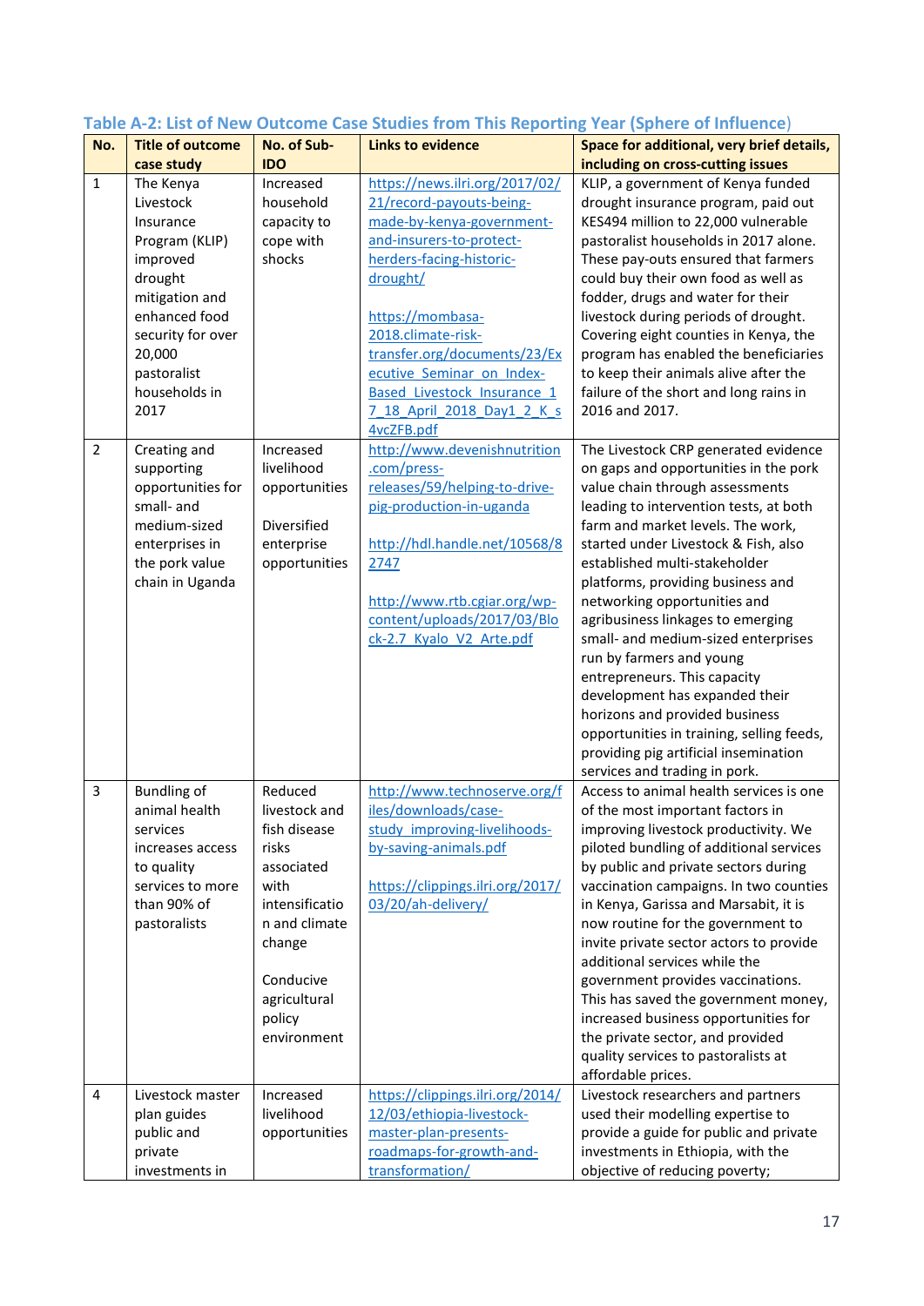## Table A-2: List of New Outcome Case Studies from This Reporting Year (Sphere of Influence)

| No. | Title of outcome case study | No. of Sub-IDO | Links to evidence | Space for additional, very brief details, including on cross-cutting issues |
|---|---|---|---|---|
| 1 | The Kenya Livestock Insurance Program (KLIP) improved drought mitigation and enhanced food security for over 20,000 pastoralist households in 2017 | Increased household capacity to cope with shocks | https://news.ilri.org/2017/02/21/record-payouts-being-made-by-kenya-government-and-insurers-to-protect-herders-facing-historic-drought/<br><br>https://mombasa-2018.climate-risk-transfer.org/documents/23/Executive_Seminar_on_Index-Based_Livestock_Insurance_17_18_April_2018_Day1_2_K_s4vcZFB.pdf | KLIP, a government of Kenya funded drought insurance program, paid out KES494 million to 22,000 vulnerable pastoralist households in 2017 alone. These pay-outs ensured that farmers could buy their own food as well as fodder, drugs and water for their livestock during periods of drought. Covering eight counties in Kenya, the program has enabled the beneficiaries to keep their animals alive after the failure of the short and long rains in 2016 and 2017. |
| 2 | Creating and supporting opportunities for small- and medium-sized enterprises in the pork value chain in Uganda | Increased livelihood opportunities<br><br>Diversified enterprise opportunities | http://www.devenishnutrition.com/press-releases/59/helping-to-drive-pig-production-in-uganda<br><br>http://hdl.handle.net/10568/82747<br><br>http://www.rtb.cgiar.org/wp-content/uploads/2017/03/Block-2.7_Kyalo_V2_Arte.pdf | The Livestock CRP generated evidence on gaps and opportunities in the pork value chain through assessments leading to intervention tests, at both farm and market levels. The work, started under Livestock & Fish, also established multi-stakeholder platforms, providing business and networking opportunities and agribusiness linkages to emerging small- and medium-sized enterprises run by farmers and young entrepreneurs. This capacity development has expanded their horizons and provided business opportunities in training, selling feeds, providing pig artificial insemination services and trading in pork. |
| 3 | Bundling of animal health services increases access to quality services to more than 90% of pastoralists | Reduced livestock and fish disease risks associated with intensification and climate change<br><br>Conducive agricultural policy environment | http://www.technoserve.org/files/downloads/case-study_improving-livelihoods-by-saving-animals.pdf<br><br>https://clippings.ilri.org/2017/03/20/ah-delivery/ | Access to animal health services is one of the most important factors in improving livestock productivity. We piloted bundling of additional services by public and private sectors during vaccination campaigns. In two counties in Kenya, Garissa and Marsabit, it is now routine for the government to invite private sector actors to provide additional services while the government provides vaccinations. This has saved the government money, increased business opportunities for the private sector, and provided quality services to pastoralists at affordable prices. |
| 4 | Livestock master plan guides public and private investments in | Increased livelihood opportunities | https://clippings.ilri.org/2014/12/03/ethiopia-livestock-master-plan-presents-roadmaps-for-growth-and-transformation/ | Livestock researchers and partners used their modelling expertise to provide a guide for public and private investments in Ethiopia, with the objective of reducing poverty; |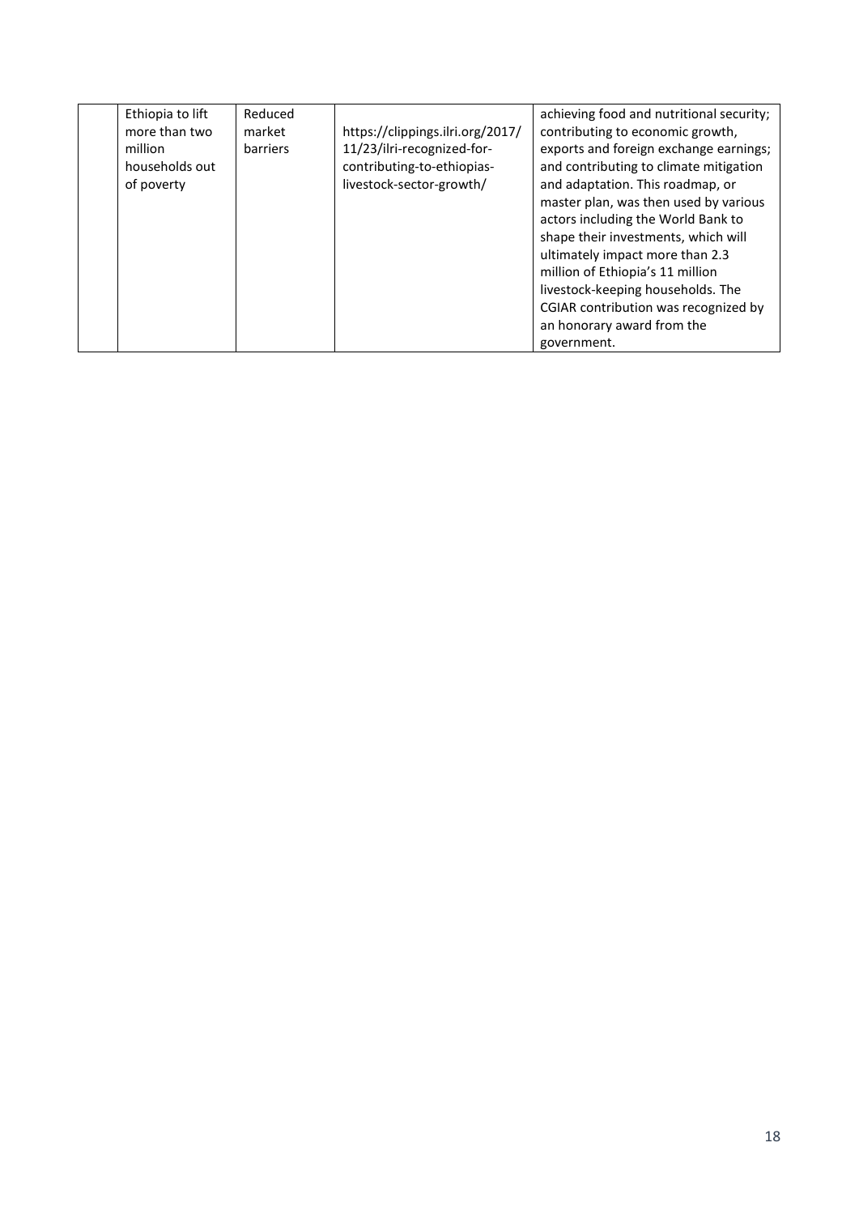| | Ethiopia to lift more than two million households out of poverty | Reduced market barriers | https://clippings.ilri.org/2017/11/23/ilri-recognized-for-contributing-to-ethiopias-livestock-sector-growth/ | achieving food and nutritional security; contributing to economic growth, exports and foreign exchange earnings; and contributing to climate mitigation and adaptation. This roadmap, or master plan, was then used by various actors including the World Bank to shape their investments, which will ultimately impact more than 2.3 million of Ethiopia's 11 million livestock-keeping households. The CGIAR contribution was recognized by an honorary award from the government. |
|---|---|---|---|---|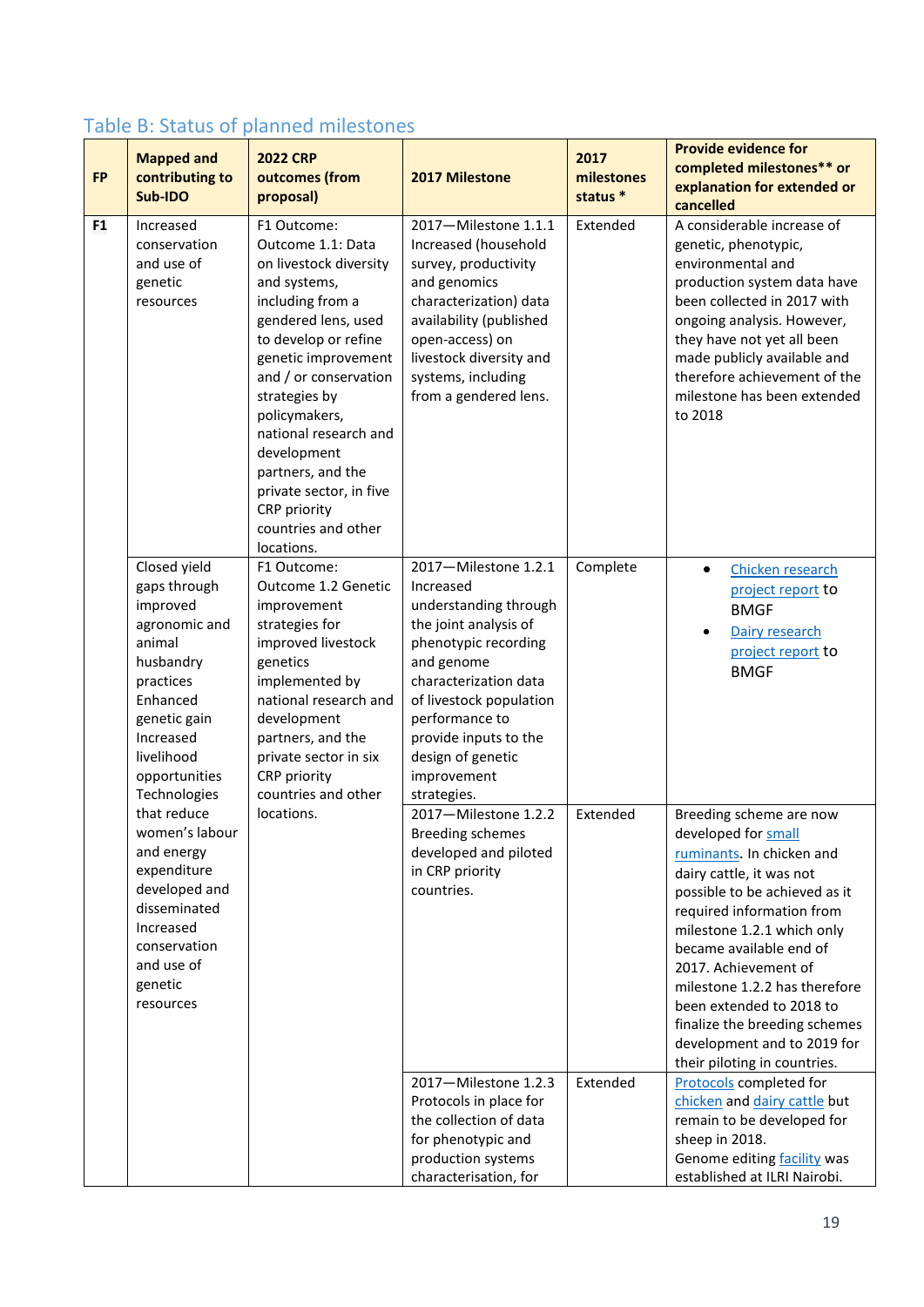## Table B: Status of planned milestones

| FP | Mapped and contributing to Sub-IDO | 2022 CRP outcomes (from proposal) | 2017 Milestone | 2017 milestones status * | Provide evidence for completed milestones** or explanation for extended or cancelled |
|---|---|---|---|---|---|
| **F1** | Increased conservation and use of genetic resources | F1 Outcome: Outcome 1.1: Data on livestock diversity and systems, including from a gendered lens, used to develop or refine genetic improvement and / or conservation strategies by policymakers, national research and development partners, and the private sector, in five CRP priority countries and other locations. | 2017—Milestone 1.1.1 Increased (household survey, productivity and genomics characterization) data availability (published open-access) on livestock diversity and systems, including from a gendered lens. | Extended | A considerable increase of genetic, phenotypic, environmental and production system data have been collected in 2017 with ongoing analysis. However, they have not yet all been made publicly available and therefore achievement of the milestone has been extended to 2018 |
| | Closed yield gaps through improved agronomic and animal husbandry practices Enhanced genetic gain Increased livelihood opportunities Technologies that reduce women's labour and energy expenditure developed and disseminated Increased conservation and use of genetic resources | F1 Outcome: Outcome 1.2 Genetic improvement strategies for improved livestock genetics implemented by national research and development partners, and the private sector in six CRP priority countries and other locations. | 2017—Milestone 1.2.1 Increased understanding through the joint analysis of phenotypic recording and genome characterization data of livestock population performance to provide inputs to the design of genetic improvement strategies. | Complete | • Chicken research project report to BMGF<br>• Dairy research project report to BMGF |
| | | | 2017—Milestone 1.2.2 Breeding schemes developed and piloted in CRP priority countries. | Extended | Breeding scheme are now developed for small ruminants. In chicken and dairy cattle, it was not possible to be achieved as it required information from milestone 1.2.1 which only became available end of 2017. Achievement of milestone 1.2.2 has therefore been extended to 2018 to finalize the breeding schemes development and to 2019 for their piloting in countries. |
| | | | 2017—Milestone 1.2.3 Protocols in place for the collection of data for phenotypic and production systems characterisation, for | Extended | Protocols completed for chicken and dairy cattle but remain to be developed for sheep in 2018.<br>Genome editing facility was established at ILRI Nairobi. |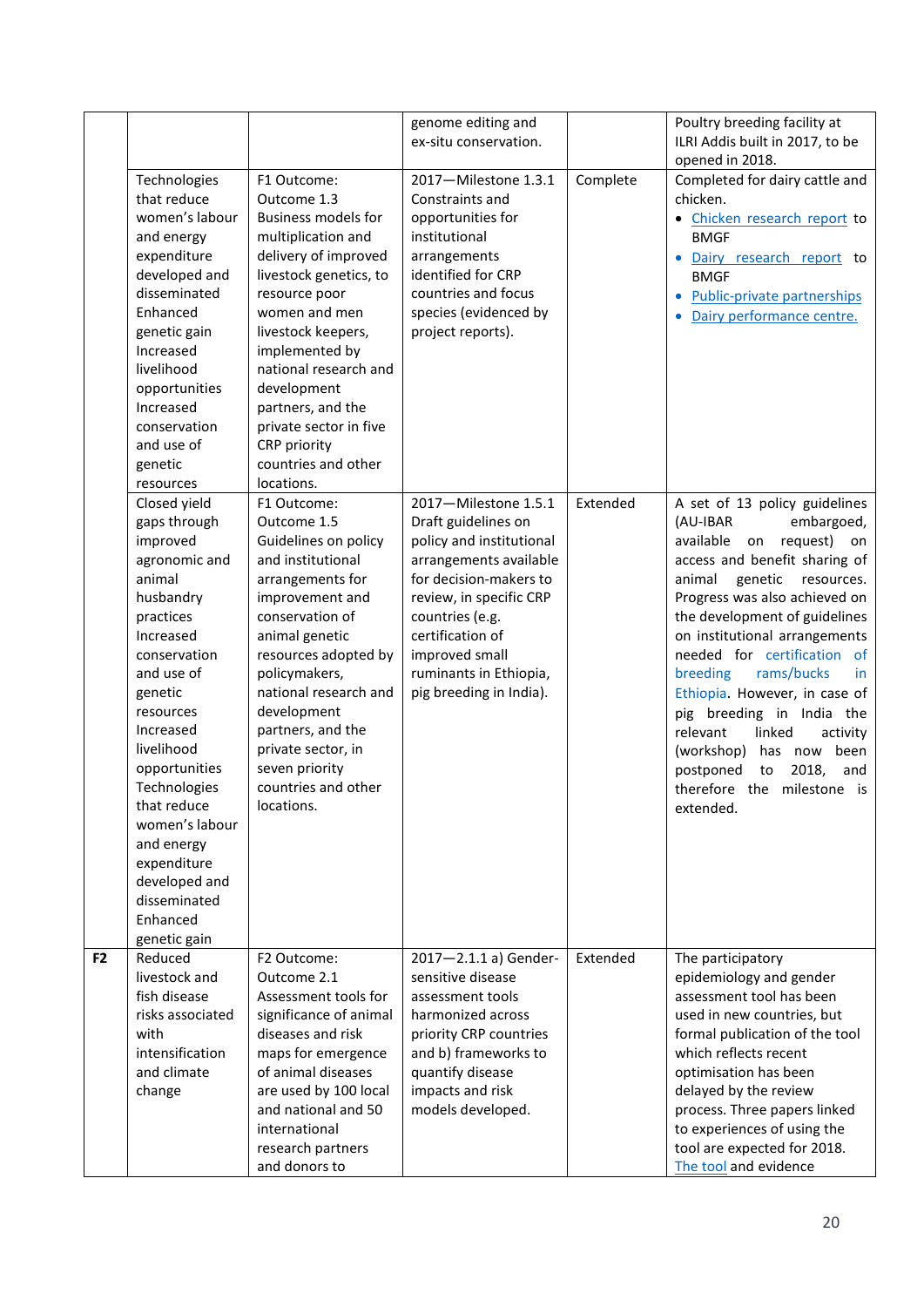| | | | | | |
|---|---|---|---|---|---|
| | | | genome editing and ex-situ conservation. | | Poultry breeding facility at ILRI Addis built in 2017, to be opened in 2018. |
| | Technologies that reduce women's labour and energy expenditure developed and disseminated Enhanced genetic gain Increased livelihood opportunities Increased conservation and use of genetic resources | F1 Outcome: Outcome 1.3 Business models for multiplication and delivery of improved livestock genetics, to resource poor women and men livestock keepers, implemented by national research and development partners, and the private sector in five CRP priority countries and other locations. | 2017—Milestone 1.3.1 Constraints and opportunities for institutional arrangements identified for CRP countries and focus species (evidenced by project reports). | Complete | Completed for dairy cattle and chicken.<br>• Chicken research report to BMGF<br>• Dairy research report to BMGF<br>• Public-private partnerships<br>• Dairy performance centre. |
| | Closed yield gaps through improved agronomic and animal husbandry practices Increased conservation and use of genetic resources Increased livelihood opportunities Technologies that reduce women's labour and energy expenditure developed and disseminated Enhanced genetic gain | F1 Outcome: Outcome 1.5 Guidelines on policy and institutional arrangements for improvement and conservation of animal genetic resources adopted by policymakers, national research and development partners, and the private sector, in seven priority countries and other locations. | 2017—Milestone 1.5.1 Draft guidelines on policy and institutional arrangements available for decision-makers to review, in specific CRP countries (e.g. certification of improved small ruminants in Ethiopia, pig breeding in India). | Extended | A set of 13 policy guidelines (AU-IBAR embargoed, available on request) on access and benefit sharing of animal genetic resources. Progress was also achieved on the development of guidelines on institutional arrangements needed for certification of breeding rams/bucks in Ethiopia. However, in case of pig breeding in India the relevant linked activity (workshop) has now been postponed to 2018, and therefore the milestone is extended. |
| **F2** | Reduced livestock and fish disease risks associated with intensification and climate change | F2 Outcome: Outcome 2.1 Assessment tools for significance of animal diseases and risk maps for emergence of animal diseases are used by 100 local and national and 50 international research partners and donors to | 2017—2.1.1 a) Gender-sensitive disease assessment tools harmonized across priority CRP countries and b) frameworks to quantify disease impacts and risk models developed. | Extended | The participatory epidemiology and gender assessment tool has been used in new countries, but formal publication of the tool which reflects recent optimisation has been delayed by the review process. Three papers linked to experiences of using the tool are expected for 2018. The tool and evidence |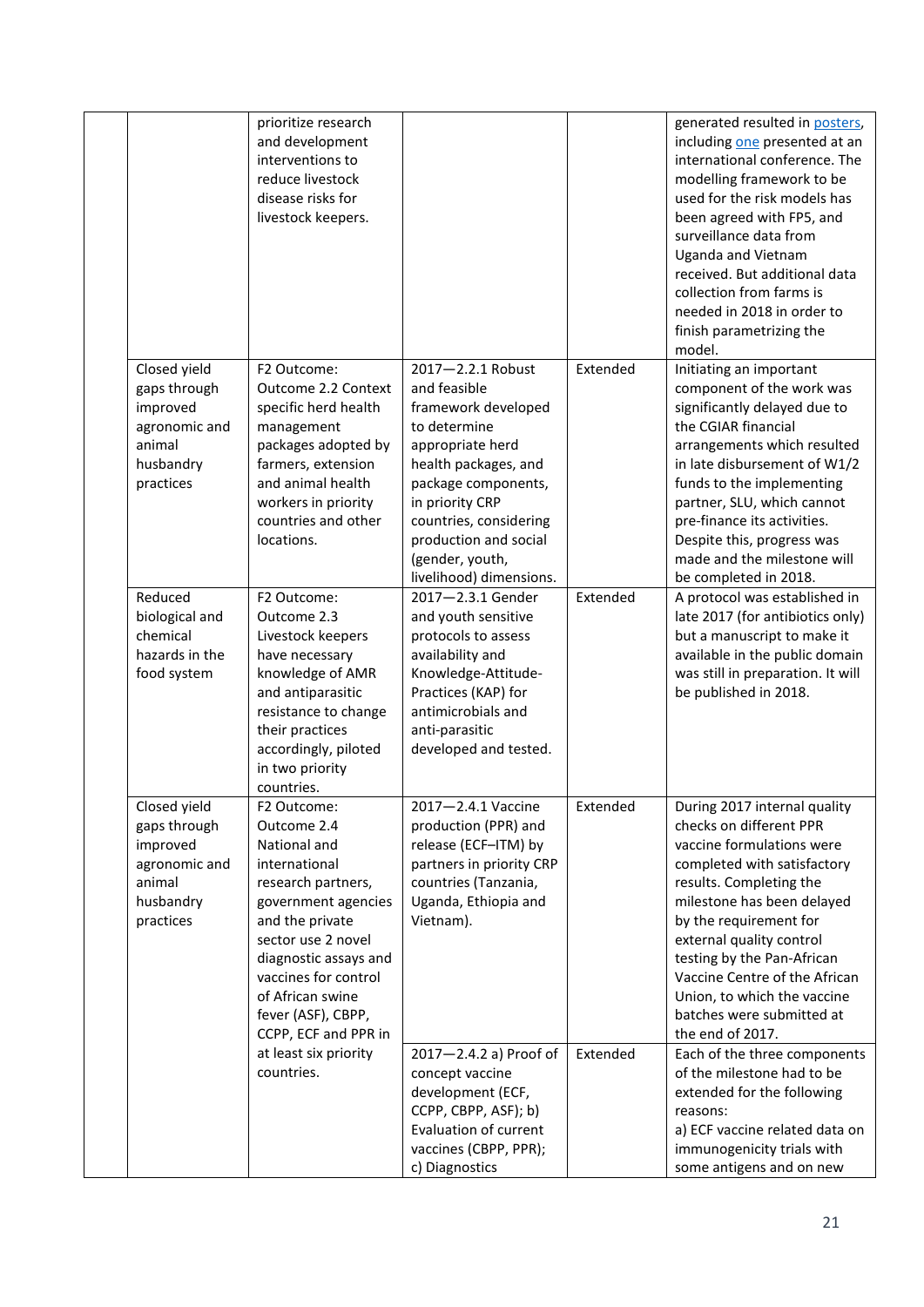|  |  |  |  |  |  |
|---|---|---|---|---|---|
|  |  | prioritize research and development interventions to reduce livestock disease risks for livestock keepers. |  |  | generated resulted in posters, including one presented at an international conference. The modelling framework to be used for the risk models has been agreed with FP5, and surveillance data from Uganda and Vietnam received. But additional data collection from farms is needed in 2018 in order to finish parametrizing the model. |
|  | Closed yield gaps through improved agronomic and animal husbandry practices | F2 Outcome: Outcome 2.2 Context specific herd health management packages adopted by farmers, extension and animal health workers in priority countries and other locations. | 2017—2.2.1 Robust and feasible framework developed to determine appropriate herd health packages, and package components, in priority CRP countries, considering production and social (gender, youth, livelihood) dimensions. | Extended | Initiating an important component of the work was significantly delayed due to the CGIAR financial arrangements which resulted in late disbursement of W1/2 funds to the implementing partner, SLU, which cannot pre-finance its activities. Despite this, progress was made and the milestone will be completed in 2018. |
|  | Reduced biological and chemical hazards in the food system | F2 Outcome: Outcome 2.3 Livestock keepers have necessary knowledge of AMR and antiparasitic resistance to change their practices accordingly, piloted in two priority countries. | 2017—2.3.1 Gender and youth sensitive protocols to assess availability and Knowledge-Attitude-Practices (KAP) for antimicrobials and anti-parasitic developed and tested. | Extended | A protocol was established in late 2017 (for antibiotics only) but a manuscript to make it available in the public domain was still in preparation. It will be published in 2018. |
|  | Closed yield gaps through improved agronomic and animal husbandry practices | F2 Outcome: Outcome 2.4 National and international research partners, government agencies and the private sector use 2 novel diagnostic assays and vaccines for control of African swine fever (ASF), CBPP, CCPP, ECF and PPR in at least six priority countries. | 2017—2.4.1 Vaccine production (PPR) and release (ECF–ITM) by partners in priority CRP countries (Tanzania, Uganda, Ethiopia and Vietnam). | Extended | During 2017 internal quality checks on different PPR vaccine formulations were completed with satisfactory results. Completing the milestone has been delayed by the requirement for external quality control testing by the Pan-African Vaccine Centre of the African Union, to which the vaccine batches were submitted at the end of 2017. |
|  |  |  | 2017—2.4.2 a) Proof of concept vaccine development (ECF, CCPP, CBPP, ASF); b) Evaluation of current vaccines (CBPP, PPR); c) Diagnostics | Extended | Each of the three components of the milestone had to be extended for the following reasons: a) ECF vaccine related data on immunogenicity trials with some antigens and on new |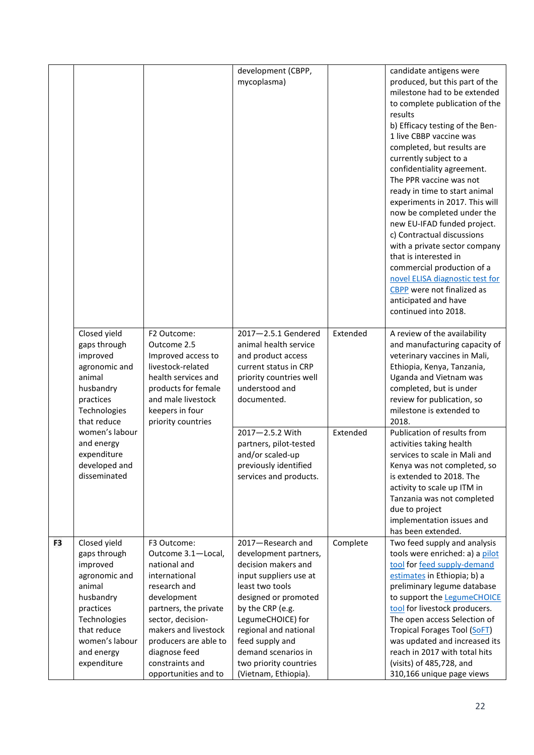| | | | development (CBPP, mycoplasma) | | candidate antigens were produced, but this part of the milestone had to be extended to complete publication of the results<br>b) Efficacy testing of the Ben-1 live CBBP vaccine was completed, but results are currently subject to a confidentiality agreement. The PPR vaccine was not ready in time to start animal experiments in 2017. This will now be completed under the new EU-IFAD funded project.<br>c) Contractual discussions with a private sector company that is interested in commercial production of a novel ELISA diagnostic test for CBPP were not finalized as anticipated and have continued into 2018. |
|---|---|---|---|---|---|
| | Closed yield gaps through improved agronomic and animal husbandry practices Technologies that reduce women's labour and energy expenditure developed and disseminated | F2 Outcome: Outcome 2.5 Improved access to livestock-related health services and products for female and male livestock keepers in four priority countries | 2017—2.5.1 Gendered animal health service and product access current status in CRP priority countries well understood and documented. | Extended | A review of the availability and manufacturing capacity of veterinary vaccines in Mali, Ethiopia, Kenya, Tanzania, Uganda and Vietnam was completed, but is under review for publication, so milestone is extended to 2018. |
| | | | 2017—2.5.2 With partners, pilot-tested and/or scaled-up previously identified services and products. | Extended | Publication of results from activities taking health services to scale in Mali and Kenya was not completed, so is extended to 2018. The activity to scale up ITM in Tanzania was not completed due to project implementation issues and has been extended. |
| **F3** | Closed yield gaps through improved agronomic and animal husbandry practices Technologies that reduce women's labour and energy expenditure | F3 Outcome: Outcome 3.1—Local, national and international research and development partners, the private sector, decision-makers and livestock producers are able to diagnose feed constraints and opportunities and to | 2017—Research and development partners, decision makers and input suppliers use at least two tools designed or promoted by the CRP (e.g. LegumeCHOICE) for regional and national feed supply and demand scenarios in two priority countries (Vietnam, Ethiopia). | Complete | Two feed supply and analysis tools were enriched: a) a pilot tool for feed supply-demand estimates in Ethiopia; b) a preliminary legume database to support the LegumeCHOICE tool for livestock producers. The open access Selection of Tropical Forages Tool (SoFT) was updated and increased its reach in 2017 with total hits (visits) of 485,728, and 310,166 unique page views |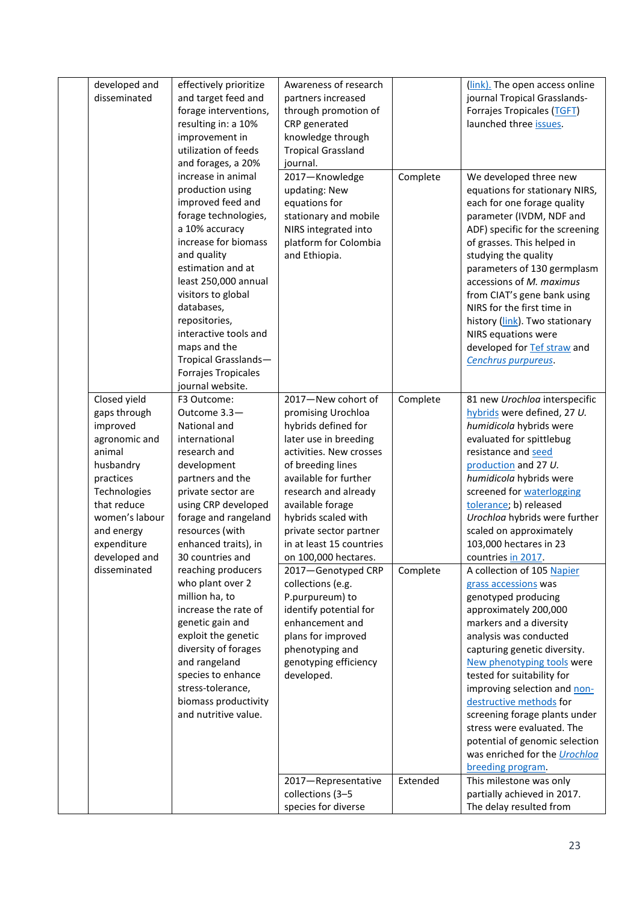| | | | | | |
|---|---|---|---|---|---|
| | developed and disseminated | effectively prioritize and target feed and forage interventions, resulting in: a 10% improvement in utilization of feeds and forages, a 20% increase in animal production using improved feed and forage technologies, a 10% accuracy increase for biomass and quality estimation and at least 250,000 annual visitors to global databases, repositories, interactive tools and maps and the Tropical Grasslands—Forrajes Tropicales journal website. | Awareness of research partners increased through promotion of CRP generated knowledge through Tropical Grassland journal. | | (link). The open access online journal Tropical Grasslands-Forrajes Tropicales (TGFT) launched three issues. |
| | | | 2017—Knowledge updating: New equations for stationary and mobile NIRS integrated into platform for Colombia and Ethiopia. | Complete | We developed three new equations for stationary NIRS, each for one forage quality parameter (IVDM, NDF and ADF) specific for the screening of grasses. This helped in studying the quality parameters of 130 germplasm accessions of *M. maximus* from CIAT's gene bank using NIRS for the first time in history (link). Two stationary NIRS equations were developed for Tef straw and *Cenchrus purpureus*. |
| | Closed yield gaps through improved agronomic and animal husbandry practices Technologies that reduce women's labour and energy expenditure developed and disseminated | F3 Outcome: Outcome 3.3—National and international research and development partners and the private sector are using CRP developed forage and rangeland resources (with enhanced traits), in 30 countries and reaching producers who plant over 2 million ha, to increase the rate of genetic gain and exploit the genetic diversity of forages and rangeland species to enhance stress-tolerance, biomass productivity and nutritive value. | 2017—New cohort of promising Urochloa hybrids defined for later use in breeding activities. New crosses of breeding lines available for further research and already available forage hybrids scaled with private sector partner in at least 15 countries on 100,000 hectares. | Complete | 81 new *Urochloa* interspecific hybrids were defined, 27 *U. humidicola* hybrids were evaluated for spittlebug resistance and seed production and 27 *U. humidicola* hybrids were screened for waterlogging tolerance; b) released *Urochloa* hybrids were further scaled on approximately 103,000 hectares in 23 countries in 2017. |
| | | | 2017—Genotyped CRP collections (e.g. P.purpureum) to identify potential for enhancement and plans for improved phenotyping and genotyping efficiency developed. | Complete | A collection of 105 Napier grass accessions was genotyped producing approximately 200,000 markers and a diversity analysis was conducted capturing genetic diversity. New phenotyping tools were tested for suitability for improving selection and non-destructive methods for screening forage plants under stress were evaluated. The potential of genomic selection was enriched for the *Urochloa* breeding program. |
| | | | 2017—Representative collections (3–5 species for diverse | Extended | This milestone was only partially achieved in 2017. The delay resulted from |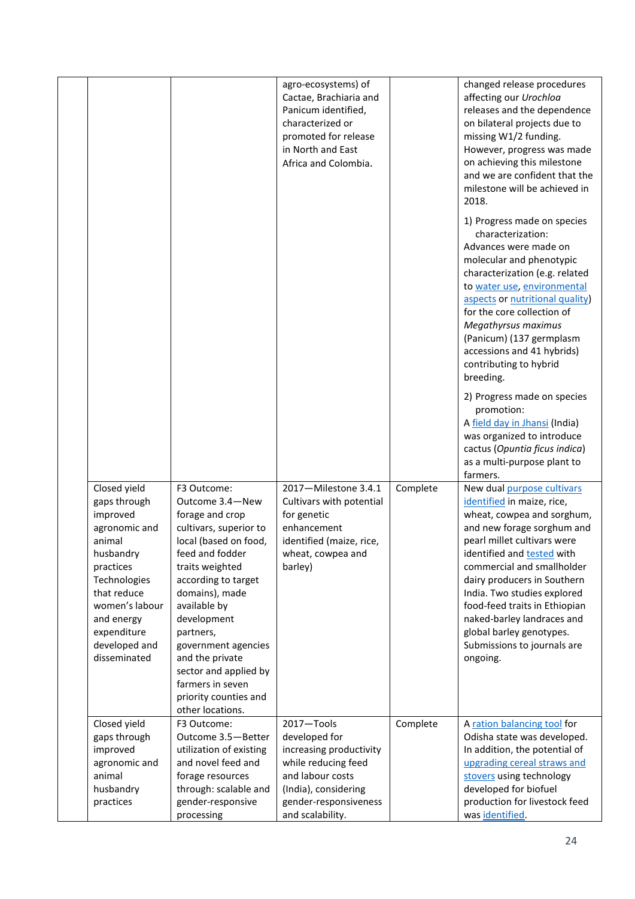|  |  |  | agro-ecosystems) of Cactae, Brachiaria and Panicum identified, characterized or promoted for release in North and East Africa and Colombia. |  | changed release procedures affecting our *Urochloa* releases and the dependence on bilateral projects due to missing W1/2 funding. However, progress was made on achieving this milestone and we are confident that the milestone will be achieved in 2018.<br><br>1) Progress made on species characterization:<br>Advances were made on molecular and phenotypic characterization (e.g. related to water use, environmental aspects or nutritional quality) for the core collection of *Megathyrsus maximus* (Panicum) (137 germplasm accessions and 41 hybrids) contributing to hybrid breeding.<br><br>2) Progress made on species promotion:<br>A field day in Jhansi (India) was organized to introduce cactus (*Opuntia ficus indica*) as a multi-purpose plant to farmers. |
|---|---|---|---|---|---|
|  | Closed yield gaps through improved agronomic and animal husbandry practices Technologies that reduce women's labour and energy expenditure developed and disseminated | F3 Outcome: Outcome 3.4—New forage and crop cultivars, superior to local (based on food, feed and fodder traits weighted according to target domains), made available by development partners, government agencies and the private sector and applied by farmers in seven priority counties and other locations. | 2017—Milestone 3.4.1 Cultivars with potential for genetic enhancement identified (maize, rice, wheat, cowpea and barley) | Complete | New dual purpose cultivars identified in maize, rice, wheat, cowpea and sorghum, and new forage sorghum and pearl millet cultivars were identified and tested with commercial and smallholder dairy producers in Southern India. Two studies explored food-feed traits in Ethiopian naked-barley landraces and global barley genotypes. Submissions to journals are ongoing. |
|  | Closed yield gaps through improved agronomic and animal husbandry practices | F3 Outcome: Outcome 3.5—Better utilization of existing and novel feed and forage resources through: scalable and gender-responsive processing | 2017—Tools developed for increasing productivity while reducing feed and labour costs (India), considering gender-responsiveness and scalability. | Complete | A ration balancing tool for Odisha state was developed. In addition, the potential of upgrading cereal straws and stovers using technology developed for biofuel production for livestock feed was identified. |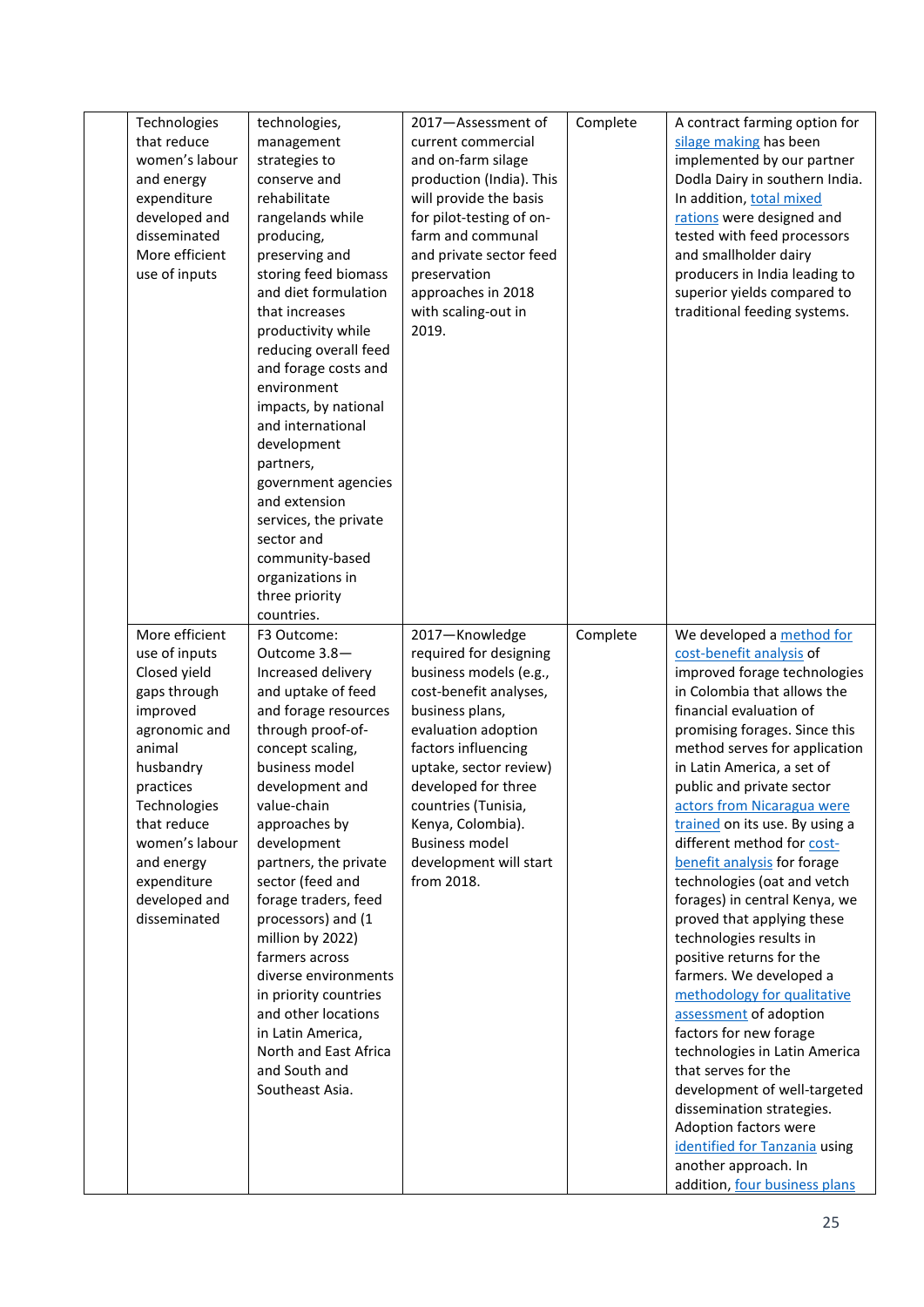| | | | | | |
|---|---|---|---|---|---|
| | Technologies that reduce women's labour and energy expenditure developed and disseminated More efficient use of inputs | technologies, management strategies to conserve and rehabilitate rangelands while producing, preserving and storing feed biomass and diet formulation that increases productivity while reducing overall feed and forage costs and environment impacts, by national and international development partners, government agencies and extension services, the private sector and community-based organizations in three priority countries. | 2017—Assessment of current commercial and on-farm silage production (India). This will provide the basis for pilot-testing of on-farm and communal and private sector feed preservation approaches in 2018 with scaling-out in 2019. | Complete | A contract farming option for silage making has been implemented by our partner Dodla Dairy in southern India. In addition, total mixed rations were designed and tested with feed processors and smallholder dairy producers in India leading to superior yields compared to traditional feeding systems. |
| | More efficient use of inputs Closed yield gaps through improved agronomic and animal husbandry practices Technologies that reduce women's labour and energy expenditure developed and disseminated | F3 Outcome: Outcome 3.8—Increased delivery and uptake of feed and forage resources through proof-of-concept scaling, business model development and value-chain approaches by development partners, the private sector (feed and forage traders, feed processors) and (1 million by 2022) farmers across diverse environments in priority countries and other locations in Latin America, North and East Africa and South and Southeast Asia. | 2017—Knowledge required for designing business models (e.g., cost-benefit analyses, business plans, evaluation adoption factors influencing uptake, sector review) developed for three countries (Tunisia, Kenya, Colombia). Business model development will start from 2018. | Complete | We developed a method for cost-benefit analysis of improved forage technologies in Colombia that allows the financial evaluation of promising forages. Since this method serves for application in Latin America, a set of public and private sector actors from Nicaragua were trained on its use. By using a different method for cost-benefit analysis for forage technologies (oat and vetch forages) in central Kenya, we proved that applying these technologies results in positive returns for the farmers. We developed a methodology for qualitative assessment of adoption factors for new forage technologies in Latin America that serves for the development of well-targeted dissemination strategies. Adoption factors were identified for Tanzania using another approach. In addition, four business plans |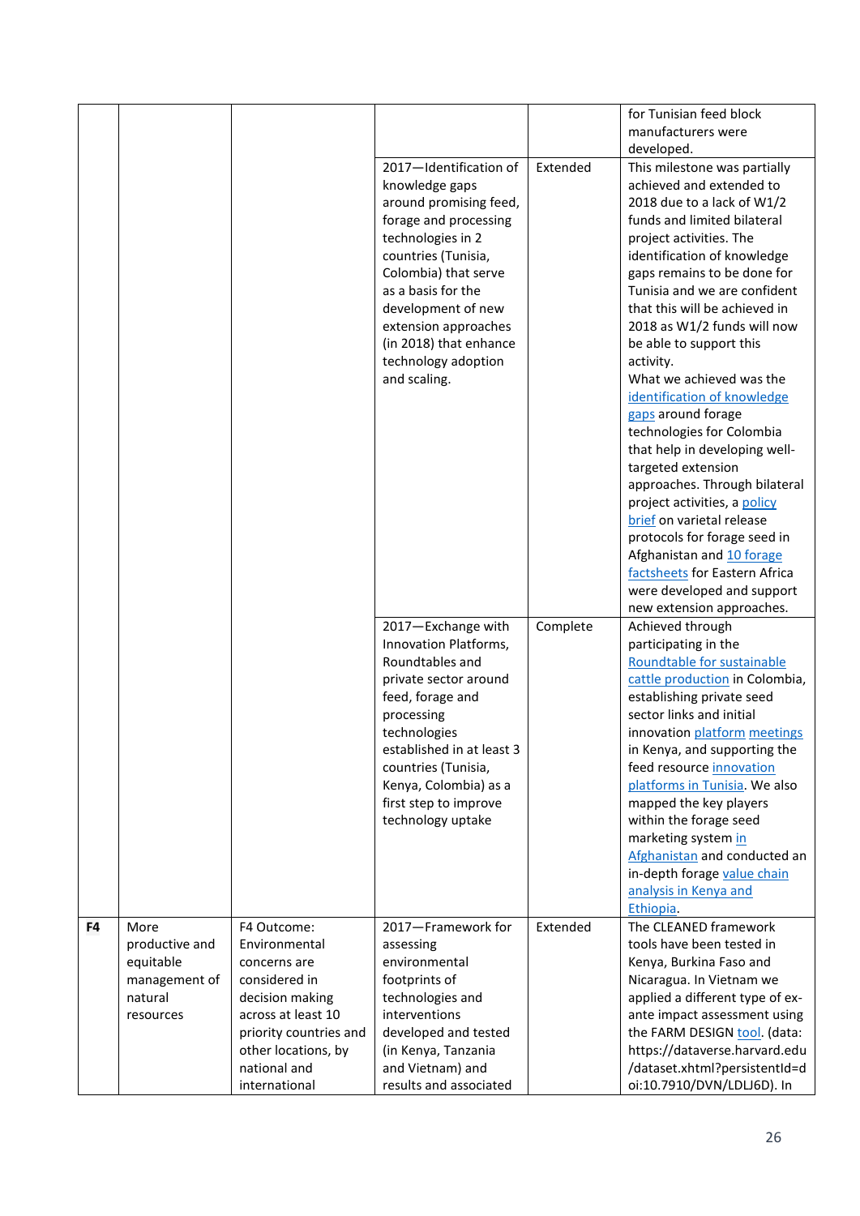| | | | | | |
|---|---|---|---|---|---|
| | | | | | for Tunisian feed block manufacturers were developed. |
| | | | 2017—Identification of knowledge gaps around promising feed, forage and processing technologies in 2 countries (Tunisia, Colombia) that serve as a basis for the development of new extension approaches (in 2018) that enhance technology adoption and scaling. | Extended | This milestone was partially achieved and extended to 2018 due to a lack of W1/2 funds and limited bilateral project activities. The identification of knowledge gaps remains to be done for Tunisia and we are confident that this will be achieved in 2018 as W1/2 funds will now be able to support this activity.<br>What we achieved was the identification of knowledge gaps around forage technologies for Colombia that help in developing well-targeted extension approaches. Through bilateral project activities, a policy brief on varietal release protocols for forage seed in Afghanistan and 10 forage factsheets for Eastern Africa were developed and support new extension approaches. |
| | | | 2017—Exchange with Innovation Platforms, Roundtables and private sector around feed, forage and processing technologies established in at least 3 countries (Tunisia, Kenya, Colombia) as a first step to improve technology uptake | Complete | Achieved through participating in the Roundtable for sustainable cattle production in Colombia, establishing private seed sector links and initial innovation platform meetings in Kenya, and supporting the feed resource innovation platforms in Tunisia. We also mapped the key players within the forage seed marketing system in Afghanistan and conducted an in-depth forage value chain analysis in Kenya and Ethiopia. |
| **F4** | More productive and equitable management of natural resources | F4 Outcome: Environmental concerns are considered in decision making across at least 10 priority countries and other locations, by national and international | 2017—Framework for assessing environmental footprints of technologies and interventions developed and tested (in Kenya, Tanzania and Vietnam) and results and associated | Extended | The CLEANED framework tools have been tested in Kenya, Burkina Faso and Nicaragua. In Vietnam we applied a different type of ex-ante impact assessment using the FARM DESIGN tool. (data: https://dataverse.harvard.edu/dataset.xhtml?persistentId=doi:10.7910/DVN/LDLJ6D). In |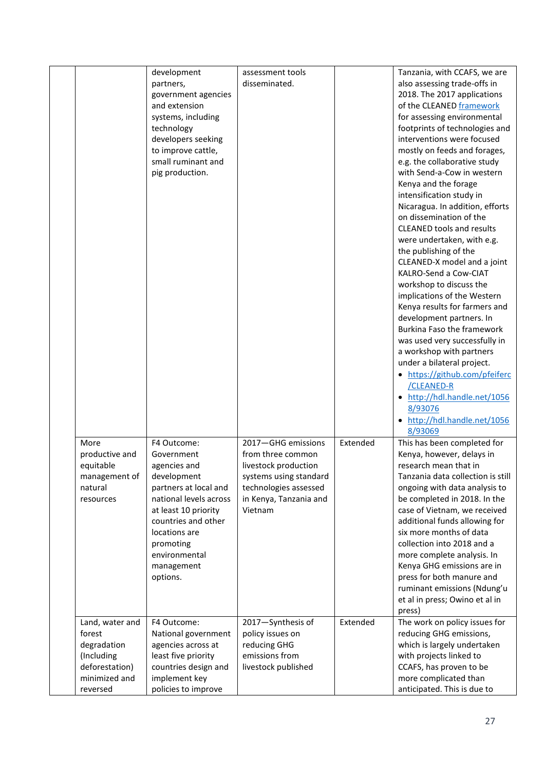|  |  |  |  |  |  |
|---|---|---|---|---|---|
|  |  | development partners, government agencies and extension systems, including technology developers seeking to improve cattle, small ruminant and pig production. | assessment tools disseminated. |  | Tanzania, with CCAFS, we are also assessing trade-offs in 2018. The 2017 applications of the CLEANED framework for assessing environmental footprints of technologies and interventions were focused mostly on feeds and forages, e.g. the collaborative study with Send-a-Cow in western Kenya and the forage intensification study in Nicaragua. In addition, efforts on dissemination of the CLEANED tools and results were undertaken, with e.g. the publishing of the CLEANED-X model and a joint KALRO-Send a Cow-CIAT workshop to discuss the implications of the Western Kenya results for farmers and development partners. In Burkina Faso the framework was used very successfully in a workshop with partners under a bilateral project.<br>• https://github.com/pfeiferc/CLEANED-R<br>• http://hdl.handle.net/10568/93076<br>• http://hdl.handle.net/10568/93069 |
|  | More productive and equitable management of natural resources | F4 Outcome: Government agencies and development partners at local and national levels across at least 10 priority countries and other locations are promoting environmental management options. | 2017—GHG emissions from three common livestock production systems using standard technologies assessed in Kenya, Tanzania and Vietnam | Extended | This has been completed for Kenya, however, delays in research mean that in Tanzania data collection is still ongoing with data analysis to be completed in 2018. In the case of Vietnam, we received additional funds allowing for six more months of data collection into 2018 and a more complete analysis. In Kenya GHG emissions are in press for both manure and ruminant emissions (Ndung'u et al in press; Owino et al in press) |
|  | Land, water and forest degradation (Including deforestation) minimized and reversed | F4 Outcome: National government agencies across at least five priority countries design and implement key policies to improve | 2017—Synthesis of policy issues on reducing GHG emissions from livestock published | Extended | The work on policy issues for reducing GHG emissions, which is largely undertaken with projects linked to CCAFS, has proven to be more complicated than anticipated. This is due to |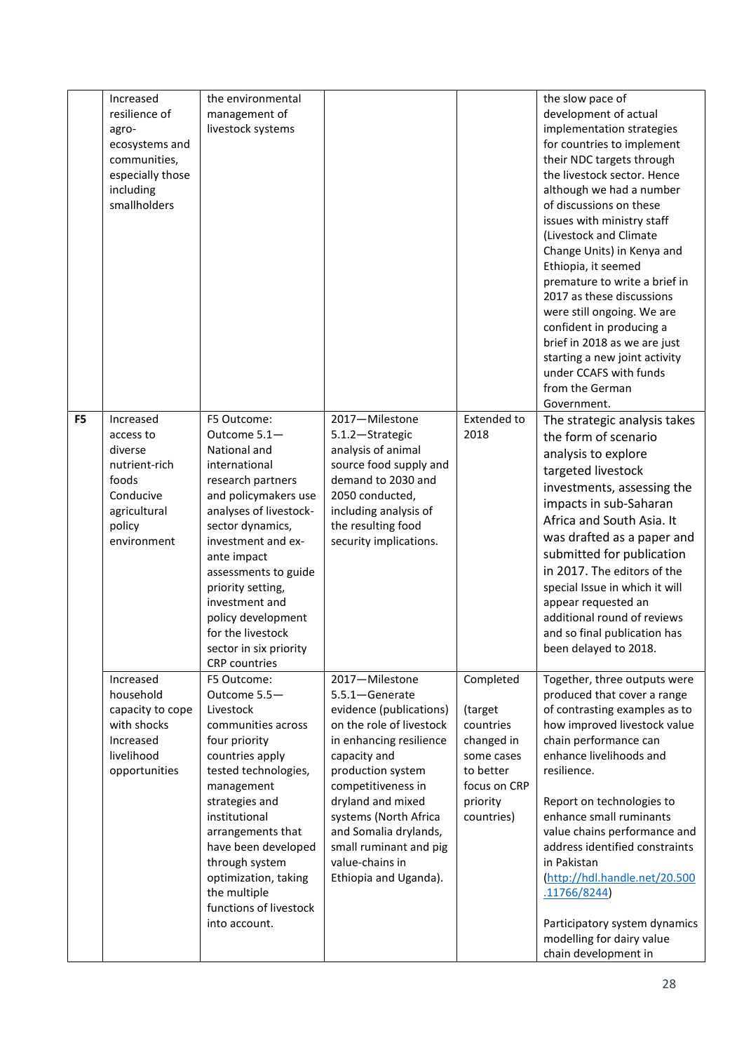| | | | | | |
|---|---|---|---|---|---|
| | Increased resilience of agro-ecosystems and communities, especially those including smallholders | the environmental management of livestock systems | | | the slow pace of development of actual implementation strategies for countries to implement their NDC targets through the livestock sector. Hence although we had a number of discussions on these issues with ministry staff (Livestock and Climate Change Units) in Kenya and Ethiopia, it seemed premature to write a brief in 2017 as these discussions were still ongoing. We are confident in producing a brief in 2018 as we are just starting a new joint activity under CCAFS with funds from the German Government. |
| **F5** | Increased access to diverse nutrient-rich foods Conducive agricultural policy environment | F5 Outcome: Outcome 5.1—National and international research partners and policymakers use analyses of livestock-sector dynamics, investment and ex-ante impact assessments to guide priority setting, investment and policy development for the livestock sector in six priority CRP countries | 2017—Milestone 5.1.2—Strategic analysis of animal source food supply and demand to 2030 and 2050 conducted, including analysis of the resulting food security implications. | Extended to 2018 | The strategic analysis takes the form of scenario analysis to explore targeted livestock investments, assessing the impacts in sub-Saharan Africa and South Asia. It was drafted as a paper and submitted for publication in 2017. The editors of the special Issue in which it will appear requested an additional round of reviews and so final publication has been delayed to 2018. |
| | Increased household capacity to cope with shocks Increased livelihood opportunities | F5 Outcome: Outcome 5.5—Livestock communities across four priority countries apply tested technologies, management strategies and institutional arrangements that have been developed through system optimization, taking the multiple functions of livestock into account. | 2017—Milestone 5.5.1—Generate evidence (publications) on the role of livestock in enhancing resilience capacity and production system competitiveness in dryland and mixed systems (North Africa and Somalia drylands, small ruminant and pig value-chains in Ethiopia and Uganda). | Completed<br><br>(target countries changed in some cases to better focus on CRP priority countries) | Together, three outputs were produced that cover a range of contrasting examples as to how improved livestock value chain performance can enhance livelihoods and resilience.<br><br>Report on technologies to enhance small ruminants value chains performance and address identified constraints in Pakistan (http://hdl.handle.net/20.500.11766/8244)<br><br>Participatory system dynamics modelling for dairy value chain development in |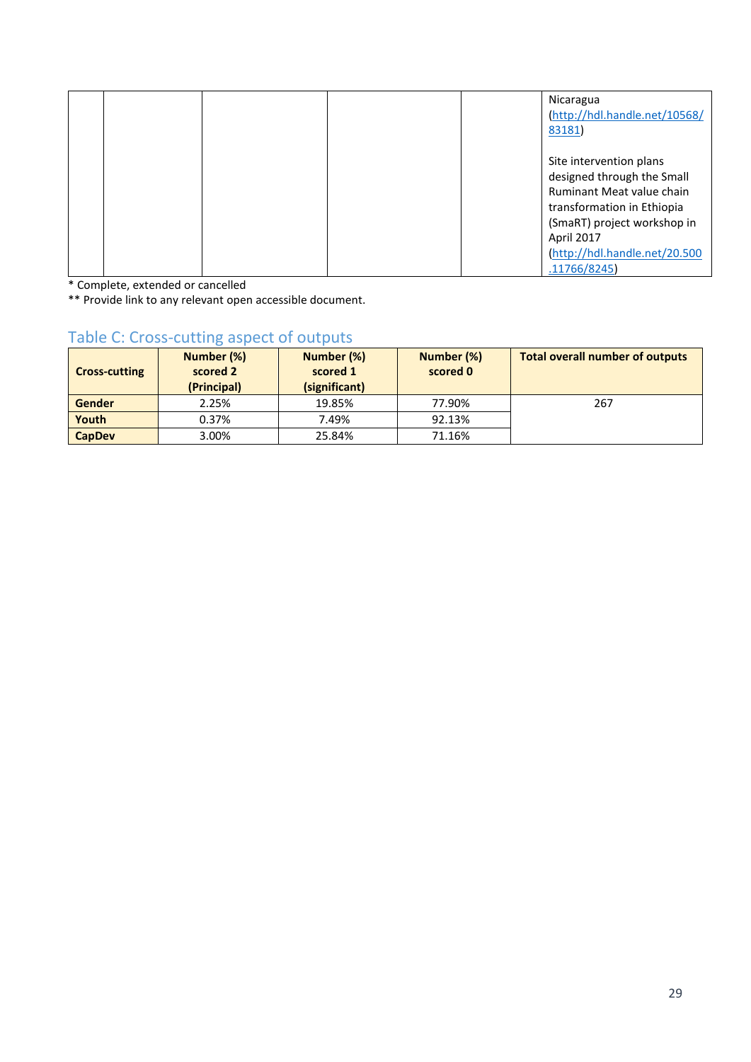| | | | | | |
|---|---|---|---|---|---|
| | | | | | Nicaragua (http://hdl.handle.net/10568/83181)<br><br>Site intervention plans designed through the Small Ruminant Meat value chain transformation in Ethiopia (SmaRT) project workshop in April 2017 (http://hdl.handle.net/20.500.11766/8245) |

* Complete, extended or cancelled

** Provide link to any relevant open accessible document.

## Table C: Cross-cutting aspect of outputs

| Cross-cutting | Number (%) scored 2 (Principal) | Number (%) scored 1 (significant) | Number (%) scored 0 | Total overall number of outputs |
|---|---|---|---|---|
| **Gender** | 2.25% | 19.85% | 77.90% | 267 |
| **Youth** | 0.37% | 7.49% | 92.13% | |
| **CapDev** | 3.00% | 25.84% | 71.16% | |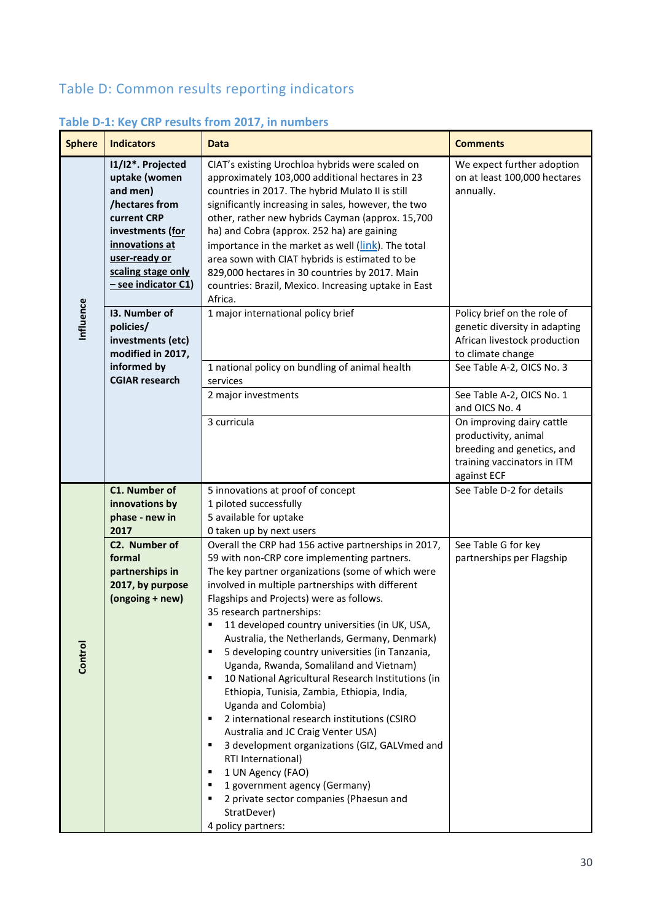## Table D: Common results reporting indicators

### Table D-1: Key CRP results from 2017, in numbers

| Sphere | Indicators | Data | Comments |
|---|---|---|---|
| Influence | **I1/I2\*. Projected uptake (women and men) /hectares from current CRP investments (for innovations at user-ready or scaling stage only – see indicator C1)** | CIAT's existing Urochloa hybrids were scaled on approximately 103,000 additional hectares in 23 countries in 2017. The hybrid Mulato II is still significantly increasing in sales, however, the two other, rather new hybrids Cayman (approx. 15,700 ha) and Cobra (approx. 252 ha) are gaining importance in the market as well (link). The total area sown with CIAT hybrids is estimated to be 829,000 hectares in 30 countries by 2017. Main countries: Brazil, Mexico. Increasing uptake in East Africa. | We expect further adoption on at least 100,000 hectares annually. |
| | **I3. Number of policies/ investments (etc) modified in 2017, informed by CGIAR research** | 1 major international policy brief | Policy brief on the role of genetic diversity in adapting African livestock production to climate change |
| | | 1 national policy on bundling of animal health services | See Table A-2, OICS No. 3 |
| | | 2 major investments | See Table A-2, OICS No. 1 and OICS No. 4 |
| | | 3 curricula | On improving dairy cattle productivity, animal breeding and genetics, and training vaccinators in ITM against ECF |
| Control | **C1. Number of innovations by phase - new in 2017** | 5 innovations at proof of concept<br>1 piloted successfully<br>5 available for uptake<br>0 taken up by next users | See Table D-2 for details |
| | **C2. Number of formal partnerships in 2017, by purpose (ongoing + new)** | Overall the CRP had 156 active partnerships in 2017, 59 with non-CRP core implementing partners.<br>The key partner organizations (some of which were involved in multiple partnerships with different Flagships and Projects) were as follows.<br>35 research partnerships:<br>▪ 11 developed country universities (in UK, USA, Australia, the Netherlands, Germany, Denmark)<br>▪ 5 developing country universities (in Tanzania, Uganda, Rwanda, Somaliland and Vietnam)<br>▪ 10 National Agricultural Research Institutions (in Ethiopia, Tunisia, Zambia, Ethiopia, India, Uganda and Colombia)<br>▪ 2 international research institutions (CSIRO Australia and JC Craig Venter USA)<br>▪ 3 development organizations (GIZ, GALVmed and RTI International)<br>▪ 1 UN Agency (FAO)<br>▪ 1 government agency (Germany)<br>▪ 2 private sector companies (Phaesun and StratDever)<br>4 policy partners: | See Table G for key partnerships per Flagship |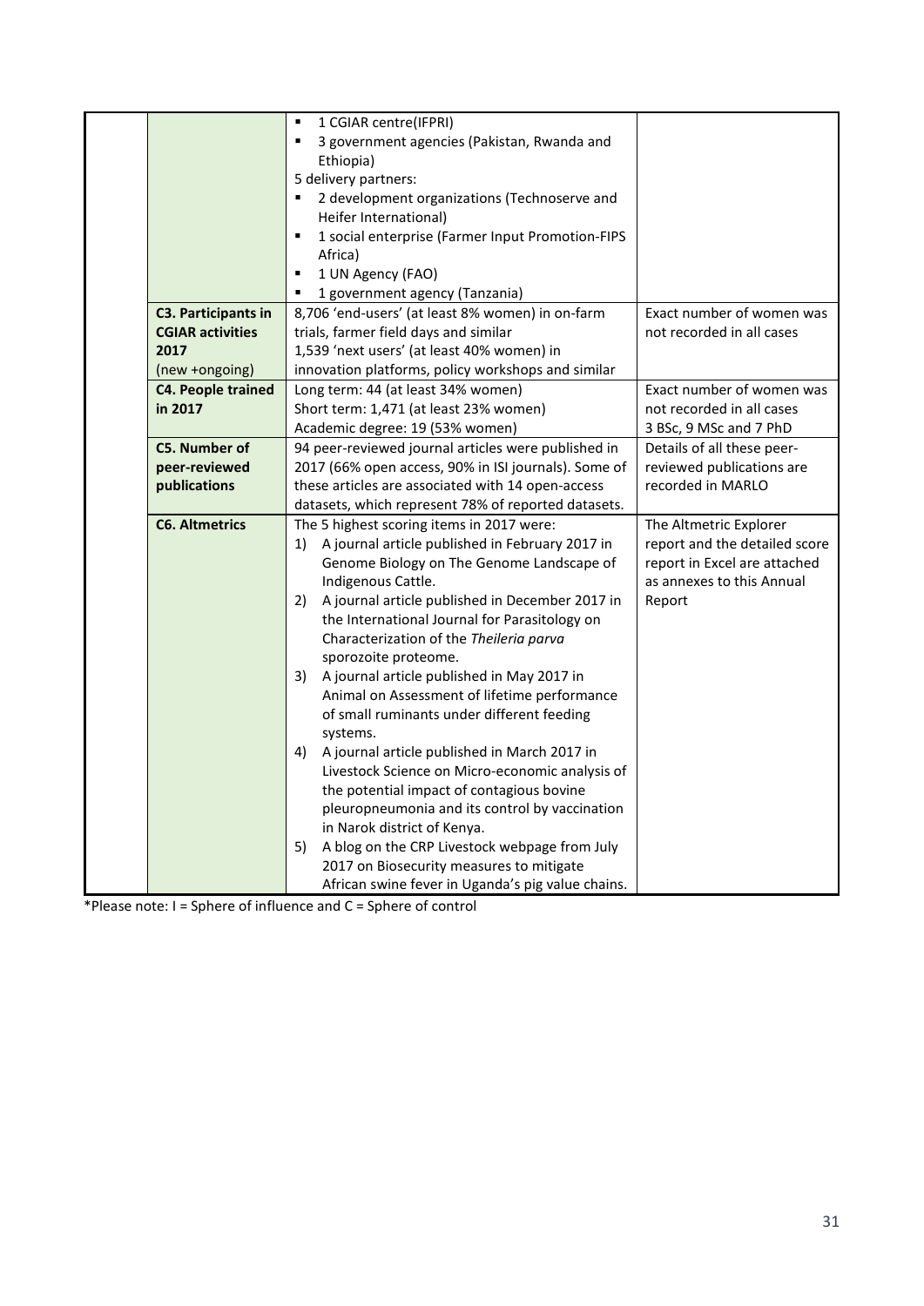| | | | |
|---|---|---|---|
| | | ▪ 1 CGIAR centre(IFPRI)<br>▪ 3 government agencies (Pakistan, Rwanda and Ethiopia)<br>5 delivery partners:<br>▪ 2 development organizations (Technoserve and Heifer International)<br>▪ 1 social enterprise (Farmer Input Promotion-FIPS Africa)<br>▪ 1 UN Agency (FAO)<br>▪ 1 government agency (Tanzania) | |
| | **C3. Participants in CGIAR activities 2017** (new +ongoing) | 8,706 'end-users' (at least 8% women) in on-farm trials, farmer field days and similar<br>1,539 'next users' (at least 40% women) in innovation platforms, policy workshops and similar | Exact number of women was not recorded in all cases |
| | **C4. People trained in 2017** | Long term: 44 (at least 34% women)<br>Short term: 1,471 (at least 23% women)<br>Academic degree: 19 (53% women) | Exact number of women was not recorded in all cases<br>3 BSc, 9 MSc and 7 PhD |
| | **C5. Number of peer-reviewed publications** | 94 peer-reviewed journal articles were published in 2017 (66% open access, 90% in ISI journals). Some of these articles are associated with 14 open-access datasets, which represent 78% of reported datasets. | Details of all these peer-reviewed publications are recorded in MARLO |
| | **C6. Altmetrics** | The 5 highest scoring items in 2017 were:<br>1) A journal article published in February 2017 in Genome Biology on The Genome Landscape of Indigenous Cattle.<br>2) A journal article published in December 2017 in the International Journal for Parasitology on Characterization of the *Theileria parva* sporozoite proteome.<br>3) A journal article published in May 2017 in Animal on Assessment of lifetime performance of small ruminants under different feeding systems.<br>4) A journal article published in March 2017 in Livestock Science on Micro-economic analysis of the potential impact of contagious bovine pleuropneumonia and its control by vaccination in Narok district of Kenya.<br>5) A blog on the CRP Livestock webpage from July 2017 on Biosecurity measures to mitigate African swine fever in Uganda's pig value chains. | The Altmetric Explorer report and the detailed score report in Excel are attached as annexes to this Annual Report |

*Please note: I = Sphere of influence and C = Sphere of control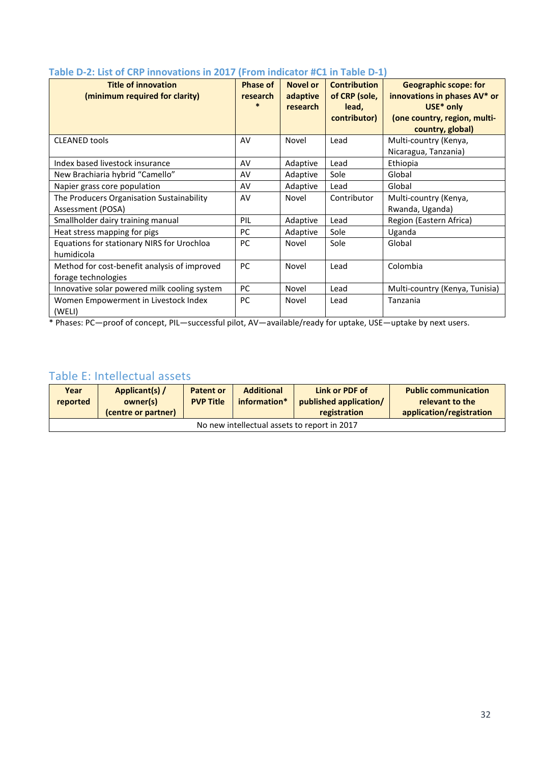### Table D-2: List of CRP innovations in 2017 (From indicator #C1 in Table D-1)

| Title of innovation (minimum required for clarity) | Phase of research * | Novel or adaptive research | Contribution of CRP (sole, lead, contributor) | Geographic scope: for innovations in phases AV* or USE* only (one country, region, multi-country, global) |
|---|---|---|---|---|
| CLEANED tools | AV | Novel | Lead | Multi-country (Kenya, Nicaragua, Tanzania) |
| Index based livestock insurance | AV | Adaptive | Lead | Ethiopia |
| New Brachiaria hybrid "Camello" | AV | Adaptive | Sole | Global |
| Napier grass core population | AV | Adaptive | Lead | Global |
| The Producers Organisation Sustainability Assessment (POSA) | AV | Novel | Contributor | Multi-country (Kenya, Rwanda, Uganda) |
| Smallholder dairy training manual | PIL | Adaptive | Lead | Region (Eastern Africa) |
| Heat stress mapping for pigs | PC | Adaptive | Sole | Uganda |
| Equations for stationary NIRS for Urochloa humidicola | PC | Novel | Sole | Global |
| Method for cost-benefit analysis of improved forage technologies | PC | Novel | Lead | Colombia |
| Innovative solar powered milk cooling system | PC | Novel | Lead | Multi-country (Kenya, Tunisia) |
| Women Empowerment in Livestock Index (WELI) | PC | Novel | Lead | Tanzania |

* Phases: PC—proof of concept, PIL—successful pilot, AV—available/ready for uptake, USE—uptake by next users.

## Table E: Intellectual assets

| Year reported | Applicant(s) / owner(s) (centre or partner) | Patent or PVP Title | Additional information* | Link or PDF of published application/ registration | Public communication relevant to the application/registration |
|---|---|---|---|---|---|
| No new intellectual assets to report in 2017 | | | | | |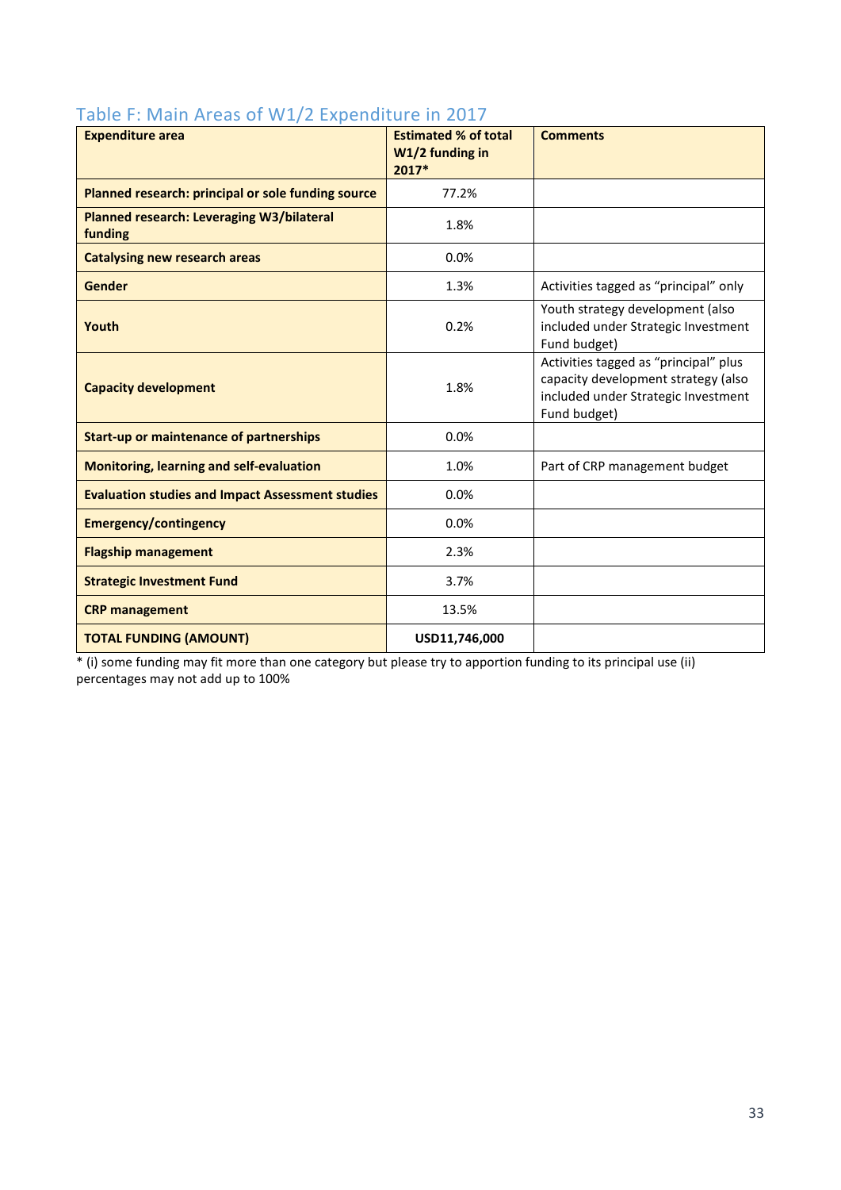## Table F: Main Areas of W1/2 Expenditure in 2017

| Expenditure area | Estimated % of total W1/2 funding in 2017* | Comments |
|---|---|---|
| **Planned research: principal or sole funding source** | 77.2% | |
| **Planned research: Leveraging W3/bilateral funding** | 1.8% | |
| **Catalysing new research areas** | 0.0% | |
| **Gender** | 1.3% | Activities tagged as "principal" only |
| **Youth** | 0.2% | Youth strategy development (also included under Strategic Investment Fund budget) |
| **Capacity development** | 1.8% | Activities tagged as "principal" plus capacity development strategy (also included under Strategic Investment Fund budget) |
| **Start-up or maintenance of partnerships** | 0.0% | |
| **Monitoring, learning and self-evaluation** | 1.0% | Part of CRP management budget |
| **Evaluation studies and Impact Assessment studies** | 0.0% | |
| **Emergency/contingency** | 0.0% | |
| **Flagship management** | 2.3% | |
| **Strategic Investment Fund** | 3.7% | |
| **CRP management** | 13.5% | |
| **TOTAL FUNDING (AMOUNT)** | **USD11,746,000** | |

* (i) some funding may fit more than one category but please try to apportion funding to its principal use (ii) percentages may not add up to 100%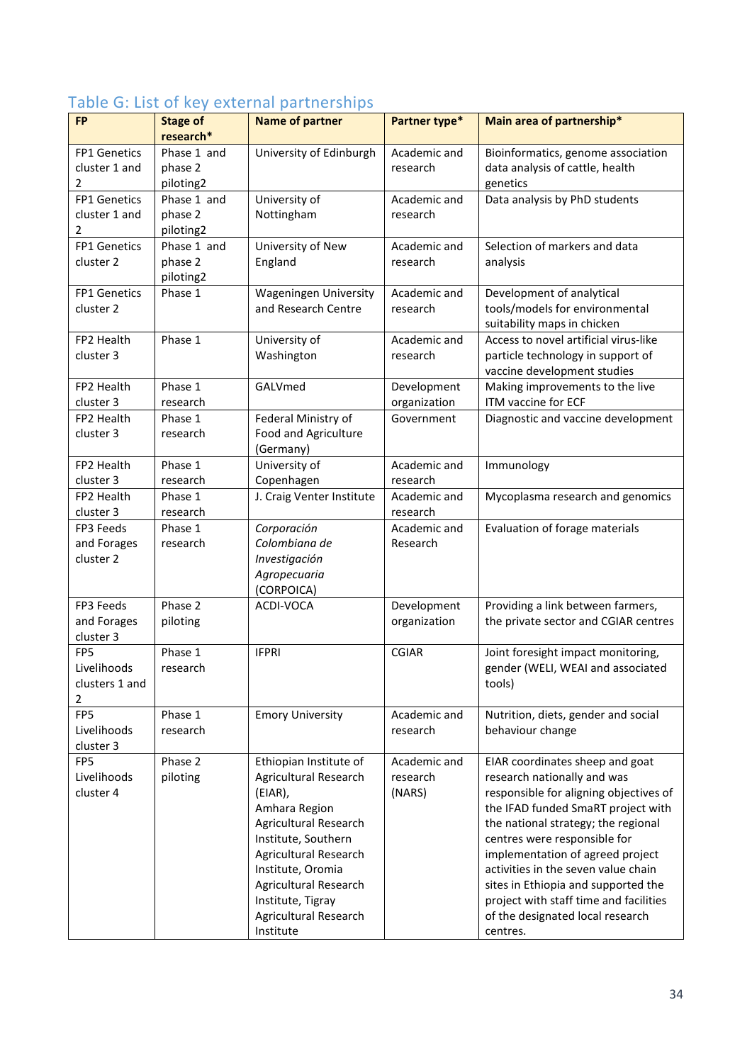## Table G: List of key external partnerships

| FP | Stage of research* | Name of partner | Partner type* | Main area of partnership* |
|---|---|---|---|---|
| FP1 Genetics cluster 1 and 2 | Phase 1 and phase 2 piloting2 | University of Edinburgh | Academic and research | Bioinformatics, genome association data analysis of cattle, health genetics |
| FP1 Genetics cluster 1 and 2 | Phase 1 and phase 2 piloting2 | University of Nottingham | Academic and research | Data analysis by PhD students |
| FP1 Genetics cluster 2 | Phase 1 and phase 2 piloting2 | University of New England | Academic and research | Selection of markers and data analysis |
| FP1 Genetics cluster 2 | Phase 1 | Wageningen University and Research Centre | Academic and research | Development of analytical tools/models for environmental suitability maps in chicken |
| FP2 Health cluster 3 | Phase 1 | University of Washington | Academic and research | Access to novel artificial virus-like particle technology in support of vaccine development studies |
| FP2 Health cluster 3 | Phase 1 research | GALVmed | Development organization | Making improvements to the live ITM vaccine for ECF |
| FP2 Health cluster 3 | Phase 1 research | Federal Ministry of Food and Agriculture (Germany) | Government | Diagnostic and vaccine development |
| FP2 Health cluster 3 | Phase 1 research | University of Copenhagen | Academic and research | Immunology |
| FP2 Health cluster 3 | Phase 1 research | J. Craig Venter Institute | Academic and research | Mycoplasma research and genomics |
| FP3 Feeds and Forages cluster 2 | Phase 1 research | *Corporación Colombiana de Investigación Agropecuaria* (CORPOICA) | Academic and Research | Evaluation of forage materials |
| FP3 Feeds and Forages cluster 3 | Phase 2 piloting | ACDI-VOCA | Development organization | Providing a link between farmers, the private sector and CGIAR centres |
| FP5 Livelihoods clusters 1 and 2 | Phase 1 research | IFPRI | CGIAR | Joint foresight impact monitoring, gender (WELI, WEAI and associated tools) |
| FP5 Livelihoods cluster 3 | Phase 1 research | Emory University | Academic and research | Nutrition, diets, gender and social behaviour change |
| FP5 Livelihoods cluster 4 | Phase 2 piloting | Ethiopian Institute of Agricultural Research (EIAR), Amhara Region Agricultural Research Institute, Southern Agricultural Research Institute, Oromia Agricultural Research Institute, Tigray Agricultural Research Institute | Academic and research (NARS) | EIAR coordinates sheep and goat research nationally and was responsible for aligning objectives of the IFAD funded SmaRT project with the national strategy; the regional centres were responsible for implementation of agreed project activities in the seven value chain sites in Ethiopia and supported the project with staff time and facilities of the designated local research centres. |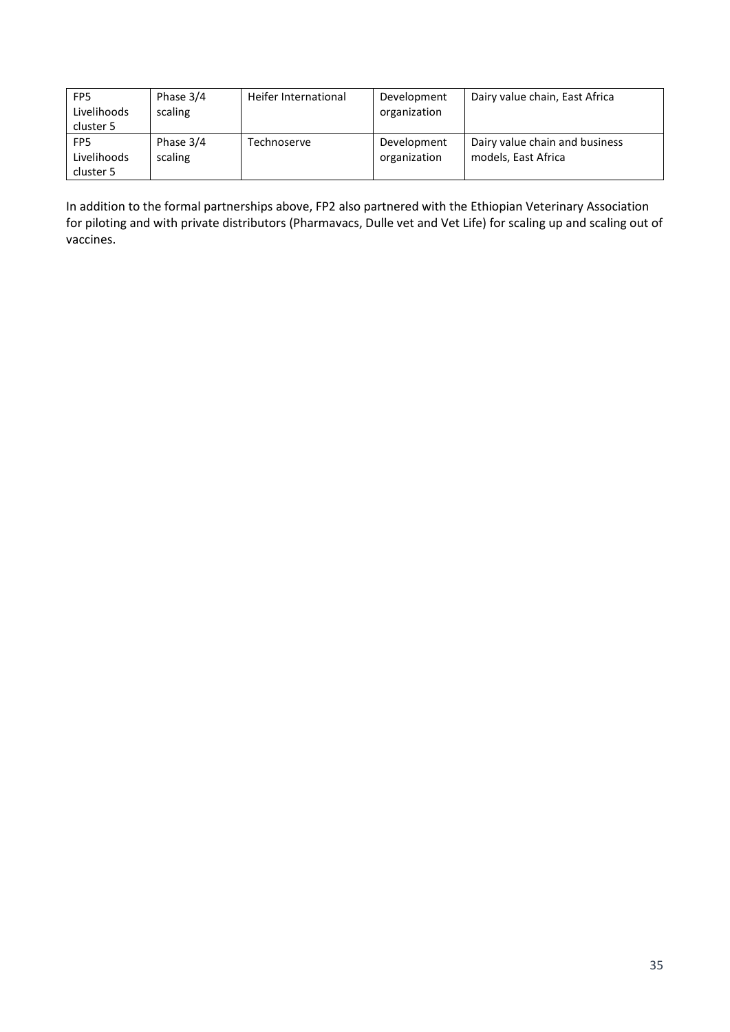| | | | | |
|---|---|---|---|---|
| FP5 Livelihoods cluster 5 | Phase 3/4 scaling | Heifer International | Development organization | Dairy value chain, East Africa |
| FP5 Livelihoods cluster 5 | Phase 3/4 scaling | Technoserve | Development organization | Dairy value chain and business models, East Africa |

In addition to the formal partnerships above, FP2 also partnered with the Ethiopian Veterinary Association for piloting and with private distributors (Pharmavacs, Dulle vet and Vet Life) for scaling up and scaling out of vaccines.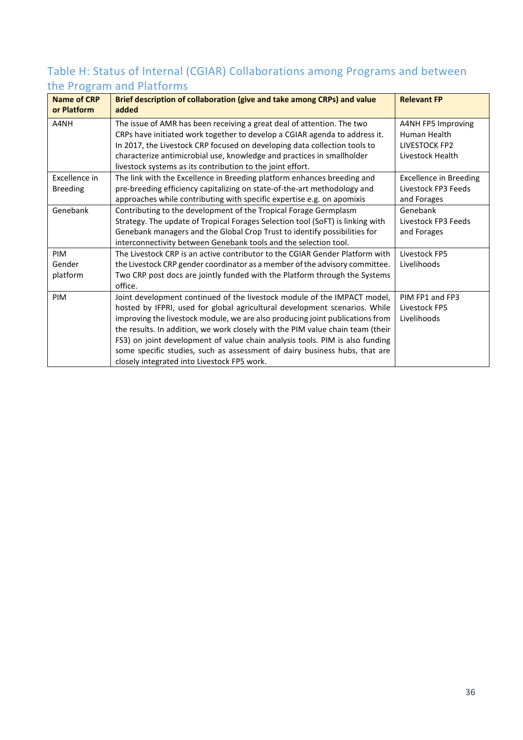## Table H: Status of Internal (CGIAR) Collaborations among Programs and between the Program and Platforms

| Name of CRP or Platform | Brief description of collaboration (give and take among CRPs) and value added | Relevant FP |
|---|---|---|
| A4NH | The issue of AMR has been receiving a great deal of attention. The two CRPs have initiated work together to develop a CGIAR agenda to address it. In 2017, the Livestock CRP focused on developing data collection tools to characterize antimicrobial use, knowledge and practices in smallholder livestock systems as its contribution to the joint effort. | A4NH FP5 Improving Human Health<br>LIVESTOCK FP2 Livestock Health |
| Excellence in Breeding | The link with the Excellence in Breeding platform enhances breeding and pre-breeding efficiency capitalizing on state-of-the-art methodology and approaches while contributing with specific expertise e.g. on apomixis | Excellence in Breeding<br>Livestock FP3 Feeds and Forages |
| Genebank | Contributing to the development of the Tropical Forage Germplasm Strategy. The update of Tropical Forages Selection tool (SoFT) is linking with Genebank managers and the Global Crop Trust to identify possibilities for interconnectivity between Genebank tools and the selection tool. | Genebank<br>Livestock FP3 Feeds and Forages |
| PIM<br>Gender platform | The Livestock CRP is an active contributor to the CGIAR Gender Platform with the Livestock CRP gender coordinator as a member of the advisory committee. Two CRP post docs are jointly funded with the Platform through the Systems office. | Livestock FP5 Livelihoods |
| PIM | Joint development continued of the livestock module of the IMPACT model, hosted by IFPRI, used for global agricultural development scenarios. While improving the livestock module, we are also producing joint publications from the results. In addition, we work closely with the PIM value chain team (their FS3) on joint development of value chain analysis tools. PIM is also funding some specific studies, such as assessment of dairy business hubs, that are closely integrated into Livestock FP5 work. | PIM FP1 and FP3<br>Livestock FP5 Livelihoods |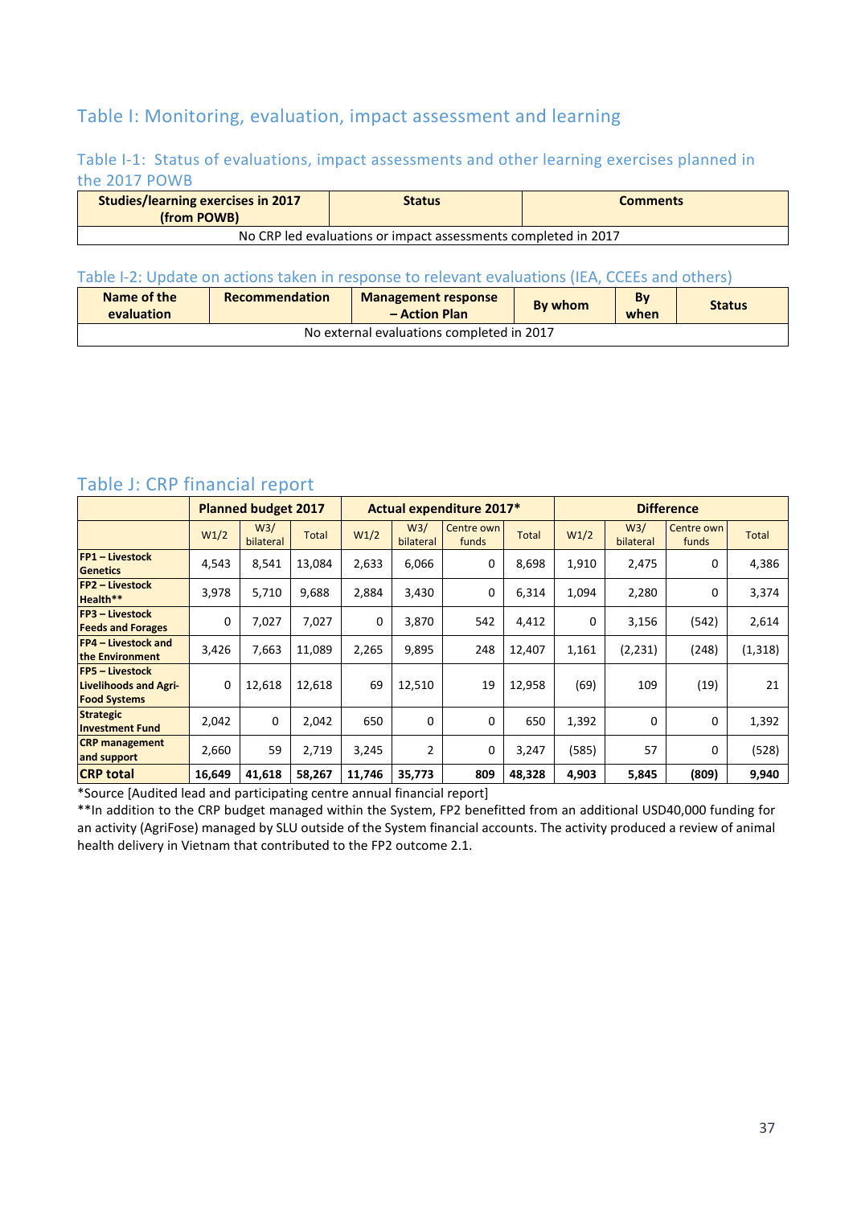# Table I: Monitoring, evaluation, impact assessment and learning

## Table I-1: Status of evaluations, impact assessments and other learning exercises planned in the 2017 POWB

| Studies/learning exercises in 2017 (from POWB) | Status | Comments |
|---|---|---|
| No CRP led evaluations or impact assessments completed in 2017 | | |

## Table I-2: Update on actions taken in response to relevant evaluations (IEA, CCEEs and others)

| Name of the evaluation | Recommendation | Management response – Action Plan | By whom | By when | Status |
|---|---|---|---|---|---|
| No external evaluations completed in 2017 | | | | | |

# Table J: CRP financial report

| | Planned budget 2017 | | | Actual expenditure 2017* | | | | Difference | | | |
|---|---|---|---|---|---|---|---|---|---|---|---|
| | W1/2 | W3/ bilateral | Total | W1/2 | W3/ bilateral | Centre own funds | Total | W1/2 | W3/ bilateral | Centre own funds | Total |
| **FP1 – Livestock Genetics** | 4,543 | 8,541 | 13,084 | 2,633 | 6,066 | 0 | 8,698 | 1,910 | 2,475 | 0 | 4,386 |
| **FP2 – Livestock Health\*\*** | 3,978 | 5,710 | 9,688 | 2,884 | 3,430 | 0 | 6,314 | 1,094 | 2,280 | 0 | 3,374 |
| **FP3 – Livestock Feeds and Forages** | 0 | 7,027 | 7,027 | 0 | 3,870 | 542 | 4,412 | 0 | 3,156 | (542) | 2,614 |
| **FP4 – Livestock and the Environment** | 3,426 | 7,663 | 11,089 | 2,265 | 9,895 | 248 | 12,407 | 1,161 | (2,231) | (248) | (1,318) |
| **FP5 – Livestock Livelihoods and Agri-Food Systems** | 0 | 12,618 | 12,618 | 69 | 12,510 | 19 | 12,958 | (69) | 109 | (19) | 21 |
| **Strategic Investment Fund** | 2,042 | 0 | 2,042 | 650 | 0 | 0 | 650 | 1,392 | 0 | 0 | 1,392 |
| **CRP management and support** | 2,660 | 59 | 2,719 | 3,245 | 2 | 0 | 3,247 | (585) | 57 | 0 | (528) |
| **CRP total** | **16,649** | **41,618** | **58,267** | **11,746** | **35,773** | **809** | **48,328** | **4,903** | **5,845** | **(809)** | **9,940** |

*Source [Audited lead and participating centre annual financial report]

**In addition to the CRP budget managed within the System, FP2 benefitted from an additional USD40,000 funding for an activity (AgriFose) managed by SLU outside of the System financial accounts. The activity produced a review of animal health delivery in Vietnam that contributed to the FP2 outcome 2.1.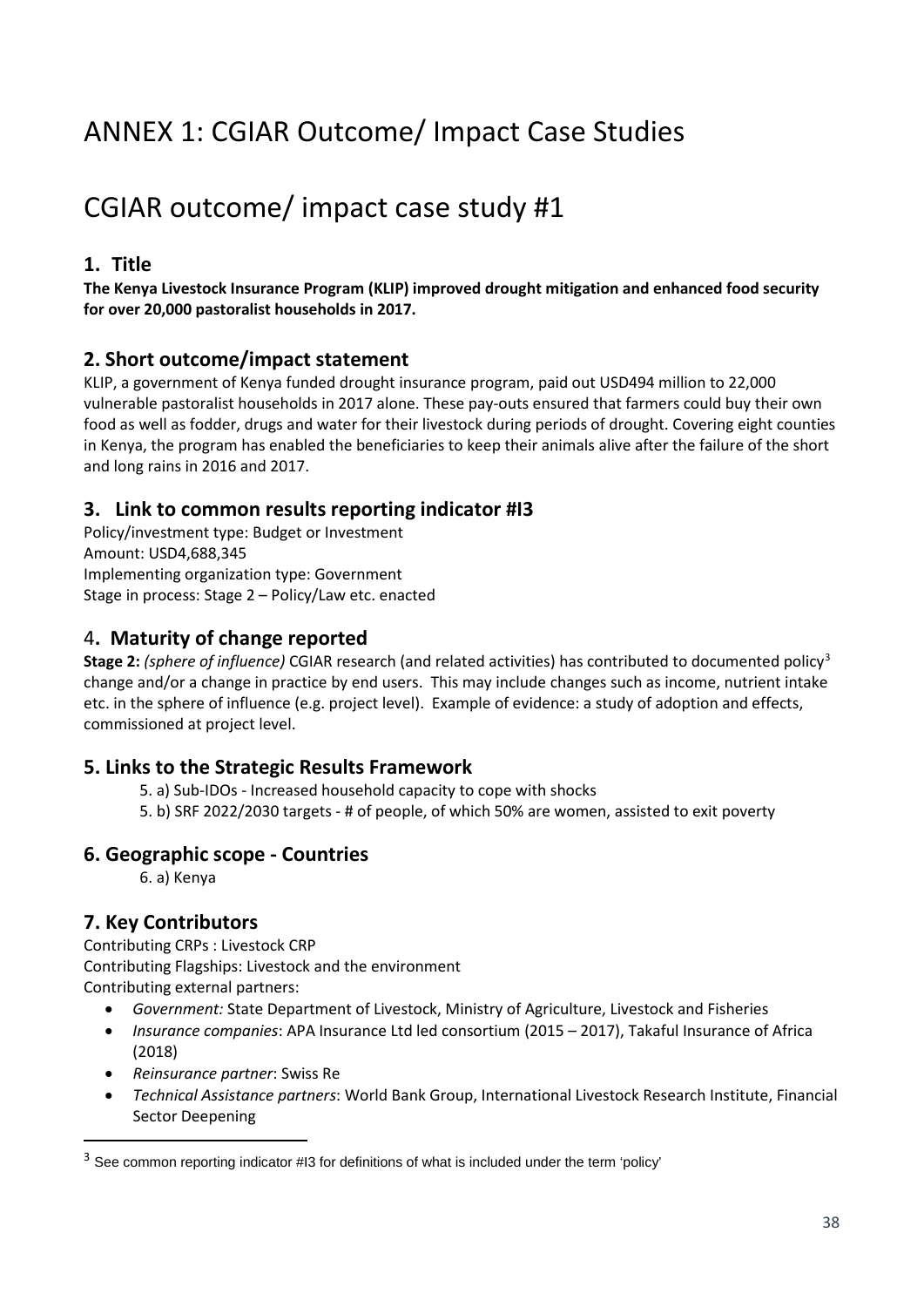# ANNEX 1: CGIAR Outcome/ Impact Case Studies

# CGIAR outcome/ impact case study #1

## 1. Title

**The Kenya Livestock Insurance Program (KLIP) improved drought mitigation and enhanced food security for over 20,000 pastoralist households in 2017.**

## 2. Short outcome/impact statement

KLIP, a government of Kenya funded drought insurance program, paid out USD494 million to 22,000 vulnerable pastoralist households in 2017 alone. These pay-outs ensured that farmers could buy their own food as well as fodder, drugs and water for their livestock during periods of drought. Covering eight counties in Kenya, the program has enabled the beneficiaries to keep their animals alive after the failure of the short and long rains in 2016 and 2017.

## 3. Link to common results reporting indicator #I3

Policy/investment type: Budget or Investment
Amount: USD4,688,345
Implementing organization type: Government
Stage in process: Stage 2 – Policy/Law etc. enacted

## 4. Maturity of change reported

**Stage 2:** *(sphere of influence)* CGIAR research (and related activities) has contributed to documented policy[3] change and/or a change in practice by end users. This may include changes such as income, nutrient intake etc. in the sphere of influence (e.g. project level). Example of evidence: a study of adoption and effects, commissioned at project level.

## 5. Links to the Strategic Results Framework

5. a) Sub-IDOs - Increased household capacity to cope with shocks
5. b) SRF 2022/2030 targets - # of people, of which 50% are women, assisted to exit poverty

## 6. Geographic scope - Countries

6. a) Kenya

## 7. Key Contributors

Contributing CRPs : Livestock CRP
Contributing Flagships: Livestock and the environment
Contributing external partners:

- *Government:* State Department of Livestock, Ministry of Agriculture, Livestock and Fisheries
- *Insurance companies*: APA Insurance Ltd led consortium (2015 – 2017), Takaful Insurance of Africa (2018)
- *Reinsurance partner*: Swiss Re
- *Technical Assistance partners*: World Bank Group, International Livestock Research Institute, Financial Sector Deepening

[3] See common reporting indicator #I3 for definitions of what is included under the term 'policy'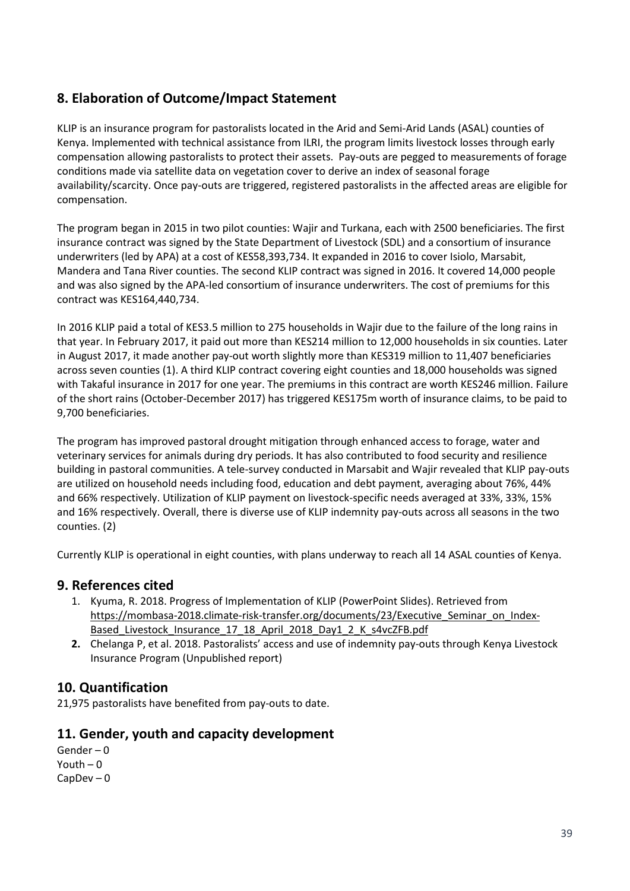## 8. Elaboration of Outcome/Impact Statement

KLIP is an insurance program for pastoralists located in the Arid and Semi-Arid Lands (ASAL) counties of Kenya. Implemented with technical assistance from ILRI, the program limits livestock losses through early compensation allowing pastoralists to protect their assets. Pay-outs are pegged to measurements of forage conditions made via satellite data on vegetation cover to derive an index of seasonal forage availability/scarcity. Once pay-outs are triggered, registered pastoralists in the affected areas are eligible for compensation.

The program began in 2015 in two pilot counties: Wajir and Turkana, each with 2500 beneficiaries. The first insurance contract was signed by the State Department of Livestock (SDL) and a consortium of insurance underwriters (led by APA) at a cost of KES58,393,734. It expanded in 2016 to cover Isiolo, Marsabit, Mandera and Tana River counties. The second KLIP contract was signed in 2016. It covered 14,000 people and was also signed by the APA-led consortium of insurance underwriters. The cost of premiums for this contract was KES164,440,734.

In 2016 KLIP paid a total of KES3.5 million to 275 households in Wajir due to the failure of the long rains in that year. In February 2017, it paid out more than KES214 million to 12,000 households in six counties. Later in August 2017, it made another pay-out worth slightly more than KES319 million to 11,407 beneficiaries across seven counties (1). A third KLIP contract covering eight counties and 18,000 households was signed with Takaful insurance in 2017 for one year. The premiums in this contract are worth KES246 million. Failure of the short rains (October-December 2017) has triggered KES175m worth of insurance claims, to be paid to 9,700 beneficiaries.

The program has improved pastoral drought mitigation through enhanced access to forage, water and veterinary services for animals during dry periods. It has also contributed to food security and resilience building in pastoral communities. A tele-survey conducted in Marsabit and Wajir revealed that KLIP pay-outs are utilized on household needs including food, education and debt payment, averaging about 76%, 44% and 66% respectively. Utilization of KLIP payment on livestock-specific needs averaged at 33%, 33%, 15% and 16% respectively. Overall, there is diverse use of KLIP indemnity pay-outs across all seasons in the two counties. (2)

Currently KLIP is operational in eight counties, with plans underway to reach all 14 ASAL counties of Kenya.

## 9. References cited

1. Kyuma, R. 2018. Progress of Implementation of KLIP (PowerPoint Slides). Retrieved from https://mombasa-2018.climate-risk-transfer.org/documents/23/Executive_Seminar_on_Index-Based_Livestock_Insurance_17_18_April_2018_Day1_2_K_s4vcZFB.pdf
2. Chelanga P, et al. 2018. Pastoralists' access and use of indemnity pay-outs through Kenya Livestock Insurance Program (Unpublished report)

## 10. Quantification

21,975 pastoralists have benefited from pay-outs to date.

## 11. Gender, youth and capacity development

Gender – 0
Youth – 0
CapDev – 0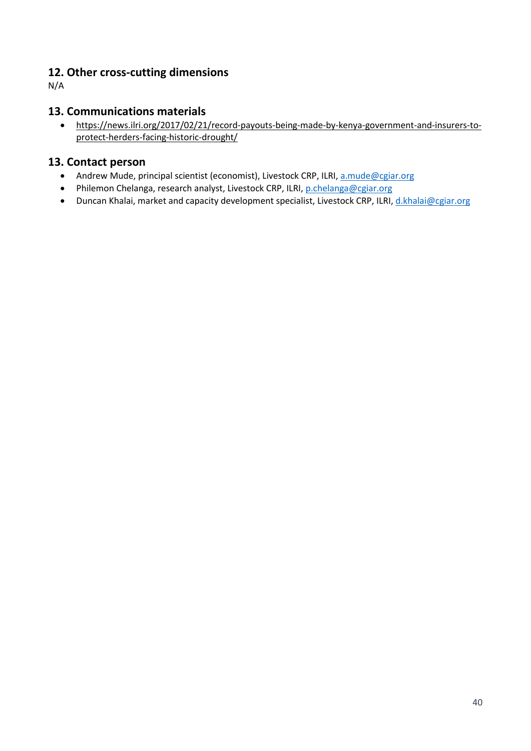## 12. Other cross-cutting dimensions

N/A

## 13. Communications materials

- https://news.ilri.org/2017/02/21/record-payouts-being-made-by-kenya-government-and-insurers-to-protect-herders-facing-historic-drought/

## 13. Contact person

- Andrew Mude, principal scientist (economist), Livestock CRP, ILRI, a.mude@cgiar.org
- Philemon Chelanga, research analyst, Livestock CRP, ILRI, p.chelanga@cgiar.org
- Duncan Khalai, market and capacity development specialist, Livestock CRP, ILRI, d.khalai@cgiar.org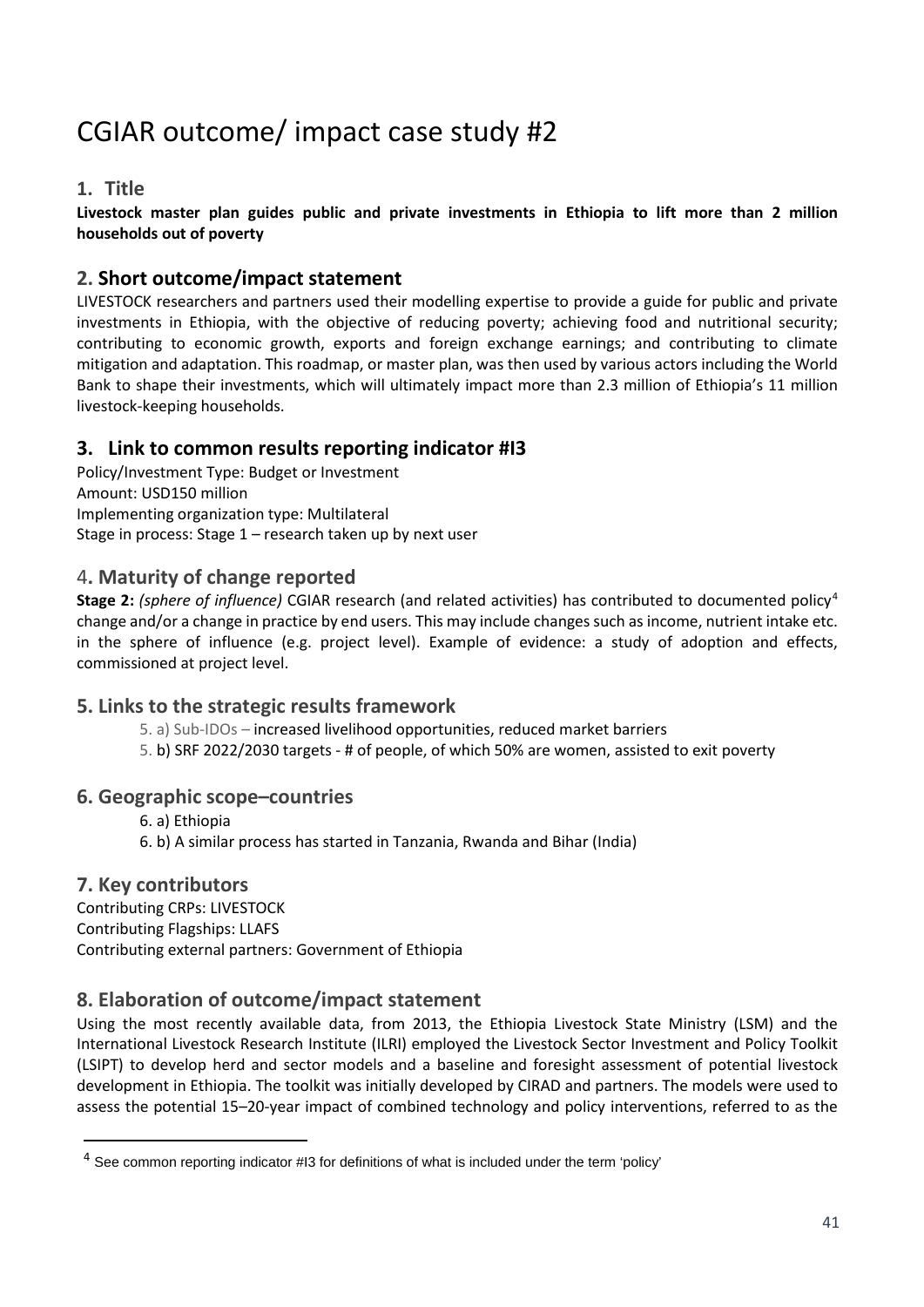# CGIAR outcome/ impact case study #2

## 1. Title

**Livestock master plan guides public and private investments in Ethiopia to lift more than 2 million households out of poverty**

## 2. Short outcome/impact statement

LIVESTOCK researchers and partners used their modelling expertise to provide a guide for public and private investments in Ethiopia, with the objective of reducing poverty; achieving food and nutritional security; contributing to economic growth, exports and foreign exchange earnings; and contributing to climate mitigation and adaptation. This roadmap, or master plan, was then used by various actors including the World Bank to shape their investments, which will ultimately impact more than 2.3 million of Ethiopia's 11 million livestock-keeping households.

## 3. Link to common results reporting indicator #I3

Policy/Investment Type: Budget or Investment
Amount: USD150 million
Implementing organization type: Multilateral
Stage in process: Stage 1 – research taken up by next user

## 4. Maturity of change reported

**Stage 2:** *(sphere of influence)* CGIAR research (and related activities) has contributed to documented policy[4] change and/or a change in practice by end users. This may include changes such as income, nutrient intake etc. in the sphere of influence (e.g. project level). Example of evidence: a study of adoption and effects, commissioned at project level.

## 5. Links to the strategic results framework

5. a) Sub-IDOs – increased livelihood opportunities, reduced market barriers
5. b) SRF 2022/2030 targets - # of people, of which 50% are women, assisted to exit poverty

## 6. Geographic scope–countries

6. a) Ethiopia
6. b) A similar process has started in Tanzania, Rwanda and Bihar (India)

## 7. Key contributors

Contributing CRPs: LIVESTOCK
Contributing Flagships: LLAFS
Contributing external partners: Government of Ethiopia

## 8. Elaboration of outcome/impact statement

Using the most recently available data, from 2013, the Ethiopia Livestock State Ministry (LSM) and the International Livestock Research Institute (ILRI) employed the Livestock Sector Investment and Policy Toolkit (LSIPT) to develop herd and sector models and a baseline and foresight assessment of potential livestock development in Ethiopia. The toolkit was initially developed by CIRAD and partners. The models were used to assess the potential 15–20-year impact of combined technology and policy interventions, referred to as the

[4] See common reporting indicator #I3 for definitions of what is included under the term 'policy'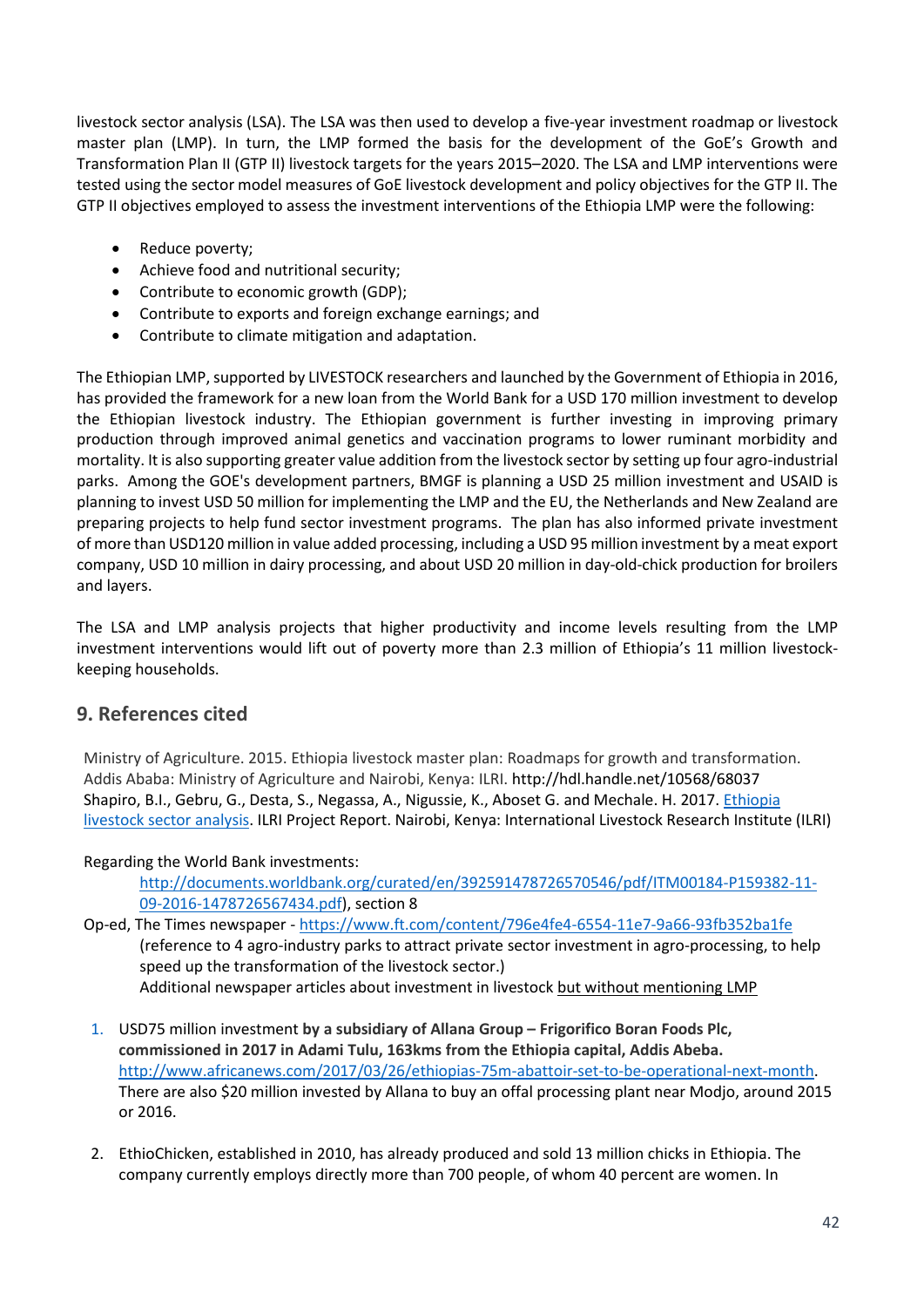livestock sector analysis (LSA). The LSA was then used to develop a five-year investment roadmap or livestock master plan (LMP). In turn, the LMP formed the basis for the development of the GoE's Growth and Transformation Plan II (GTP II) livestock targets for the years 2015–2020. The LSA and LMP interventions were tested using the sector model measures of GoE livestock development and policy objectives for the GTP II. The GTP II objectives employed to assess the investment interventions of the Ethiopia LMP were the following:

- Reduce poverty;
- Achieve food and nutritional security;
- Contribute to economic growth (GDP);
- Contribute to exports and foreign exchange earnings; and
- Contribute to climate mitigation and adaptation.

The Ethiopian LMP, supported by LIVESTOCK researchers and launched by the Government of Ethiopia in 2016, has provided the framework for a new loan from the World Bank for a USD 170 million investment to develop the Ethiopian livestock industry. The Ethiopian government is further investing in improving primary production through improved animal genetics and vaccination programs to lower ruminant morbidity and mortality. It is also supporting greater value addition from the livestock sector by setting up four agro-industrial parks. Among the GOE's development partners, BMGF is planning a USD 25 million investment and USAID is planning to invest USD 50 million for implementing the LMP and the EU, the Netherlands and New Zealand are preparing projects to help fund sector investment programs. The plan has also informed private investment of more than USD120 million in value added processing, including a USD 95 million investment by a meat export company, USD 10 million in dairy processing, and about USD 20 million in day-old-chick production for broilers and layers.

The LSA and LMP analysis projects that higher productivity and income levels resulting from the LMP investment interventions would lift out of poverty more than 2.3 million of Ethiopia's 11 million livestock-keeping households.

## 9. References cited

Ministry of Agriculture. 2015. Ethiopia livestock master plan: Roadmaps for growth and transformation. Addis Ababa: Ministry of Agriculture and Nairobi, Kenya: ILRI. http://hdl.handle.net/10568/68037
Shapiro, B.I., Gebru, G., Desta, S., Negassa, A., Nigussie, K., Aboset G. and Mechale. H. 2017. Ethiopia livestock sector analysis. ILRI Project Report. Nairobi, Kenya: International Livestock Research Institute (ILRI)

Regarding the World Bank investments:

http://documents.worldbank.org/curated/en/392591478726570546/pdf/ITM00184-P159382-11-09-2016-1478726567434.pdf), section 8

Op-ed, The Times newspaper - https://www.ft.com/content/796e4fe4-6554-11e7-9a66-93fb352ba1fe (reference to 4 agro-industry parks to attract private sector investment in agro-processing, to help speed up the transformation of the livestock sector.)
Additional newspaper articles about investment in livestock but without mentioning LMP

1. USD75 million investment **by a subsidiary of Allana Group – Frigorifico Boran Foods Plc, commissioned in 2017 in Adami Tulu, 163kms from the Ethiopia capital, Addis Abeba.** http://www.africanews.com/2017/03/26/ethiopias-75m-abattoir-set-to-be-operational-next-month. There are also $20 million invested by Allana to buy an offal processing plant near Modjo, around 2015 or 2016.

2. EthioChicken, established in 2010, has already produced and sold 13 million chicks in Ethiopia. The company currently employs directly more than 700 people, of whom 40 percent are women. In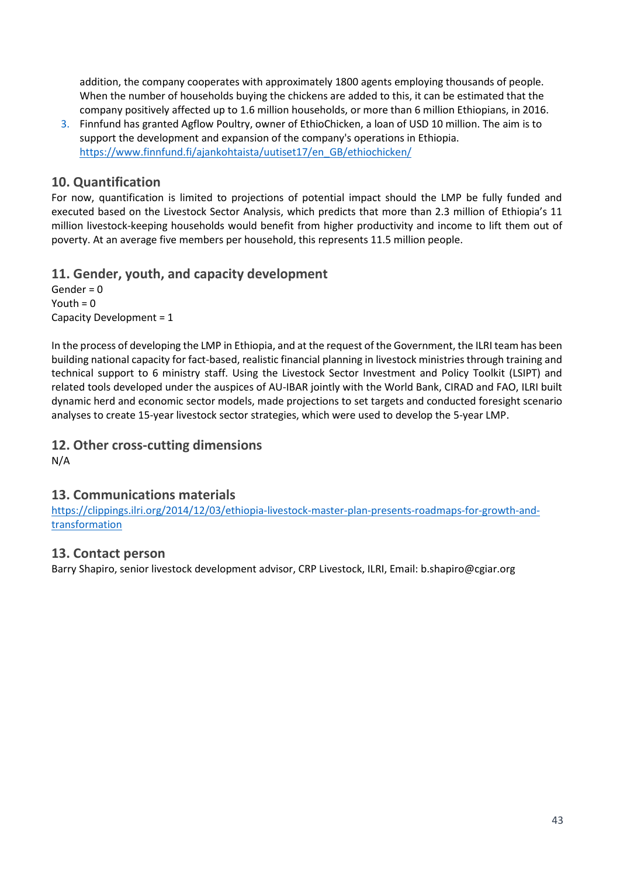addition, the company cooperates with approximately 1800 agents employing thousands of people. When the number of households buying the chickens are added to this, it can be estimated that the company positively affected up to 1.6 million households, or more than 6 million Ethiopians, in 2016.

3. Finnfund has granted Agflow Poultry, owner of EthioChicken, a loan of USD 10 million. The aim is to support the development and expansion of the company's operations in Ethiopia. https://www.finnfund.fi/ajankohtaista/uutiset17/en_GB/ethiochicken/

## 10. Quantification

For now, quantification is limited to projections of potential impact should the LMP be fully funded and executed based on the Livestock Sector Analysis, which predicts that more than 2.3 million of Ethiopia's 11 million livestock-keeping households would benefit from higher productivity and income to lift them out of poverty. At an average five members per household, this represents 11.5 million people.

## 11. Gender, youth, and capacity development

Gender = 0
Youth = 0
Capacity Development = 1

In the process of developing the LMP in Ethiopia, and at the request of the Government, the ILRI team has been building national capacity for fact-based, realistic financial planning in livestock ministries through training and technical support to 6 ministry staff. Using the Livestock Sector Investment and Policy Toolkit (LSIPT) and related tools developed under the auspices of AU-IBAR jointly with the World Bank, CIRAD and FAO, ILRI built dynamic herd and economic sector models, made projections to set targets and conducted foresight scenario analyses to create 15-year livestock sector strategies, which were used to develop the 5-year LMP.

## 12. Other cross-cutting dimensions

N/A

## 13. Communications materials

https://clippings.ilri.org/2014/12/03/ethiopia-livestock-master-plan-presents-roadmaps-for-growth-and-transformation

## 13. Contact person

Barry Shapiro, senior livestock development advisor, CRP Livestock, ILRI, Email: b.shapiro@cgiar.org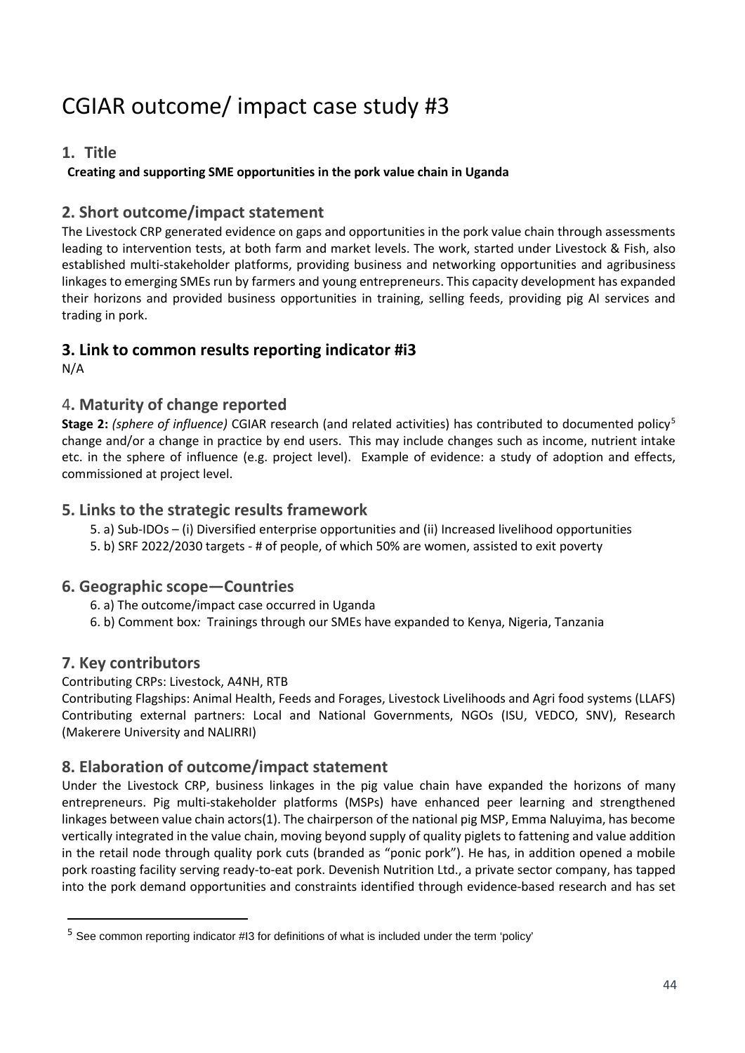# CGIAR outcome/ impact case study #3

## 1. Title

**Creating and supporting SME opportunities in the pork value chain in Uganda**

## 2. Short outcome/impact statement

The Livestock CRP generated evidence on gaps and opportunities in the pork value chain through assessments leading to intervention tests, at both farm and market levels. The work, started under Livestock & Fish, also established multi-stakeholder platforms, providing business and networking opportunities and agribusiness linkages to emerging SMEs run by farmers and young entrepreneurs. This capacity development has expanded their horizons and provided business opportunities in training, selling feeds, providing pig AI services and trading in pork.

## 3. Link to common results reporting indicator #i3

N/A

## 4. Maturity of change reported

**Stage 2:** *(sphere of influence)* CGIAR research (and related activities) has contributed to documented policy[5] change and/or a change in practice by end users. This may include changes such as income, nutrient intake etc. in the sphere of influence (e.g. project level). Example of evidence: a study of adoption and effects, commissioned at project level.

## 5. Links to the strategic results framework

5. a) Sub-IDOs – (i) Diversified enterprise opportunities and (ii) Increased livelihood opportunities

5. b) SRF 2022/2030 targets - # of people, of which 50% are women, assisted to exit poverty

## 6. Geographic scope—Countries

6. a) The outcome/impact case occurred in Uganda

6. b) Comment box*:* Trainings through our SMEs have expanded to Kenya, Nigeria, Tanzania

## 7. Key contributors

Contributing CRPs: Livestock, A4NH, RTB

Contributing Flagships: Animal Health, Feeds and Forages, Livestock Livelihoods and Agri food systems (LLAFS)

Contributing external partners: Local and National Governments, NGOs (ISU, VEDCO, SNV), Research (Makerere University and NALIRRI)

## 8. Elaboration of outcome/impact statement

Under the Livestock CRP, business linkages in the pig value chain have expanded the horizons of many entrepreneurs. Pig multi-stakeholder platforms (MSPs) have enhanced peer learning and strengthened linkages between value chain actors(1). The chairperson of the national pig MSP, Emma Naluyima, has become vertically integrated in the value chain, moving beyond supply of quality piglets to fattening and value addition in the retail node through quality pork cuts (branded as "ponic pork"). He has, in addition opened a mobile pork roasting facility serving ready-to-eat pork. Devenish Nutrition Ltd., a private sector company, has tapped into the pork demand opportunities and constraints identified through evidence-based research and has set

[5] See common reporting indicator #I3 for definitions of what is included under the term 'policy'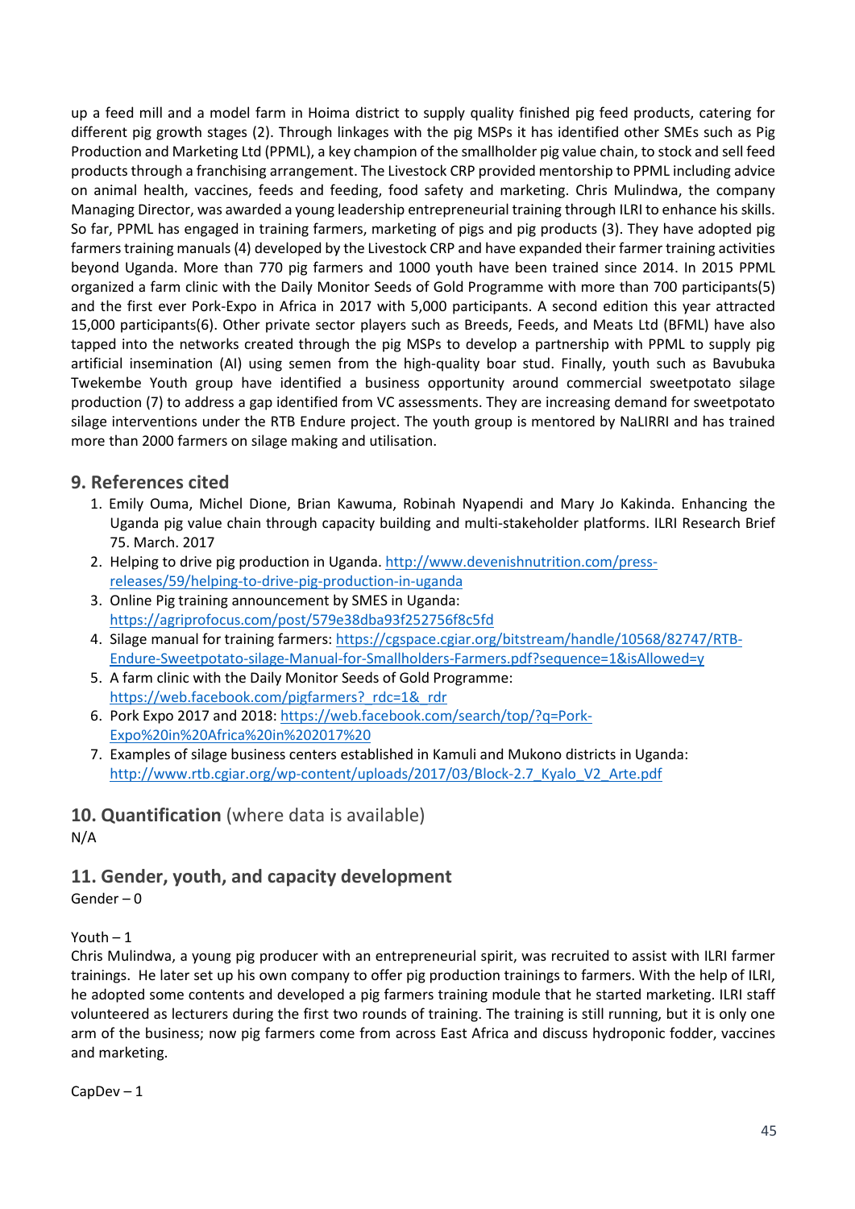up a feed mill and a model farm in Hoima district to supply quality finished pig feed products, catering for different pig growth stages (2). Through linkages with the pig MSPs it has identified other SMEs such as Pig Production and Marketing Ltd (PPML), a key champion of the smallholder pig value chain, to stock and sell feed products through a franchising arrangement. The Livestock CRP provided mentorship to PPML including advice on animal health, vaccines, feeds and feeding, food safety and marketing. Chris Mulindwa, the company Managing Director, was awarded a young leadership entrepreneurial training through ILRI to enhance his skills. So far, PPML has engaged in training farmers, marketing of pigs and pig products (3). They have adopted pig farmers training manuals (4) developed by the Livestock CRP and have expanded their farmer training activities beyond Uganda. More than 770 pig farmers and 1000 youth have been trained since 2014. In 2015 PPML organized a farm clinic with the Daily Monitor Seeds of Gold Programme with more than 700 participants(5) and the first ever Pork-Expo in Africa in 2017 with 5,000 participants. A second edition this year attracted 15,000 participants(6). Other private sector players such as Breeds, Feeds, and Meats Ltd (BFML) have also tapped into the networks created through the pig MSPs to develop a partnership with PPML to supply pig artificial insemination (AI) using semen from the high-quality boar stud. Finally, youth such as Bavubuka Twekembe Youth group have identified a business opportunity around commercial sweetpotato silage production (7) to address a gap identified from VC assessments. They are increasing demand for sweetpotato silage interventions under the RTB Endure project. The youth group is mentored by NaLIRRI and has trained more than 2000 farmers on silage making and utilisation.

## 9. References cited

1. Emily Ouma, Michel Dione, Brian Kawuma, Robinah Nyapendi and Mary Jo Kakinda. Enhancing the Uganda pig value chain through capacity building and multi-stakeholder platforms. ILRI Research Brief 75. March. 2017
2. Helping to drive pig production in Uganda. http://www.devenishnutrition.com/press-releases/59/helping-to-drive-pig-production-in-uganda
3. Online Pig training announcement by SMES in Uganda: https://agriprofocus.com/post/579e38dba93f252756f8c5fd
4. Silage manual for training farmers: https://cgspace.cgiar.org/bitstream/handle/10568/82747/RTB-Endure-Sweetpotato-silage-Manual-for-Smallholders-Farmers.pdf?sequence=1&isAllowed=y
5. A farm clinic with the Daily Monitor Seeds of Gold Programme: https://web.facebook.com/pigfarmers?_rdc=1&_rdr
6. Pork Expo 2017 and 2018: https://web.facebook.com/search/top/?q=Pork-Expo%20in%20Africa%20in%202017%20
7. Examples of silage business centers established in Kamuli and Mukono districts in Uganda: http://www.rtb.cgiar.org/wp-content/uploads/2017/03/Block-2.7_Kyalo_V2_Arte.pdf

## 10. Quantification (where data is available)

N/A

## 11. Gender, youth, and capacity development

Gender – 0

Youth – 1

Chris Mulindwa, a young pig producer with an entrepreneurial spirit, was recruited to assist with ILRI farmer trainings. He later set up his own company to offer pig production trainings to farmers. With the help of ILRI, he adopted some contents and developed a pig farmers training module that he started marketing. ILRI staff volunteered as lecturers during the first two rounds of training. The training is still running, but it is only one arm of the business; now pig farmers come from across East Africa and discuss hydroponic fodder, vaccines and marketing.

CapDev – 1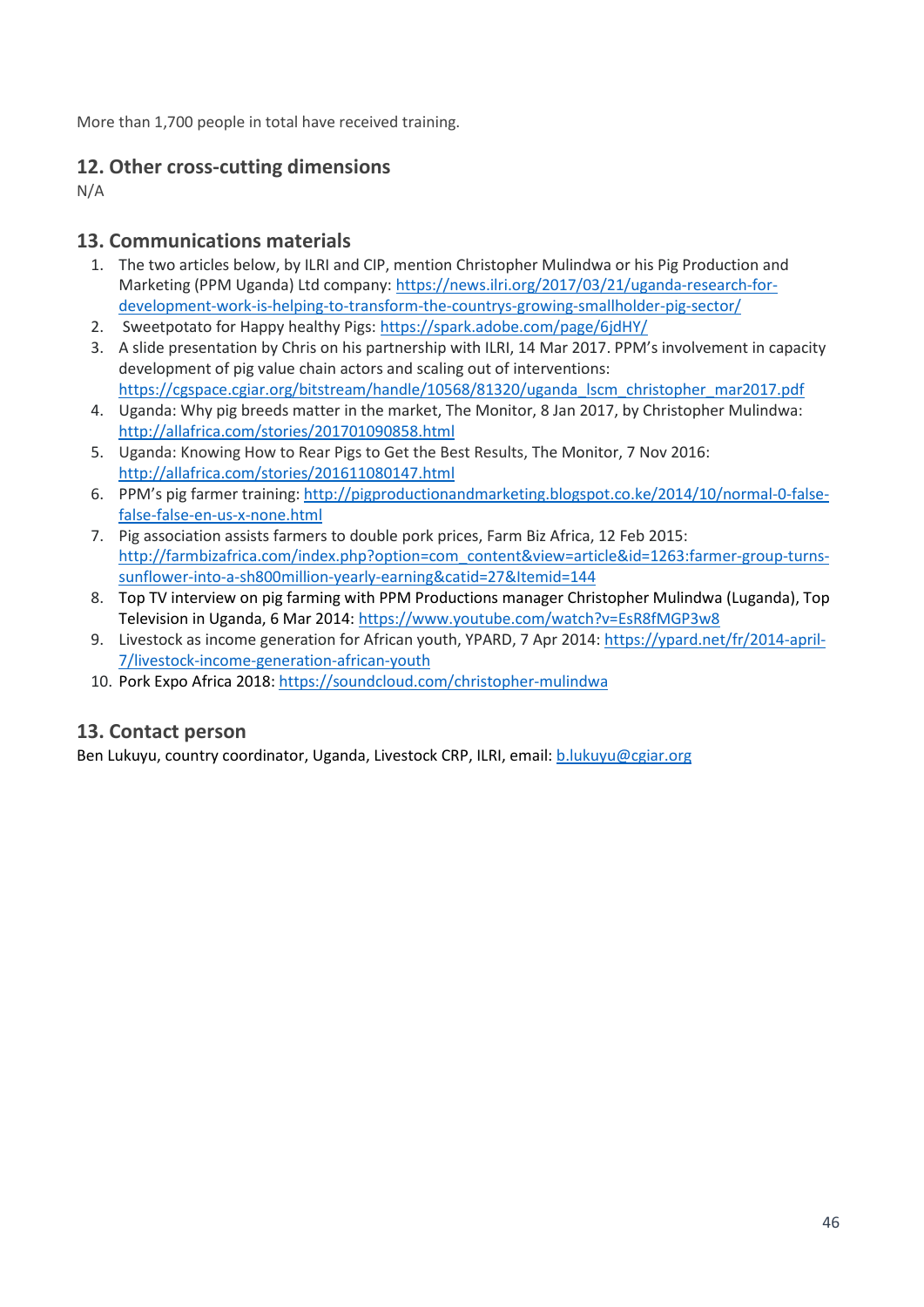More than 1,700 people in total have received training.

## 12. Other cross-cutting dimensions

N/A

## 13. Communications materials

1. The two articles below, by ILRI and CIP, mention Christopher Mulindwa or his Pig Production and Marketing (PPM Uganda) Ltd company: https://news.ilri.org/2017/03/21/uganda-research-for-development-work-is-helping-to-transform-the-countrys-growing-smallholder-pig-sector/
2. Sweetpotato for Happy healthy Pigs: https://spark.adobe.com/page/6jdHY/
3. A slide presentation by Chris on his partnership with ILRI, 14 Mar 2017. PPM's involvement in capacity development of pig value chain actors and scaling out of interventions: https://cgspace.cgiar.org/bitstream/handle/10568/81320/uganda_lscm_christopher_mar2017.pdf
4. Uganda: Why pig breeds matter in the market, The Monitor, 8 Jan 2017, by Christopher Mulindwa: http://allafrica.com/stories/201701090858.html
5. Uganda: Knowing How to Rear Pigs to Get the Best Results, The Monitor, 7 Nov 2016: http://allafrica.com/stories/201611080147.html
6. PPM's pig farmer training: http://pigproductionandmarketing.blogspot.co.ke/2014/10/normal-0-false-false-false-en-us-x-none.html
7. Pig association assists farmers to double pork prices, Farm Biz Africa, 12 Feb 2015: http://farmbizafrica.com/index.php?option=com_content&view=article&id=1263:farmer-group-turns-sunflower-into-a-sh800million-yearly-earning&catid=27&Itemid=144
8. Top TV interview on pig farming with PPM Productions manager Christopher Mulindwa (Luganda), Top Television in Uganda, 6 Mar 2014: https://www.youtube.com/watch?v=EsR8fMGP3w8
9. Livestock as income generation for African youth, YPARD, 7 Apr 2014: https://ypard.net/fr/2014-april-7/livestock-income-generation-african-youth
10. Pork Expo Africa 2018: https://soundcloud.com/christopher-mulindwa

## 13. Contact person

Ben Lukuyu, country coordinator, Uganda, Livestock CRP, ILRI, email: b.lukuyu@cgiar.org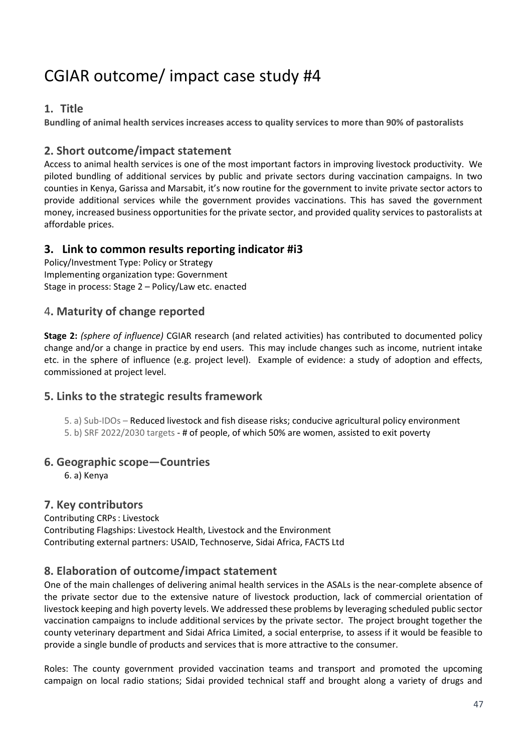# CGIAR outcome/ impact case study #4

## 1. Title

**Bundling of animal health services increases access to quality services to more than 90% of pastoralists**

## 2. Short outcome/impact statement

Access to animal health services is one of the most important factors in improving livestock productivity. We piloted bundling of additional services by public and private sectors during vaccination campaigns. In two counties in Kenya, Garissa and Marsabit, it's now routine for the government to invite private sector actors to provide additional services while the government provides vaccinations. This has saved the government money, increased business opportunities for the private sector, and provided quality services to pastoralists at affordable prices.

## 3. Link to common results reporting indicator #i3

Policy/Investment Type: Policy or Strategy
Implementing organization type: Government
Stage in process: Stage 2 – Policy/Law etc. enacted

## 4. Maturity of change reported

**Stage 2:** *(sphere of influence)* CGIAR research (and related activities) has contributed to documented policy change and/or a change in practice by end users. This may include changes such as income, nutrient intake etc. in the sphere of influence (e.g. project level). Example of evidence: a study of adoption and effects, commissioned at project level.

## 5. Links to the strategic results framework

5. a) Sub-IDOs – Reduced livestock and fish disease risks; conducive agricultural policy environment
5. b) SRF 2022/2030 targets - # of people, of which 50% are women, assisted to exit poverty

## 6. Geographic scope—Countries

6. a) Kenya

## 7. Key contributors

Contributing CRPs : Livestock
Contributing Flagships: Livestock Health, Livestock and the Environment
Contributing external partners: USAID, Technoserve, Sidai Africa, FACTS Ltd

## 8. Elaboration of outcome/impact statement

One of the main challenges of delivering animal health services in the ASALs is the near-complete absence of the private sector due to the extensive nature of livestock production, lack of commercial orientation of livestock keeping and high poverty levels. We addressed these problems by leveraging scheduled public sector vaccination campaigns to include additional services by the private sector. The project brought together the county veterinary department and Sidai Africa Limited, a social enterprise, to assess if it would be feasible to provide a single bundle of products and services that is more attractive to the consumer.

Roles: The county government provided vaccination teams and transport and promoted the upcoming campaign on local radio stations; Sidai provided technical staff and brought along a variety of drugs and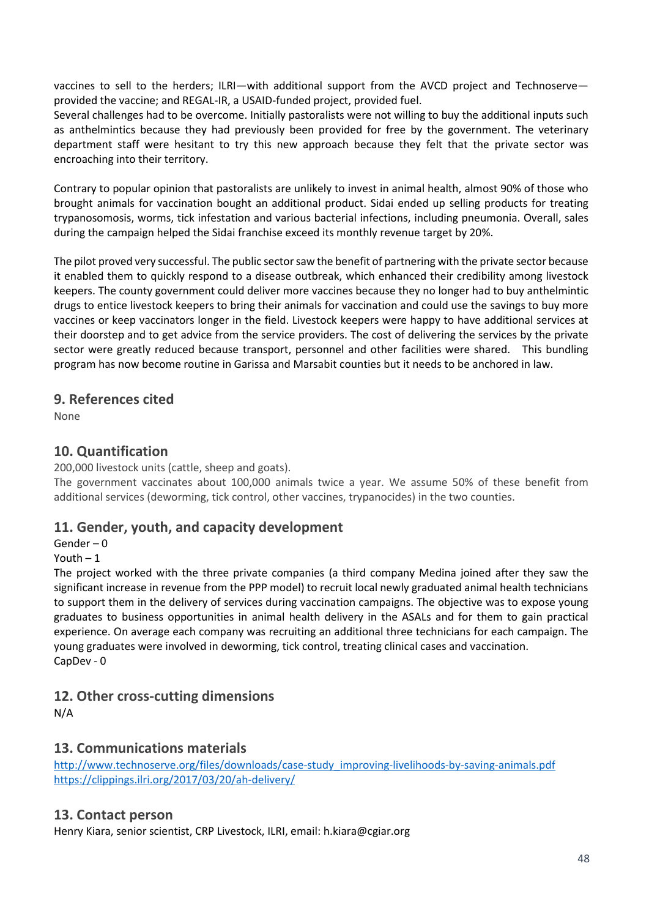vaccines to sell to the herders; ILRI—with additional support from the AVCD project and Technoserve—provided the vaccine; and REGAL-IR, a USAID-funded project, provided fuel.
Several challenges had to be overcome. Initially pastoralists were not willing to buy the additional inputs such as anthelmintics because they had previously been provided for free by the government. The veterinary department staff were hesitant to try this new approach because they felt that the private sector was encroaching into their territory.

Contrary to popular opinion that pastoralists are unlikely to invest in animal health, almost 90% of those who brought animals for vaccination bought an additional product. Sidai ended up selling products for treating trypanosomosis, worms, tick infestation and various bacterial infections, including pneumonia. Overall, sales during the campaign helped the Sidai franchise exceed its monthly revenue target by 20%.

The pilot proved very successful. The public sector saw the benefit of partnering with the private sector because it enabled them to quickly respond to a disease outbreak, which enhanced their credibility among livestock keepers. The county government could deliver more vaccines because they no longer had to buy anthelmintic drugs to entice livestock keepers to bring their animals for vaccination and could use the savings to buy more vaccines or keep vaccinators longer in the field. Livestock keepers were happy to have additional services at their doorstep and to get advice from the service providers. The cost of delivering the services by the private sector were greatly reduced because transport, personnel and other facilities were shared. This bundling program has now become routine in Garissa and Marsabit counties but it needs to be anchored in law.

## 9. References cited

None

## 10. Quantification

200,000 livestock units (cattle, sheep and goats).
The government vaccinates about 100,000 animals twice a year. We assume 50% of these benefit from additional services (deworming, tick control, other vaccines, trypanocides) in the two counties.

## 11. Gender, youth, and capacity development

Gender – 0
Youth – 1
The project worked with the three private companies (a third company Medina joined after they saw the significant increase in revenue from the PPP model) to recruit local newly graduated animal health technicians to support them in the delivery of services during vaccination campaigns. The objective was to expose young graduates to business opportunities in animal health delivery in the ASALs and for them to gain practical experience. On average each company was recruiting an additional three technicians for each campaign. The young graduates were involved in deworming, tick control, treating clinical cases and vaccination.
CapDev - 0

## 12. Other cross-cutting dimensions

N/A

## 13. Communications materials

http://www.technoserve.org/files/downloads/case-study_improving-livelihoods-by-saving-animals.pdf
https://clippings.ilri.org/2017/03/20/ah-delivery/

## 13. Contact person

Henry Kiara, senior scientist, CRP Livestock, ILRI, email: h.kiara@cgiar.org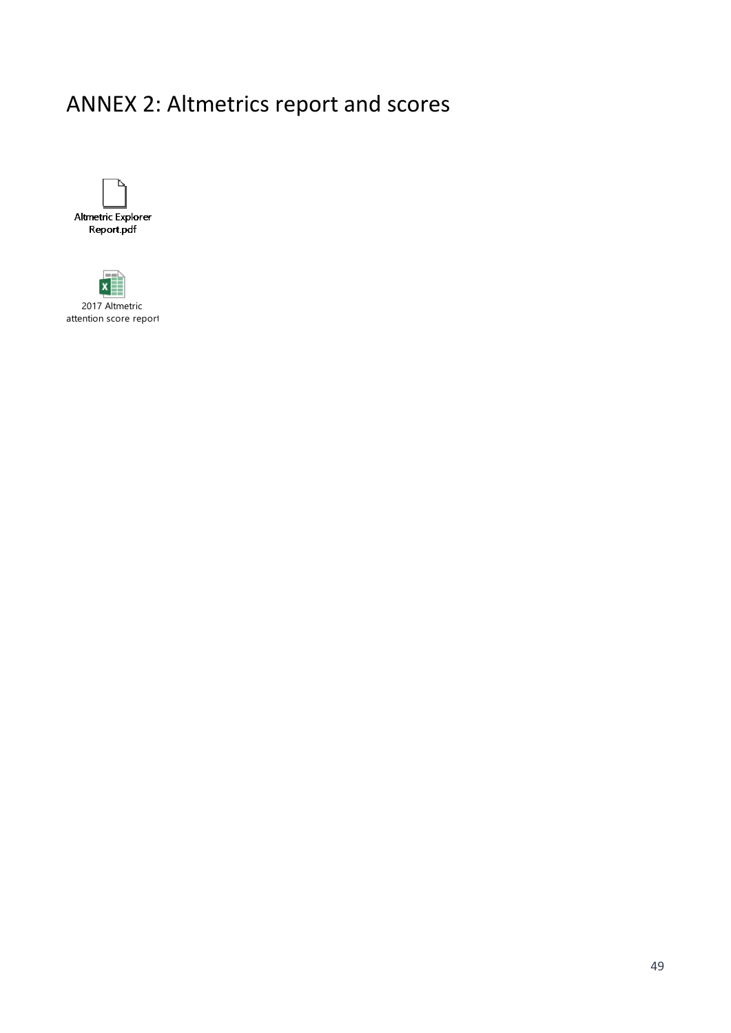# ANNEX 2: Altmetrics report and scores

Altmetric Explorer Report.pdf

2017 Altmetric attention score report